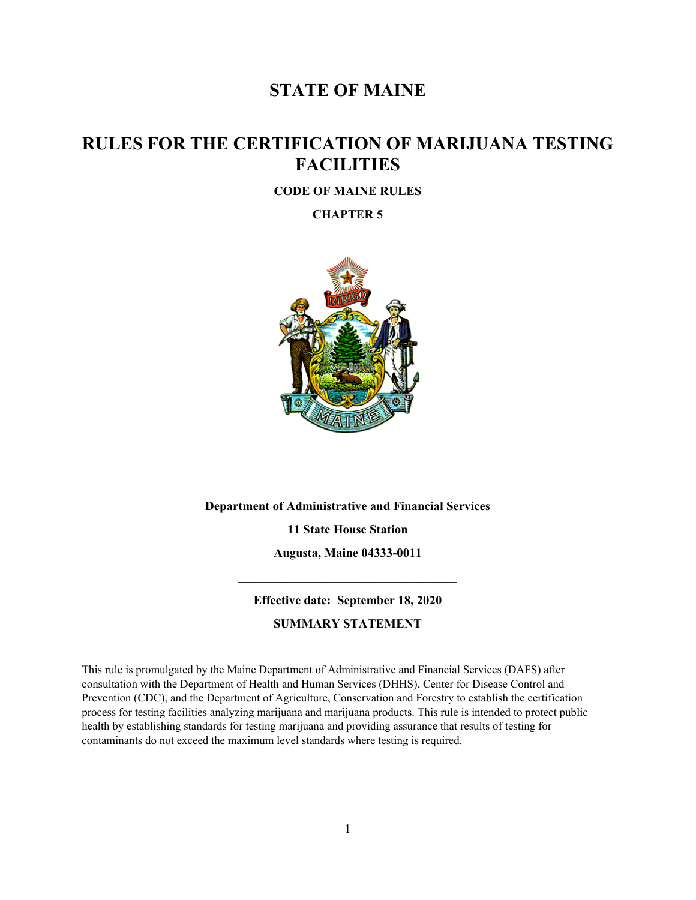# STATE OF MAINE

# RULES FOR THE CERTIFICATION OF MARIJUANA TESTING FACILITIES

**CODE OF MAINE RULES**

**CHAPTER 5**

**Department of Administrative and Financial Services**

**11 State House Station**

**Augusta, Maine 04333-0011**

---

**Effective date: September 18, 2020**

**SUMMARY STATEMENT**

This rule is promulgated by the Maine Department of Administrative and Financial Services (DAFS) after consultation with the Department of Health and Human Services (DHHS), Center for Disease Control and Prevention (CDC), and the Department of Agriculture, Conservation and Forestry to establish the certification process for testing facilities analyzing marijuana and marijuana products. This rule is intended to protect public health by establishing standards for testing marijuana and providing assurance that results of testing for contaminants do not exceed the maximum level standards where testing is required.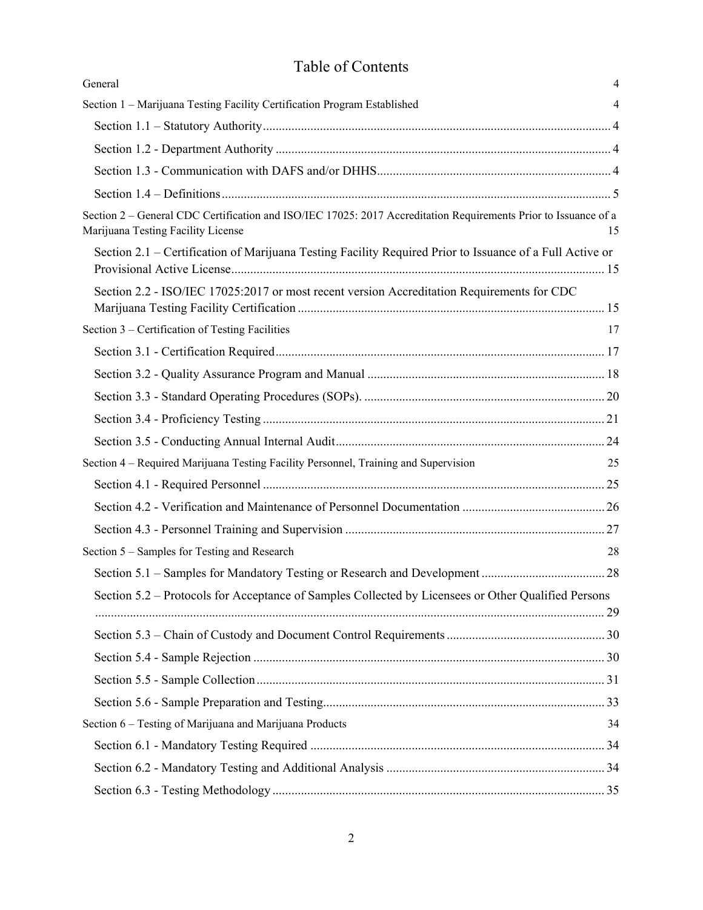# Table of Contents

General 4

Section 1 – Marijuana Testing Facility Certification Program Established 4

- Section 1.1 – Statutory Authority 4
- Section 1.2 - Department Authority 4
- Section 1.3 - Communication with DAFS and/or DHHS 4
- Section 1.4 – Definitions 5

Section 2 – General CDC Certification and ISO/IEC 17025: 2017 Accreditation Requirements Prior to Issuance of a Marijuana Testing Facility License 15

- Section 2.1 – Certification of Marijuana Testing Facility Required Prior to Issuance of a Full Active or Provisional Active License 15
- Section 2.2 - ISO/IEC 17025:2017 or most recent version Accreditation Requirements for CDC Marijuana Testing Facility Certification 15

Section 3 – Certification of Testing Facilities 17

- Section 3.1 - Certification Required 17
- Section 3.2 - Quality Assurance Program and Manual 18
- Section 3.3 - Standard Operating Procedures (SOPs). 20
- Section 3.4 - Proficiency Testing 21
- Section 3.5 - Conducting Annual Internal Audit 24

Section 4 – Required Marijuana Testing Facility Personnel, Training and Supervision 25

- Section 4.1 - Required Personnel 25
- Section 4.2 - Verification and Maintenance of Personnel Documentation 26
- Section 4.3 - Personnel Training and Supervision 27

Section 5 – Samples for Testing and Research 28

- Section 5.1 – Samples for Mandatory Testing or Research and Development 28
- Section 5.2 – Protocols for Acceptance of Samples Collected by Licensees or Other Qualified Persons 29
- Section 5.3 – Chain of Custody and Document Control Requirements 30
- Section 5.4 - Sample Rejection 30
- Section 5.5 - Sample Collection 31
- Section 5.6 - Sample Preparation and Testing 33

Section 6 – Testing of Marijuana and Marijuana Products 34

- Section 6.1 - Mandatory Testing Required 34
- Section 6.2 - Mandatory Testing and Additional Analysis 34
- Section 6.3 - Testing Methodology 35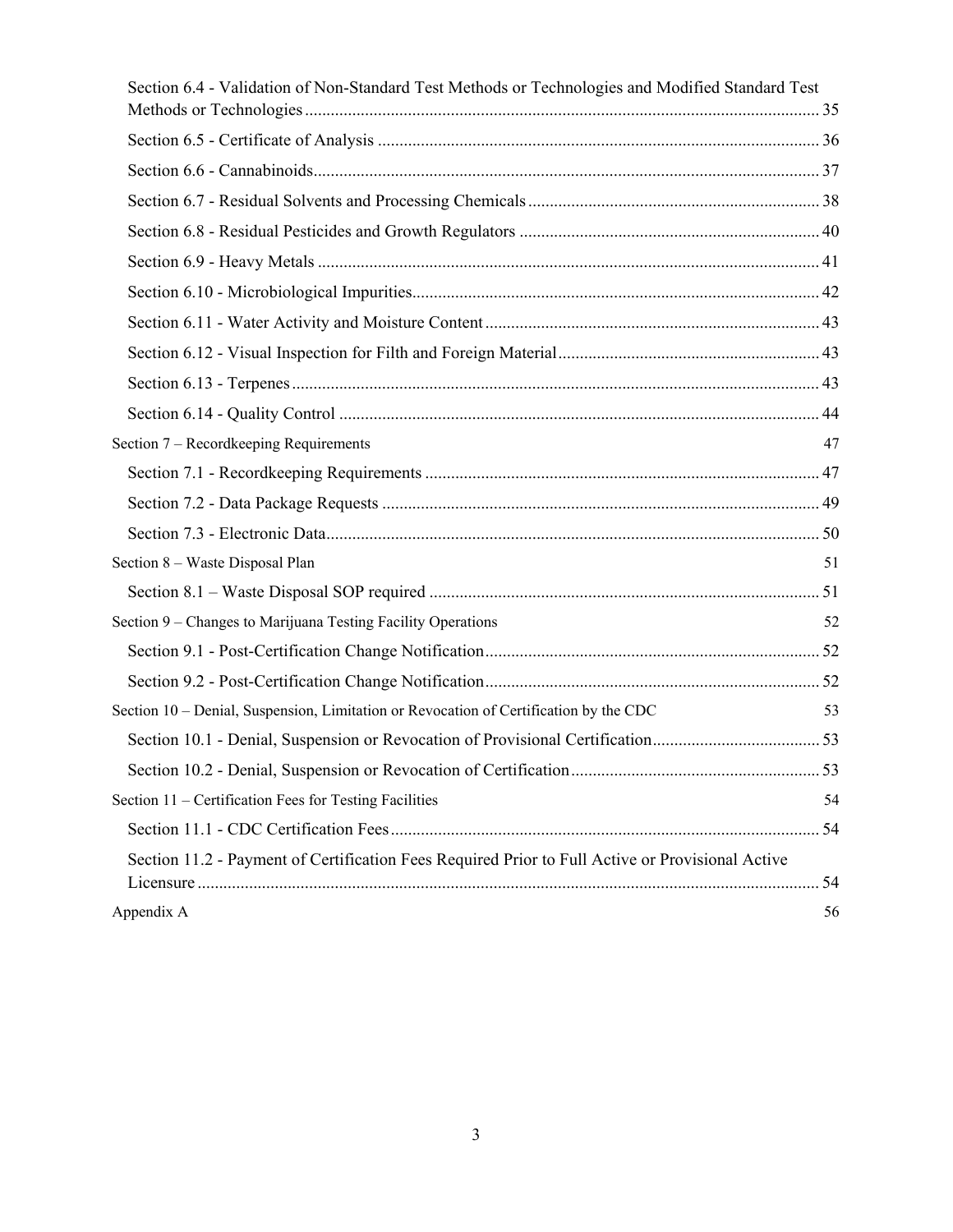Section 6.4 - Validation of Non-Standard Test Methods or Technologies and Modified Standard Test Methods or Technologies ..... 35

Section 6.5 - Certificate of Analysis ..... 36

Section 6.6 - Cannabinoids ..... 37

Section 6.7 - Residual Solvents and Processing Chemicals ..... 38

Section 6.8 - Residual Pesticides and Growth Regulators ..... 40

Section 6.9 - Heavy Metals ..... 41

Section 6.10 - Microbiological Impurities ..... 42

Section 6.11 - Water Activity and Moisture Content ..... 43

Section 6.12 - Visual Inspection for Filth and Foreign Material ..... 43

Section 6.13 - Terpenes ..... 43

Section 6.14 - Quality Control ..... 44

Section 7 – Recordkeeping Requirements 47

Section 7.1 - Recordkeeping Requirements ..... 47

Section 7.2 - Data Package Requests ..... 49

Section 7.3 - Electronic Data ..... 50

Section 8 – Waste Disposal Plan 51

Section 8.1 – Waste Disposal SOP required ..... 51

Section 9 – Changes to Marijuana Testing Facility Operations 52

Section 9.1 - Post-Certification Change Notification ..... 52

Section 9.2 - Post-Certification Change Notification ..... 52

Section 10 – Denial, Suspension, Limitation or Revocation of Certification by the CDC 53

Section 10.1 - Denial, Suspension or Revocation of Provisional Certification ..... 53

Section 10.2 - Denial, Suspension or Revocation of Certification ..... 53

Section 11 – Certification Fees for Testing Facilities 54

Section 11.1 - CDC Certification Fees ..... 54

Section 11.2 - Payment of Certification Fees Required Prior to Full Active or Provisional Active Licensure ..... 54

Appendix A 56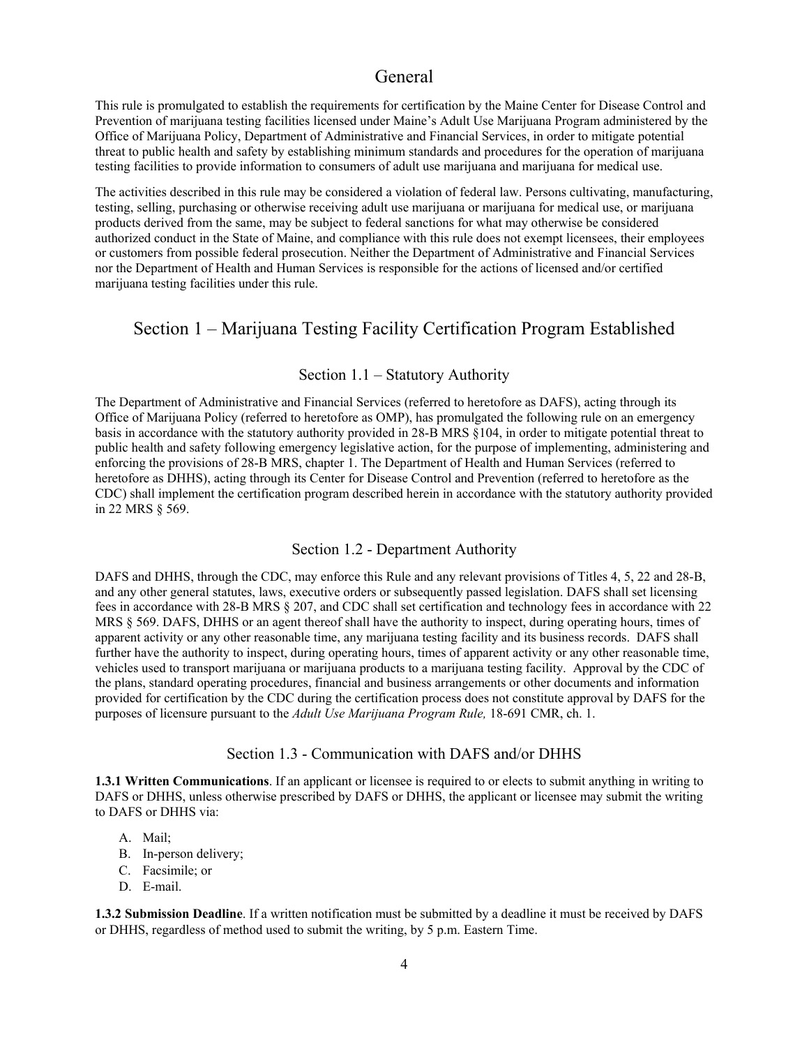# General

This rule is promulgated to establish the requirements for certification by the Maine Center for Disease Control and Prevention of marijuana testing facilities licensed under Maine's Adult Use Marijuana Program administered by the Office of Marijuana Policy, Department of Administrative and Financial Services, in order to mitigate potential threat to public health and safety by establishing minimum standards and procedures for the operation of marijuana testing facilities to provide information to consumers of adult use marijuana and marijuana for medical use.

The activities described in this rule may be considered a violation of federal law. Persons cultivating, manufacturing, testing, selling, purchasing or otherwise receiving adult use marijuana or marijuana for medical use, or marijuana products derived from the same, may be subject to federal sanctions for what may otherwise be considered authorized conduct in the State of Maine, and compliance with this rule does not exempt licensees, their employees or customers from possible federal prosecution. Neither the Department of Administrative and Financial Services nor the Department of Health and Human Services is responsible for the actions of licensed and/or certified marijuana testing facilities under this rule.

# Section 1 – Marijuana Testing Facility Certification Program Established

## Section 1.1 – Statutory Authority

The Department of Administrative and Financial Services (referred to heretofore as DAFS), acting through its Office of Marijuana Policy (referred to heretofore as OMP), has promulgated the following rule on an emergency basis in accordance with the statutory authority provided in 28-B MRS §104, in order to mitigate potential threat to public health and safety following emergency legislative action, for the purpose of implementing, administering and enforcing the provisions of 28-B MRS, chapter 1. The Department of Health and Human Services (referred to heretofore as DHHS), acting through its Center for Disease Control and Prevention (referred to heretofore as the CDC) shall implement the certification program described herein in accordance with the statutory authority provided in 22 MRS § 569.

## Section 1.2 - Department Authority

DAFS and DHHS, through the CDC, may enforce this Rule and any relevant provisions of Titles 4, 5, 22 and 28-B, and any other general statutes, laws, executive orders or subsequently passed legislation. DAFS shall set licensing fees in accordance with 28-B MRS § 207, and CDC shall set certification and technology fees in accordance with 22 MRS § 569. DAFS, DHHS or an agent thereof shall have the authority to inspect, during operating hours, times of apparent activity or any other reasonable time, any marijuana testing facility and its business records. DAFS shall further have the authority to inspect, during operating hours, times of apparent activity or any other reasonable time, vehicles used to transport marijuana or marijuana products to a marijuana testing facility. Approval by the CDC of the plans, standard operating procedures, financial and business arrangements or other documents and information provided for certification by the CDC during the certification process does not constitute approval by DAFS for the purposes of licensure pursuant to the *Adult Use Marijuana Program Rule,* 18-691 CMR, ch. 1.

## Section 1.3 - Communication with DAFS and/or DHHS

**1.3.1 Written Communications**. If an applicant or licensee is required to or elects to submit anything in writing to DAFS or DHHS, unless otherwise prescribed by DAFS or DHHS, the applicant or licensee may submit the writing to DAFS or DHHS via:

A. Mail;
B. In-person delivery;
C. Facsimile; or
D. E-mail.

**1.3.2 Submission Deadline**. If a written notification must be submitted by a deadline it must be received by DAFS or DHHS, regardless of method used to submit the writing, by 5 p.m. Eastern Time.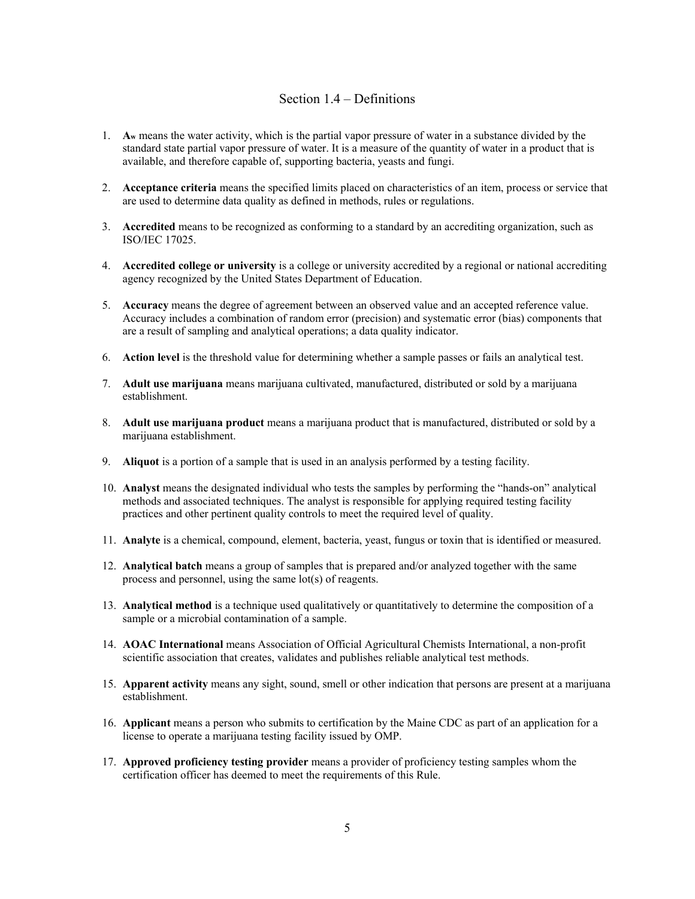## Section 1.4 – Definitions

1. **$A_w$** means the water activity, which is the partial vapor pressure of water in a substance divided by the standard state partial vapor pressure of water. It is a measure of the quantity of water in a product that is available, and therefore capable of, supporting bacteria, yeasts and fungi.

2. **Acceptance criteria** means the specified limits placed on characteristics of an item, process or service that are used to determine data quality as defined in methods, rules or regulations.

3. **Accredited** means to be recognized as conforming to a standard by an accrediting organization, such as ISO/IEC 17025.

4. **Accredited college or university** is a college or university accredited by a regional or national accrediting agency recognized by the United States Department of Education.

5. **Accuracy** means the degree of agreement between an observed value and an accepted reference value. Accuracy includes a combination of random error (precision) and systematic error (bias) components that are a result of sampling and analytical operations; a data quality indicator.

6. **Action level** is the threshold value for determining whether a sample passes or fails an analytical test.

7. **Adult use marijuana** means marijuana cultivated, manufactured, distributed or sold by a marijuana establishment.

8. **Adult use marijuana product** means a marijuana product that is manufactured, distributed or sold by a marijuana establishment.

9. **Aliquot** is a portion of a sample that is used in an analysis performed by a testing facility.

10. **Analyst** means the designated individual who tests the samples by performing the "hands-on" analytical methods and associated techniques. The analyst is responsible for applying required testing facility practices and other pertinent quality controls to meet the required level of quality.

11. **Analyte** is a chemical, compound, element, bacteria, yeast, fungus or toxin that is identified or measured.

12. **Analytical batch** means a group of samples that is prepared and/or analyzed together with the same process and personnel, using the same lot(s) of reagents.

13. **Analytical method** is a technique used qualitatively or quantitatively to determine the composition of a sample or a microbial contamination of a sample.

14. **AOAC International** means Association of Official Agricultural Chemists International, a non-profit scientific association that creates, validates and publishes reliable analytical test methods.

15. **Apparent activity** means any sight, sound, smell or other indication that persons are present at a marijuana establishment.

16. **Applicant** means a person who submits to certification by the Maine CDC as part of an application for a license to operate a marijuana testing facility issued by OMP.

17. **Approved proficiency testing provider** means a provider of proficiency testing samples whom the certification officer has deemed to meet the requirements of this Rule.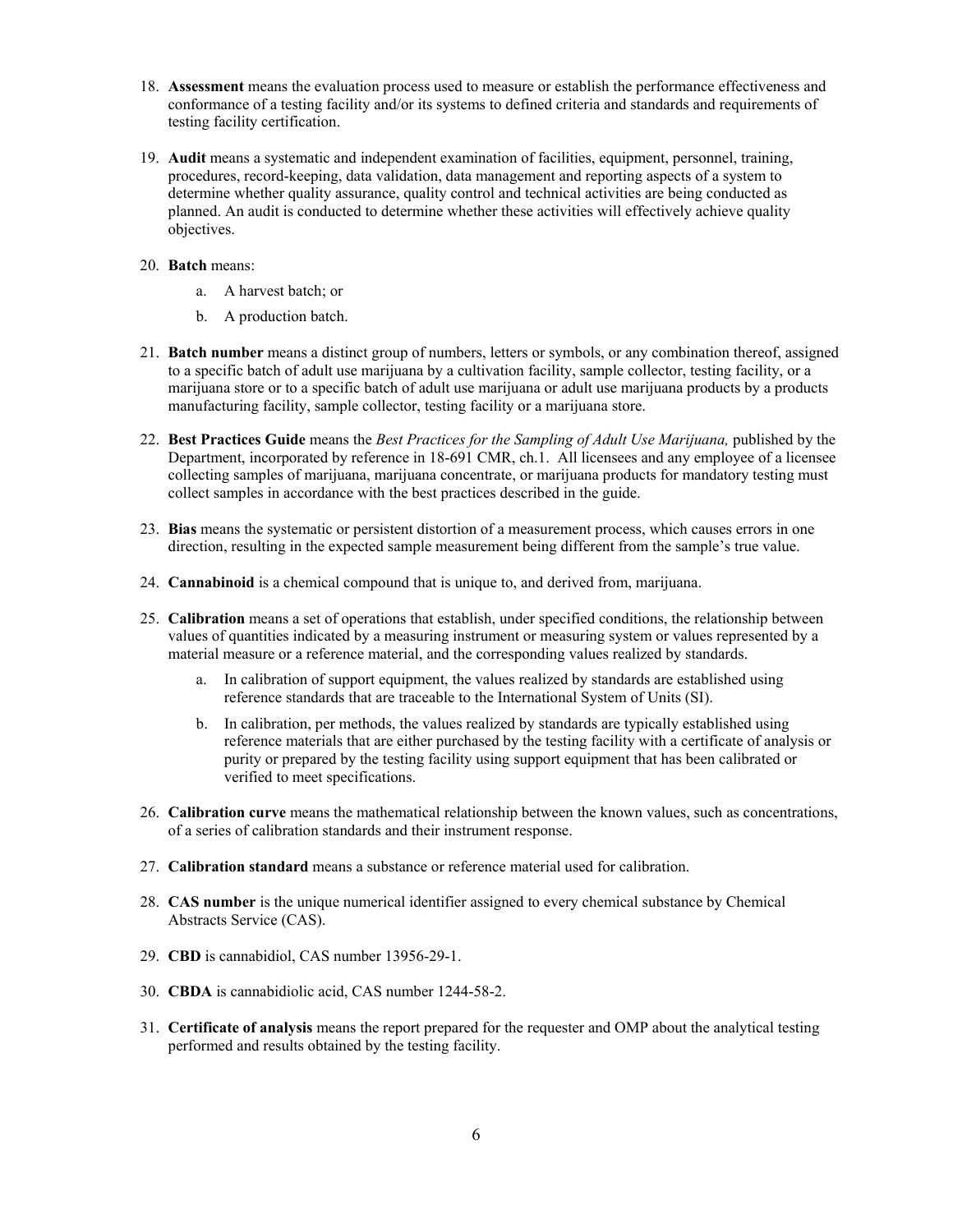18. **Assessment** means the evaluation process used to measure or establish the performance effectiveness and conformance of a testing facility and/or its systems to defined criteria and standards and requirements of testing facility certification.

19. **Audit** means a systematic and independent examination of facilities, equipment, personnel, training, procedures, record-keeping, data validation, data management and reporting aspects of a system to determine whether quality assurance, quality control and technical activities are being conducted as planned. An audit is conducted to determine whether these activities will effectively achieve quality objectives.

20. **Batch** means:

    a. A harvest batch; or

    b. A production batch.

21. **Batch number** means a distinct group of numbers, letters or symbols, or any combination thereof, assigned to a specific batch of adult use marijuana by a cultivation facility, sample collector, testing facility, or a marijuana store or to a specific batch of adult use marijuana or adult use marijuana products by a products manufacturing facility, sample collector, testing facility or a marijuana store.

22. **Best Practices Guide** means the *Best Practices for the Sampling of Adult Use Marijuana,* published by the Department, incorporated by reference in 18-691 CMR, ch.1. All licensees and any employee of a licensee collecting samples of marijuana, marijuana concentrate, or marijuana products for mandatory testing must collect samples in accordance with the best practices described in the guide.

23. **Bias** means the systematic or persistent distortion of a measurement process, which causes errors in one direction, resulting in the expected sample measurement being different from the sample's true value.

24. **Cannabinoid** is a chemical compound that is unique to, and derived from, marijuana.

25. **Calibration** means a set of operations that establish, under specified conditions, the relationship between values of quantities indicated by a measuring instrument or measuring system or values represented by a material measure or a reference material, and the corresponding values realized by standards.

    a. In calibration of support equipment, the values realized by standards are established using reference standards that are traceable to the International System of Units (SI).

    b. In calibration, per methods, the values realized by standards are typically established using reference materials that are either purchased by the testing facility with a certificate of analysis or purity or prepared by the testing facility using support equipment that has been calibrated or verified to meet specifications.

26. **Calibration curve** means the mathematical relationship between the known values, such as concentrations, of a series of calibration standards and their instrument response.

27. **Calibration standard** means a substance or reference material used for calibration.

28. **CAS number** is the unique numerical identifier assigned to every chemical substance by Chemical Abstracts Service (CAS).

29. **CBD** is cannabidiol, CAS number 13956-29-1.

30. **CBDA** is cannabidiolic acid, CAS number 1244-58-2.

31. **Certificate of analysis** means the report prepared for the requester and OMP about the analytical testing performed and results obtained by the testing facility.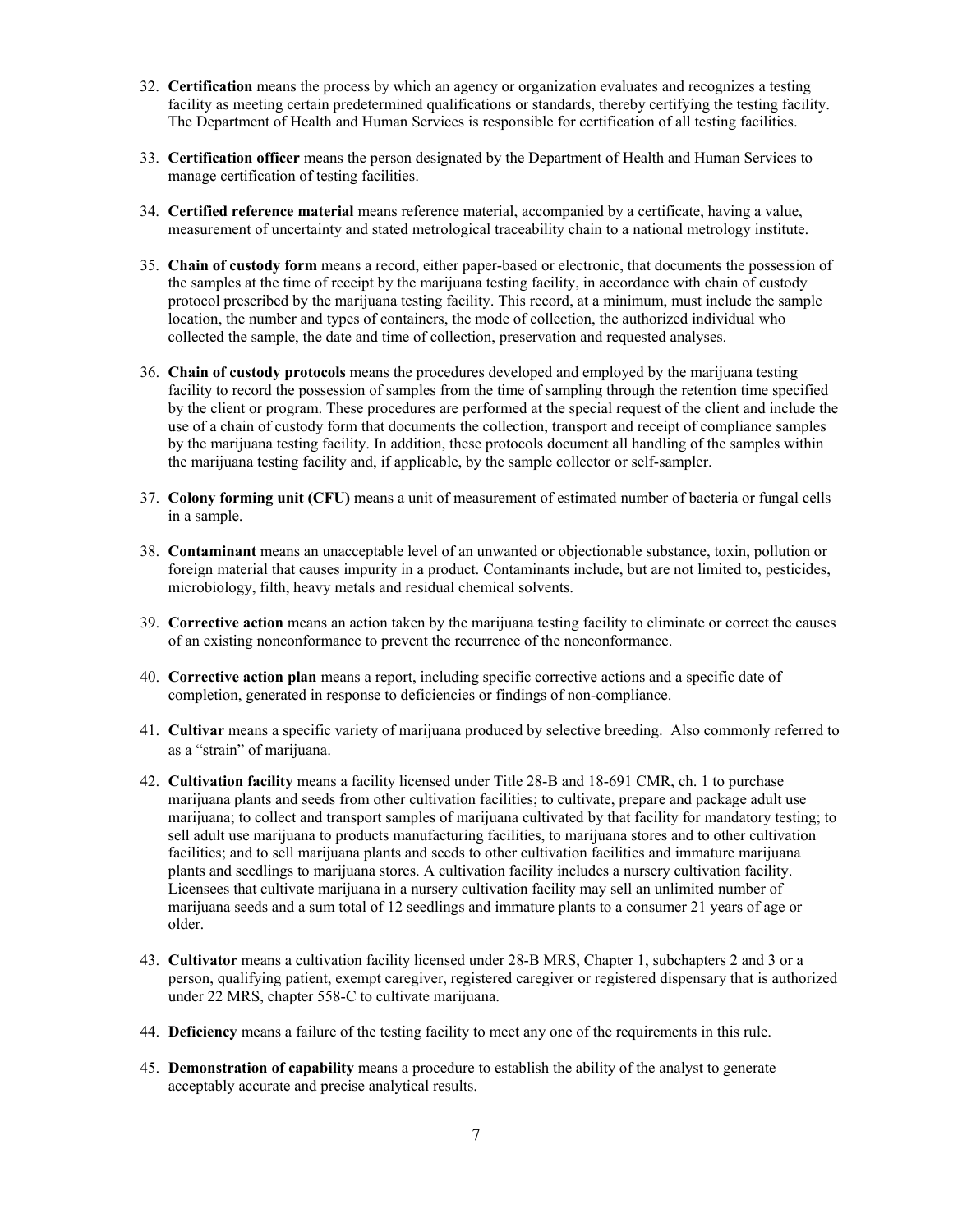32. **Certification** means the process by which an agency or organization evaluates and recognizes a testing facility as meeting certain predetermined qualifications or standards, thereby certifying the testing facility. The Department of Health and Human Services is responsible for certification of all testing facilities.

33. **Certification officer** means the person designated by the Department of Health and Human Services to manage certification of testing facilities.

34. **Certified reference material** means reference material, accompanied by a certificate, having a value, measurement of uncertainty and stated metrological traceability chain to a national metrology institute.

35. **Chain of custody form** means a record, either paper-based or electronic, that documents the possession of the samples at the time of receipt by the marijuana testing facility, in accordance with chain of custody protocol prescribed by the marijuana testing facility. This record, at a minimum, must include the sample location, the number and types of containers, the mode of collection, the authorized individual who collected the sample, the date and time of collection, preservation and requested analyses.

36. **Chain of custody protocols** means the procedures developed and employed by the marijuana testing facility to record the possession of samples from the time of sampling through the retention time specified by the client or program. These procedures are performed at the special request of the client and include the use of a chain of custody form that documents the collection, transport and receipt of compliance samples by the marijuana testing facility. In addition, these protocols document all handling of the samples within the marijuana testing facility and, if applicable, by the sample collector or self-sampler.

37. **Colony forming unit (CFU)** means a unit of measurement of estimated number of bacteria or fungal cells in a sample.

38. **Contaminant** means an unacceptable level of an unwanted or objectionable substance, toxin, pollution or foreign material that causes impurity in a product. Contaminants include, but are not limited to, pesticides, microbiology, filth, heavy metals and residual chemical solvents.

39. **Corrective action** means an action taken by the marijuana testing facility to eliminate or correct the causes of an existing nonconformance to prevent the recurrence of the nonconformance.

40. **Corrective action plan** means a report, including specific corrective actions and a specific date of completion, generated in response to deficiencies or findings of non-compliance.

41. **Cultivar** means a specific variety of marijuana produced by selective breeding. Also commonly referred to as a "strain" of marijuana.

42. **Cultivation facility** means a facility licensed under Title 28-B and 18-691 CMR, ch. 1 to purchase marijuana plants and seeds from other cultivation facilities; to cultivate, prepare and package adult use marijuana; to collect and transport samples of marijuana cultivated by that facility for mandatory testing; to sell adult use marijuana to products manufacturing facilities, to marijuana stores and to other cultivation facilities; and to sell marijuana plants and seeds to other cultivation facilities and immature marijuana plants and seedlings to marijuana stores. A cultivation facility includes a nursery cultivation facility. Licensees that cultivate marijuana in a nursery cultivation facility may sell an unlimited number of marijuana seeds and a sum total of 12 seedlings and immature plants to a consumer 21 years of age or older.

43. **Cultivator** means a cultivation facility licensed under 28-B MRS, Chapter 1, subchapters 2 and 3 or a person, qualifying patient, exempt caregiver, registered caregiver or registered dispensary that is authorized under 22 MRS, chapter 558-C to cultivate marijuana.

44. **Deficiency** means a failure of the testing facility to meet any one of the requirements in this rule.

45. **Demonstration of capability** means a procedure to establish the ability of the analyst to generate acceptably accurate and precise analytical results.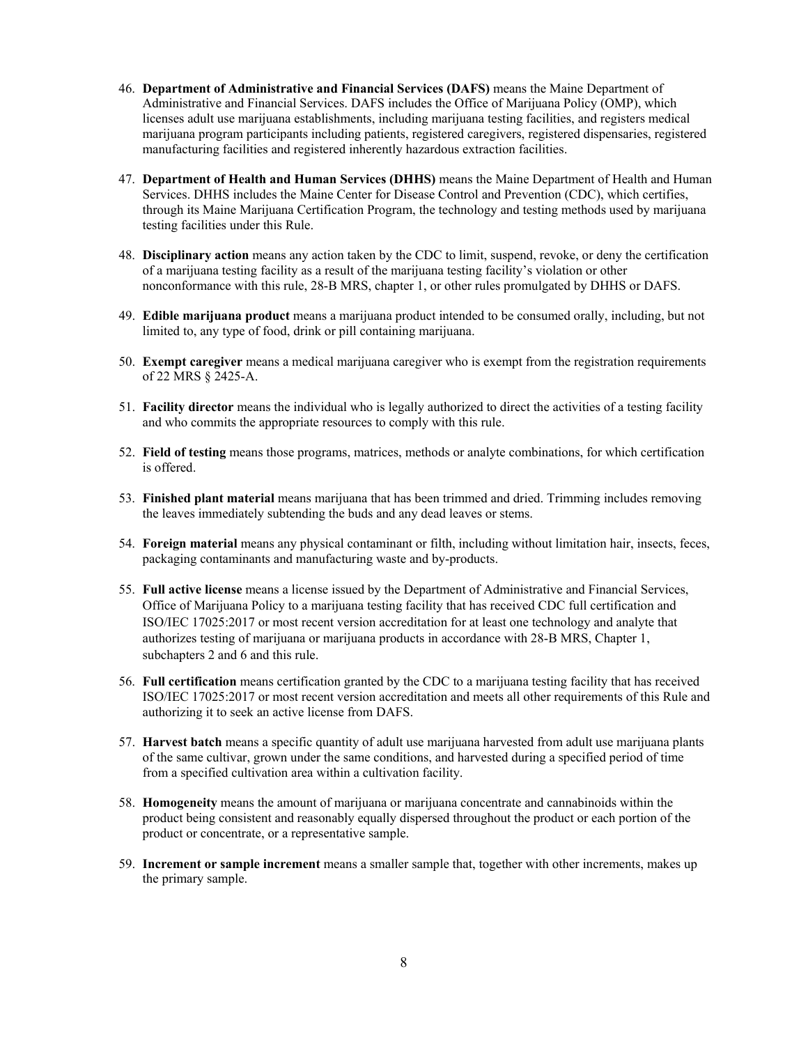46. **Department of Administrative and Financial Services (DAFS)** means the Maine Department of Administrative and Financial Services. DAFS includes the Office of Marijuana Policy (OMP), which licenses adult use marijuana establishments, including marijuana testing facilities, and registers medical marijuana program participants including patients, registered caregivers, registered dispensaries, registered manufacturing facilities and registered inherently hazardous extraction facilities.

47. **Department of Health and Human Services (DHHS)** means the Maine Department of Health and Human Services. DHHS includes the Maine Center for Disease Control and Prevention (CDC), which certifies, through its Maine Marijuana Certification Program, the technology and testing methods used by marijuana testing facilities under this Rule.

48. **Disciplinary action** means any action taken by the CDC to limit, suspend, revoke, or deny the certification of a marijuana testing facility as a result of the marijuana testing facility's violation or other nonconformance with this rule, 28-B MRS, chapter 1, or other rules promulgated by DHHS or DAFS.

49. **Edible marijuana product** means a marijuana product intended to be consumed orally, including, but not limited to, any type of food, drink or pill containing marijuana.

50. **Exempt caregiver** means a medical marijuana caregiver who is exempt from the registration requirements of 22 MRS § 2425-A.

51. **Facility director** means the individual who is legally authorized to direct the activities of a testing facility and who commits the appropriate resources to comply with this rule.

52. **Field of testing** means those programs, matrices, methods or analyte combinations, for which certification is offered.

53. **Finished plant material** means marijuana that has been trimmed and dried. Trimming includes removing the leaves immediately subtending the buds and any dead leaves or stems.

54. **Foreign material** means any physical contaminant or filth, including without limitation hair, insects, feces, packaging contaminants and manufacturing waste and by-products.

55. **Full active license** means a license issued by the Department of Administrative and Financial Services, Office of Marijuana Policy to a marijuana testing facility that has received CDC full certification and ISO/IEC 17025:2017 or most recent version accreditation for at least one technology and analyte that authorizes testing of marijuana or marijuana products in accordance with 28-B MRS, Chapter 1, subchapters 2 and 6 and this rule.

56. **Full certification** means certification granted by the CDC to a marijuana testing facility that has received ISO/IEC 17025:2017 or most recent version accreditation and meets all other requirements of this Rule and authorizing it to seek an active license from DAFS.

57. **Harvest batch** means a specific quantity of adult use marijuana harvested from adult use marijuana plants of the same cultivar, grown under the same conditions, and harvested during a specified period of time from a specified cultivation area within a cultivation facility.

58. **Homogeneity** means the amount of marijuana or marijuana concentrate and cannabinoids within the product being consistent and reasonably equally dispersed throughout the product or each portion of the product or concentrate, or a representative sample.

59. **Increment or sample increment** means a smaller sample that, together with other increments, makes up the primary sample.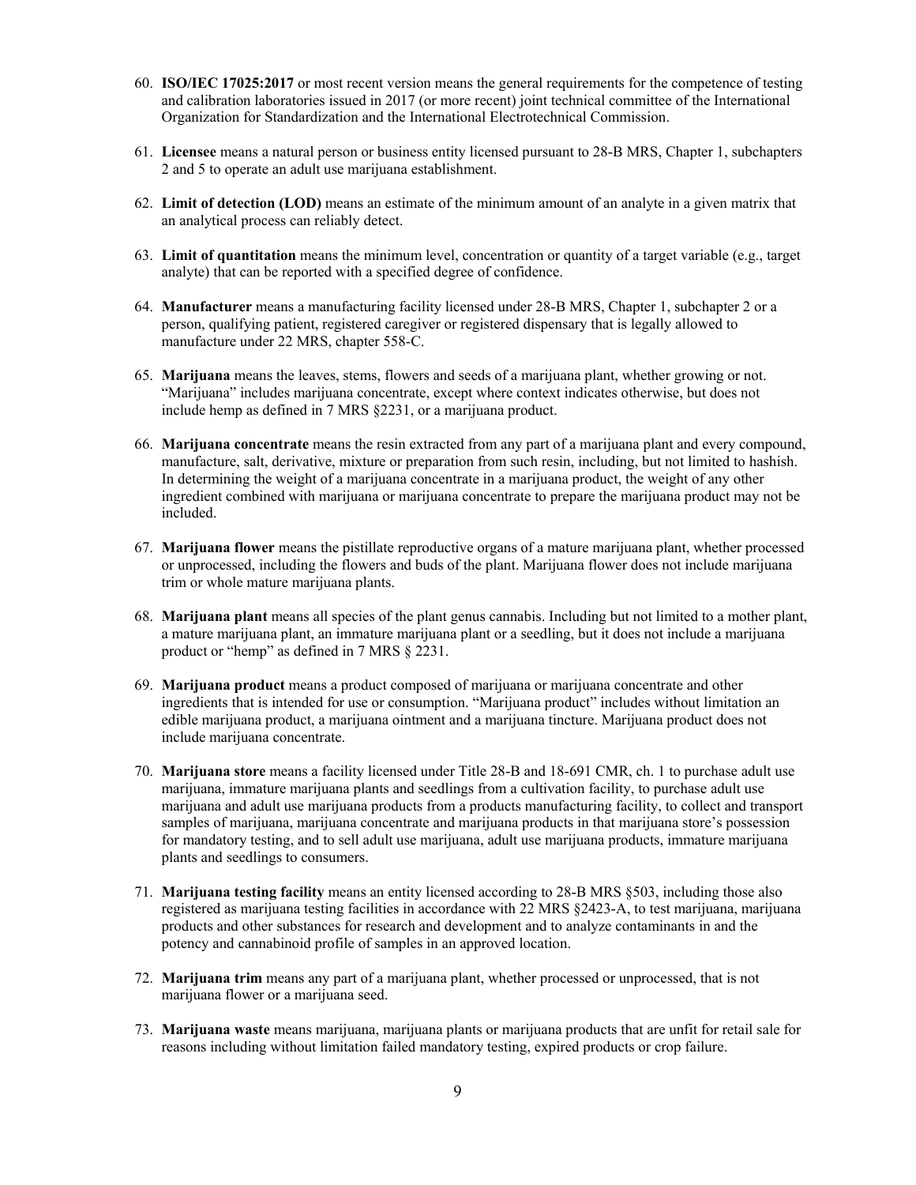60. **ISO/IEC 17025:2017** or most recent version means the general requirements for the competence of testing and calibration laboratories issued in 2017 (or more recent) joint technical committee of the International Organization for Standardization and the International Electrotechnical Commission.

61. **Licensee** means a natural person or business entity licensed pursuant to 28-B MRS, Chapter 1, subchapters 2 and 5 to operate an adult use marijuana establishment.

62. **Limit of detection (LOD)** means an estimate of the minimum amount of an analyte in a given matrix that an analytical process can reliably detect.

63. **Limit of quantitation** means the minimum level, concentration or quantity of a target variable (e.g., target analyte) that can be reported with a specified degree of confidence.

64. **Manufacturer** means a manufacturing facility licensed under 28-B MRS, Chapter 1, subchapter 2 or a person, qualifying patient, registered caregiver or registered dispensary that is legally allowed to manufacture under 22 MRS, chapter 558-C.

65. **Marijuana** means the leaves, stems, flowers and seeds of a marijuana plant, whether growing or not. "Marijuana" includes marijuana concentrate, except where context indicates otherwise, but does not include hemp as defined in 7 MRS §2231, or a marijuana product.

66. **Marijuana concentrate** means the resin extracted from any part of a marijuana plant and every compound, manufacture, salt, derivative, mixture or preparation from such resin, including, but not limited to hashish. In determining the weight of a marijuana concentrate in a marijuana product, the weight of any other ingredient combined with marijuana or marijuana concentrate to prepare the marijuana product may not be included.

67. **Marijuana flower** means the pistillate reproductive organs of a mature marijuana plant, whether processed or unprocessed, including the flowers and buds of the plant. Marijuana flower does not include marijuana trim or whole mature marijuana plants.

68. **Marijuana plant** means all species of the plant genus cannabis. Including but not limited to a mother plant, a mature marijuana plant, an immature marijuana plant or a seedling, but it does not include a marijuana product or "hemp" as defined in 7 MRS § 2231.

69. **Marijuana product** means a product composed of marijuana or marijuana concentrate and other ingredients that is intended for use or consumption. "Marijuana product" includes without limitation an edible marijuana product, a marijuana ointment and a marijuana tincture. Marijuana product does not include marijuana concentrate.

70. **Marijuana store** means a facility licensed under Title 28-B and 18-691 CMR, ch. 1 to purchase adult use marijuana, immature marijuana plants and seedlings from a cultivation facility, to purchase adult use marijuana and adult use marijuana products from a products manufacturing facility, to collect and transport samples of marijuana, marijuana concentrate and marijuana products in that marijuana store's possession for mandatory testing, and to sell adult use marijuana, adult use marijuana products, immature marijuana plants and seedlings to consumers.

71. **Marijuana testing facility** means an entity licensed according to 28-B MRS §503, including those also registered as marijuana testing facilities in accordance with 22 MRS §2423-A, to test marijuana, marijuana products and other substances for research and development and to analyze contaminants in and the potency and cannabinoid profile of samples in an approved location.

72. **Marijuana trim** means any part of a marijuana plant, whether processed or unprocessed, that is not marijuana flower or a marijuana seed.

73. **Marijuana waste** means marijuana, marijuana plants or marijuana products that are unfit for retail sale for reasons including without limitation failed mandatory testing, expired products or crop failure.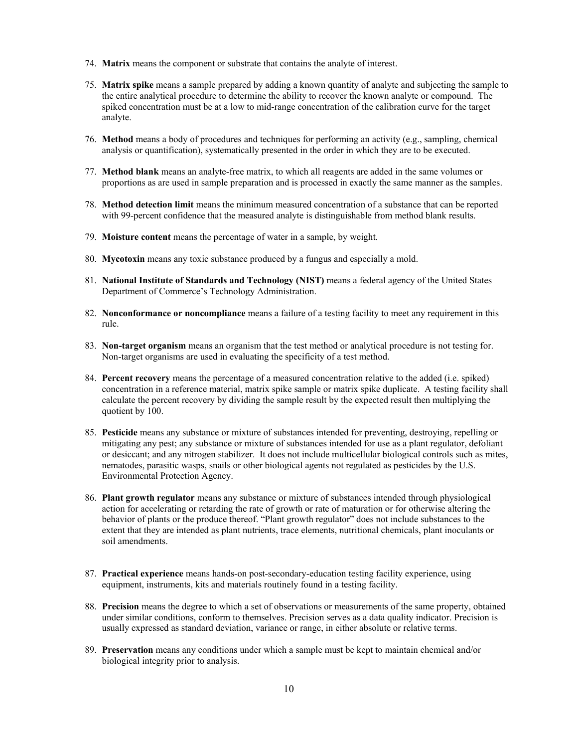74. **Matrix** means the component or substrate that contains the analyte of interest.

75. **Matrix spike** means a sample prepared by adding a known quantity of analyte and subjecting the sample to the entire analytical procedure to determine the ability to recover the known analyte or compound. The spiked concentration must be at a low to mid-range concentration of the calibration curve for the target analyte.

76. **Method** means a body of procedures and techniques for performing an activity (e.g., sampling, chemical analysis or quantification), systematically presented in the order in which they are to be executed.

77. **Method blank** means an analyte-free matrix, to which all reagents are added in the same volumes or proportions as are used in sample preparation and is processed in exactly the same manner as the samples.

78. **Method detection limit** means the minimum measured concentration of a substance that can be reported with 99-percent confidence that the measured analyte is distinguishable from method blank results.

79. **Moisture content** means the percentage of water in a sample, by weight.

80. **Mycotoxin** means any toxic substance produced by a fungus and especially a mold.

81. **National Institute of Standards and Technology (NIST)** means a federal agency of the United States Department of Commerce's Technology Administration.

82. **Nonconformance or noncompliance** means a failure of a testing facility to meet any requirement in this rule.

83. **Non-target organism** means an organism that the test method or analytical procedure is not testing for. Non-target organisms are used in evaluating the specificity of a test method.

84. **Percent recovery** means the percentage of a measured concentration relative to the added (i.e. spiked) concentration in a reference material, matrix spike sample or matrix spike duplicate. A testing facility shall calculate the percent recovery by dividing the sample result by the expected result then multiplying the quotient by 100.

85. **Pesticide** means any substance or mixture of substances intended for preventing, destroying, repelling or mitigating any pest; any substance or mixture of substances intended for use as a plant regulator, defoliant or desiccant; and any nitrogen stabilizer. It does not include multicellular biological controls such as mites, nematodes, parasitic wasps, snails or other biological agents not regulated as pesticides by the U.S. Environmental Protection Agency.

86. **Plant growth regulator** means any substance or mixture of substances intended through physiological action for accelerating or retarding the rate of growth or rate of maturation or for otherwise altering the behavior of plants or the produce thereof. "Plant growth regulator" does not include substances to the extent that they are intended as plant nutrients, trace elements, nutritional chemicals, plant inoculants or soil amendments.

87. **Practical experience** means hands-on post-secondary-education testing facility experience, using equipment, instruments, kits and materials routinely found in a testing facility.

88. **Precision** means the degree to which a set of observations or measurements of the same property, obtained under similar conditions, conform to themselves. Precision serves as a data quality indicator. Precision is usually expressed as standard deviation, variance or range, in either absolute or relative terms.

89. **Preservation** means any conditions under which a sample must be kept to maintain chemical and/or biological integrity prior to analysis.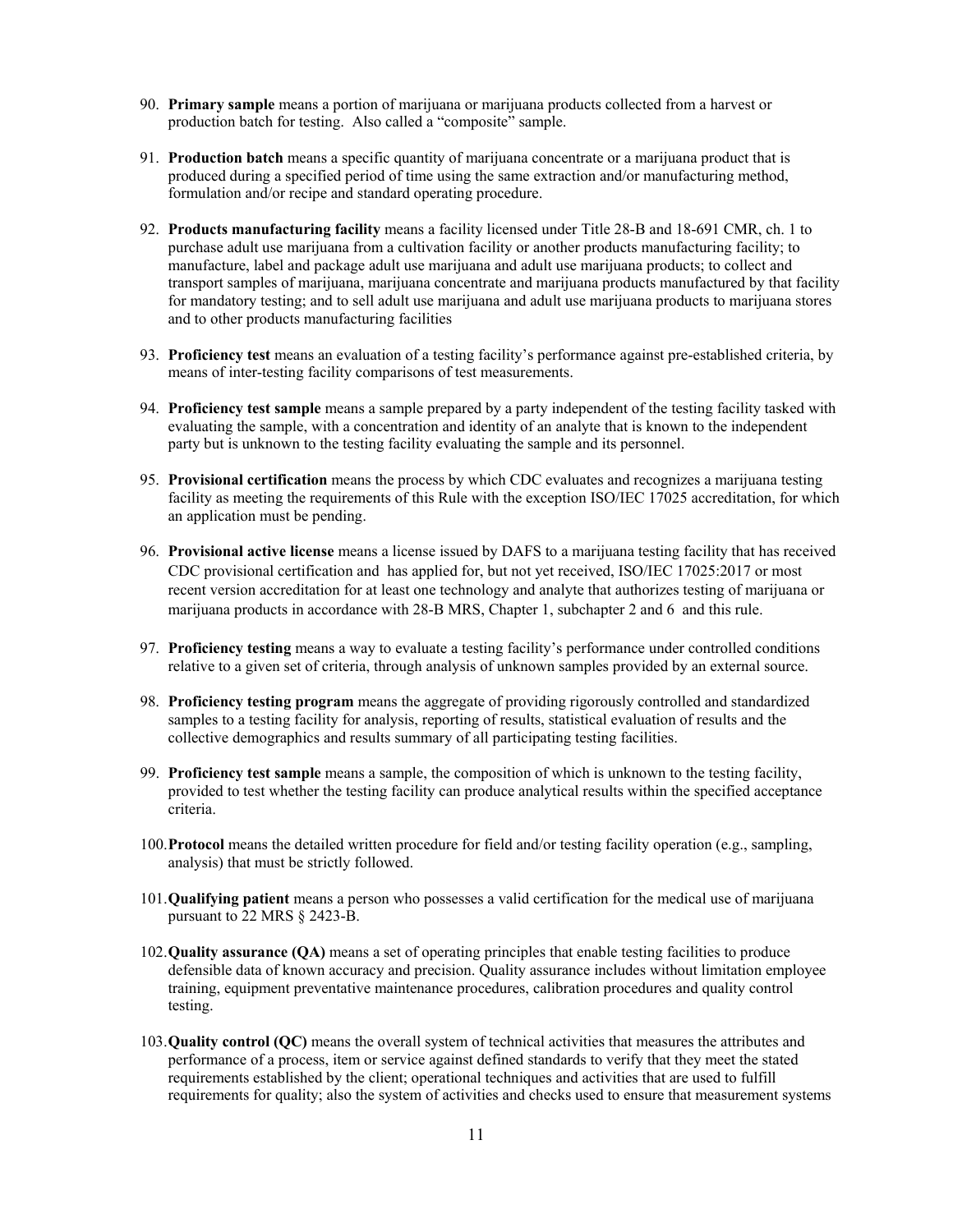90. **Primary sample** means a portion of marijuana or marijuana products collected from a harvest or production batch for testing. Also called a "composite" sample.

91. **Production batch** means a specific quantity of marijuana concentrate or a marijuana product that is produced during a specified period of time using the same extraction and/or manufacturing method, formulation and/or recipe and standard operating procedure.

92. **Products manufacturing facility** means a facility licensed under Title 28-B and 18-691 CMR, ch. 1 to purchase adult use marijuana from a cultivation facility or another products manufacturing facility; to manufacture, label and package adult use marijuana and adult use marijuana products; to collect and transport samples of marijuana, marijuana concentrate and marijuana products manufactured by that facility for mandatory testing; and to sell adult use marijuana and adult use marijuana products to marijuana stores and to other products manufacturing facilities

93. **Proficiency test** means an evaluation of a testing facility's performance against pre-established criteria, by means of inter-testing facility comparisons of test measurements.

94. **Proficiency test sample** means a sample prepared by a party independent of the testing facility tasked with evaluating the sample, with a concentration and identity of an analyte that is known to the independent party but is unknown to the testing facility evaluating the sample and its personnel.

95. **Provisional certification** means the process by which CDC evaluates and recognizes a marijuana testing facility as meeting the requirements of this Rule with the exception ISO/IEC 17025 accreditation, for which an application must be pending.

96. **Provisional active license** means a license issued by DAFS to a marijuana testing facility that has received CDC provisional certification and has applied for, but not yet received, ISO/IEC 17025:2017 or most recent version accreditation for at least one technology and analyte that authorizes testing of marijuana or marijuana products in accordance with 28-B MRS, Chapter 1, subchapter 2 and 6 and this rule.

97. **Proficiency testing** means a way to evaluate a testing facility's performance under controlled conditions relative to a given set of criteria, through analysis of unknown samples provided by an external source.

98. **Proficiency testing program** means the aggregate of providing rigorously controlled and standardized samples to a testing facility for analysis, reporting of results, statistical evaluation of results and the collective demographics and results summary of all participating testing facilities.

99. **Proficiency test sample** means a sample, the composition of which is unknown to the testing facility, provided to test whether the testing facility can produce analytical results within the specified acceptance criteria.

100. **Protocol** means the detailed written procedure for field and/or testing facility operation (e.g., sampling, analysis) that must be strictly followed.

101. **Qualifying patient** means a person who possesses a valid certification for the medical use of marijuana pursuant to 22 MRS § 2423-B.

102. **Quality assurance (QA)** means a set of operating principles that enable testing facilities to produce defensible data of known accuracy and precision. Quality assurance includes without limitation employee training, equipment preventative maintenance procedures, calibration procedures and quality control testing.

103. **Quality control (QC)** means the overall system of technical activities that measures the attributes and performance of a process, item or service against defined standards to verify that they meet the stated requirements established by the client; operational techniques and activities that are used to fulfill requirements for quality; also the system of activities and checks used to ensure that measurement systems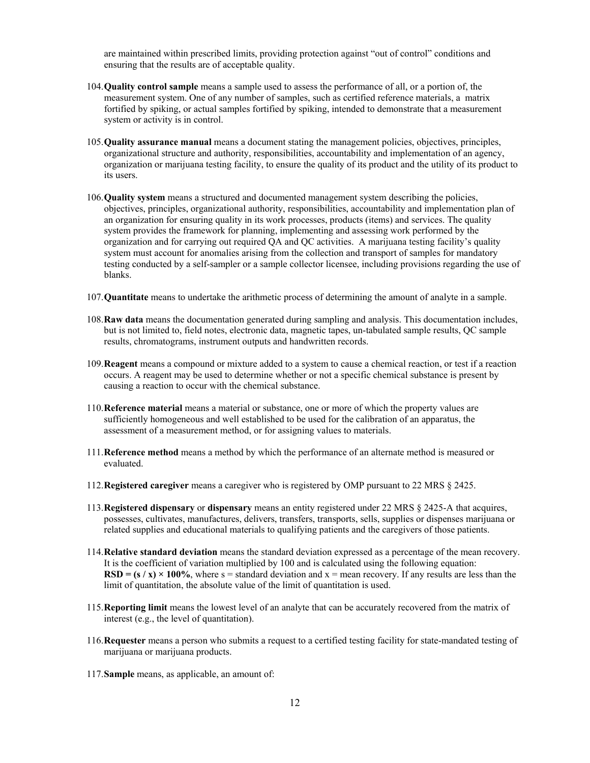are maintained within prescribed limits, providing protection against "out of control" conditions and ensuring that the results are of acceptable quality.

104. **Quality control sample** means a sample used to assess the performance of all, or a portion of, the measurement system. One of any number of samples, such as certified reference materials, a matrix fortified by spiking, or actual samples fortified by spiking, intended to demonstrate that a measurement system or activity is in control.

105. **Quality assurance manual** means a document stating the management policies, objectives, principles, organizational structure and authority, responsibilities, accountability and implementation of an agency, organization or marijuana testing facility, to ensure the quality of its product and the utility of its product to its users.

106. **Quality system** means a structured and documented management system describing the policies, objectives, principles, organizational authority, responsibilities, accountability and implementation plan of an organization for ensuring quality in its work processes, products (items) and services. The quality system provides the framework for planning, implementing and assessing work performed by the organization and for carrying out required QA and QC activities. A marijuana testing facility's quality system must account for anomalies arising from the collection and transport of samples for mandatory testing conducted by a self-sampler or a sample collector licensee, including provisions regarding the use of blanks.

107. **Quantitate** means to undertake the arithmetic process of determining the amount of analyte in a sample.

108. **Raw data** means the documentation generated during sampling and analysis. This documentation includes, but is not limited to, field notes, electronic data, magnetic tapes, un-tabulated sample results, QC sample results, chromatograms, instrument outputs and handwritten records.

109. **Reagent** means a compound or mixture added to a system to cause a chemical reaction, or test if a reaction occurs. A reagent may be used to determine whether or not a specific chemical substance is present by causing a reaction to occur with the chemical substance.

110. **Reference material** means a material or substance, one or more of which the property values are sufficiently homogeneous and well established to be used for the calibration of an apparatus, the assessment of a measurement method, or for assigning values to materials.

111. **Reference method** means a method by which the performance of an alternate method is measured or evaluated.

112. **Registered caregiver** means a caregiver who is registered by OMP pursuant to 22 MRS § 2425.

113. **Registered dispensary** or **dispensary** means an entity registered under 22 MRS § 2425-A that acquires, possesses, cultivates, manufactures, delivers, transfers, transports, sells, supplies or dispenses marijuana or related supplies and educational materials to qualifying patients and the caregivers of those patients.

114. **Relative standard deviation** means the standard deviation expressed as a percentage of the mean recovery. It is the coefficient of variation multiplied by 100 and is calculated using the following equation: $\mathbf{RSD = (s / x) \times 100\%}$, where s = standard deviation and x = mean recovery. If any results are less than the limit of quantitation, the absolute value of the limit of quantitation is used.

115. **Reporting limit** means the lowest level of an analyte that can be accurately recovered from the matrix of interest (e.g., the level of quantitation).

116. **Requester** means a person who submits a request to a certified testing facility for state-mandated testing of marijuana or marijuana products.

117. **Sample** means, as applicable, an amount of: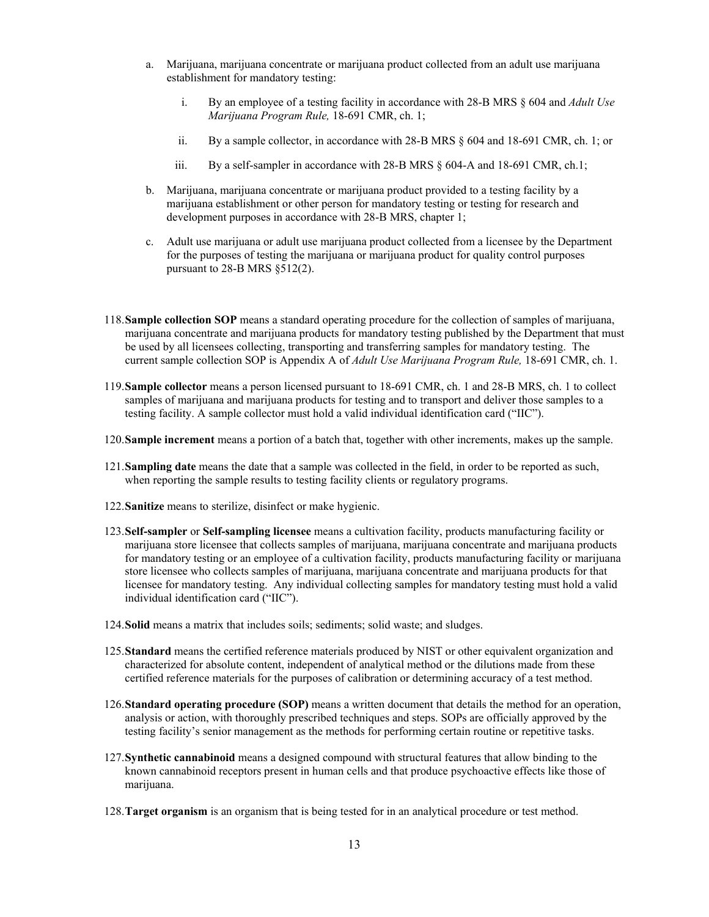a. Marijuana, marijuana concentrate or marijuana product collected from an adult use marijuana establishment for mandatory testing:

    i. By an employee of a testing facility in accordance with 28-B MRS § 604 and *Adult Use Marijuana Program Rule,* 18-691 CMR, ch. 1;

    ii. By a sample collector, in accordance with 28-B MRS § 604 and 18-691 CMR, ch. 1; or

    iii. By a self-sampler in accordance with 28-B MRS § 604-A and 18-691 CMR, ch.1;

b. Marijuana, marijuana concentrate or marijuana product provided to a testing facility by a marijuana establishment or other person for mandatory testing or testing for research and development purposes in accordance with 28-B MRS, chapter 1;

c. Adult use marijuana or adult use marijuana product collected from a licensee by the Department for the purposes of testing the marijuana or marijuana product for quality control purposes pursuant to 28-B MRS §512(2).

118. **Sample collection SOP** means a standard operating procedure for the collection of samples of marijuana, marijuana concentrate and marijuana products for mandatory testing published by the Department that must be used by all licensees collecting, transporting and transferring samples for mandatory testing. The current sample collection SOP is Appendix A of *Adult Use Marijuana Program Rule,* 18-691 CMR, ch. 1.

119. **Sample collector** means a person licensed pursuant to 18-691 CMR, ch. 1 and 28-B MRS, ch. 1 to collect samples of marijuana and marijuana products for testing and to transport and deliver those samples to a testing facility. A sample collector must hold a valid individual identification card ("IIC").

120. **Sample increment** means a portion of a batch that, together with other increments, makes up the sample.

121. **Sampling date** means the date that a sample was collected in the field, in order to be reported as such, when reporting the sample results to testing facility clients or regulatory programs.

122. **Sanitize** means to sterilize, disinfect or make hygienic.

123. **Self-sampler** or **Self-sampling licensee** means a cultivation facility, products manufacturing facility or marijuana store licensee that collects samples of marijuana, marijuana concentrate and marijuana products for mandatory testing or an employee of a cultivation facility, products manufacturing facility or marijuana store licensee who collects samples of marijuana, marijuana concentrate and marijuana products for that licensee for mandatory testing. Any individual collecting samples for mandatory testing must hold a valid individual identification card ("IIC").

124. **Solid** means a matrix that includes soils; sediments; solid waste; and sludges.

125. **Standard** means the certified reference materials produced by NIST or other equivalent organization and characterized for absolute content, independent of analytical method or the dilutions made from these certified reference materials for the purposes of calibration or determining accuracy of a test method.

126. **Standard operating procedure (SOP)** means a written document that details the method for an operation, analysis or action, with thoroughly prescribed techniques and steps. SOPs are officially approved by the testing facility's senior management as the methods for performing certain routine or repetitive tasks.

127. **Synthetic cannabinoid** means a designed compound with structural features that allow binding to the known cannabinoid receptors present in human cells and that produce psychoactive effects like those of marijuana.

128. **Target organism** is an organism that is being tested for in an analytical procedure or test method.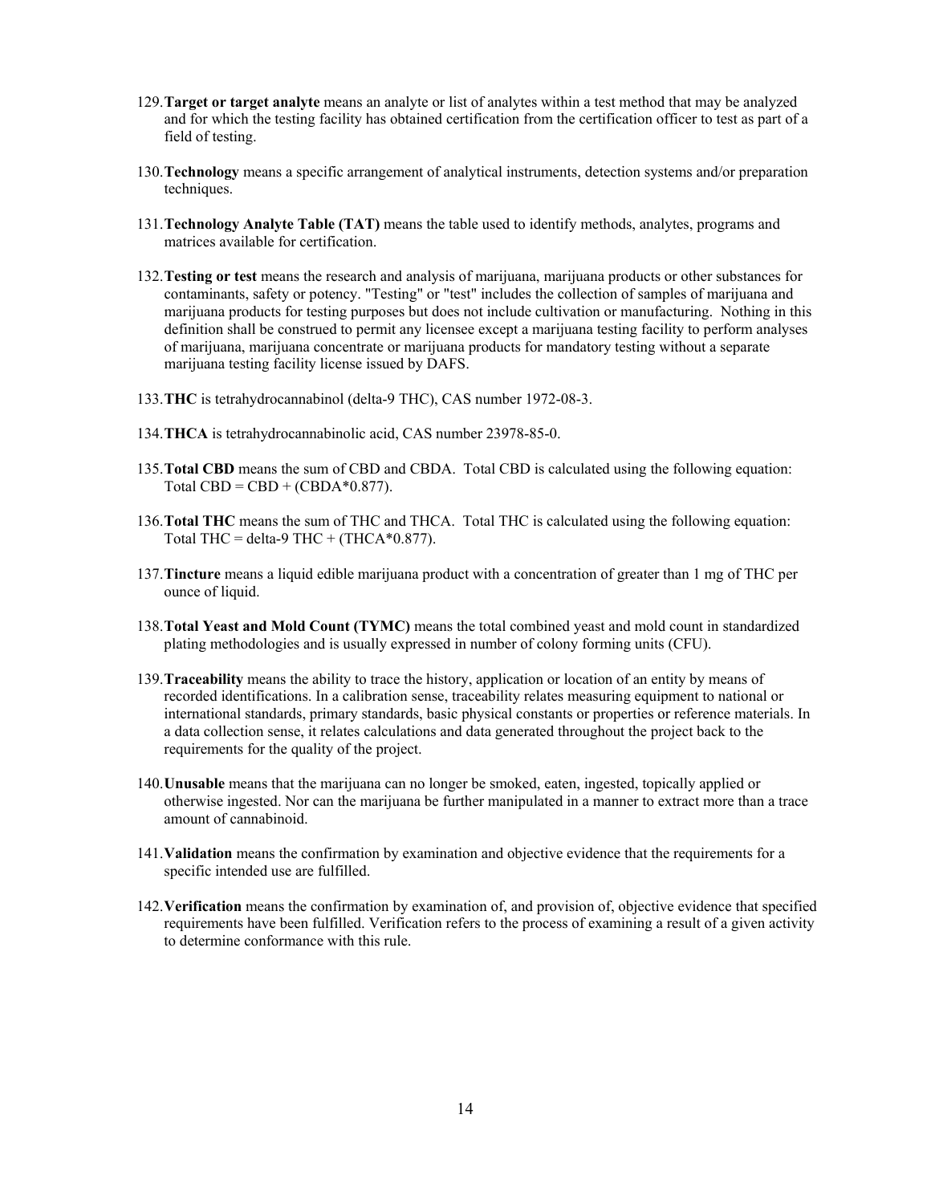129. **Target or target analyte** means an analyte or list of analytes within a test method that may be analyzed and for which the testing facility has obtained certification from the certification officer to test as part of a field of testing.

130. **Technology** means a specific arrangement of analytical instruments, detection systems and/or preparation techniques.

131. **Technology Analyte Table (TAT)** means the table used to identify methods, analytes, programs and matrices available for certification.

132. **Testing or test** means the research and analysis of marijuana, marijuana products or other substances for contaminants, safety or potency. "Testing" or "test" includes the collection of samples of marijuana and marijuana products for testing purposes but does not include cultivation or manufacturing. Nothing in this definition shall be construed to permit any licensee except a marijuana testing facility to perform analyses of marijuana, marijuana concentrate or marijuana products for mandatory testing without a separate marijuana testing facility license issued by DAFS.

133. **THC** is tetrahydrocannabinol (delta-9 THC), CAS number 1972-08-3.

134. **THCA** is tetrahydrocannabinolic acid, CAS number 23978-85-0.

135. **Total CBD** means the sum of CBD and CBDA. Total CBD is calculated using the following equation: Total CBD = CBD + (CBDA*0.877).

136. **Total THC** means the sum of THC and THCA. Total THC is calculated using the following equation: Total THC = delta-9 THC + (THCA*0.877).

137. **Tincture** means a liquid edible marijuana product with a concentration of greater than 1 mg of THC per ounce of liquid.

138. **Total Yeast and Mold Count (TYMC)** means the total combined yeast and mold count in standardized plating methodologies and is usually expressed in number of colony forming units (CFU).

139. **Traceability** means the ability to trace the history, application or location of an entity by means of recorded identifications. In a calibration sense, traceability relates measuring equipment to national or international standards, primary standards, basic physical constants or properties or reference materials. In a data collection sense, it relates calculations and data generated throughout the project back to the requirements for the quality of the project.

140. **Unusable** means that the marijuana can no longer be smoked, eaten, ingested, topically applied or otherwise ingested. Nor can the marijuana be further manipulated in a manner to extract more than a trace amount of cannabinoid.

141. **Validation** means the confirmation by examination and objective evidence that the requirements for a specific intended use are fulfilled.

142. **Verification** means the confirmation by examination of, and provision of, objective evidence that specified requirements have been fulfilled. Verification refers to the process of examining a result of a given activity to determine conformance with this rule.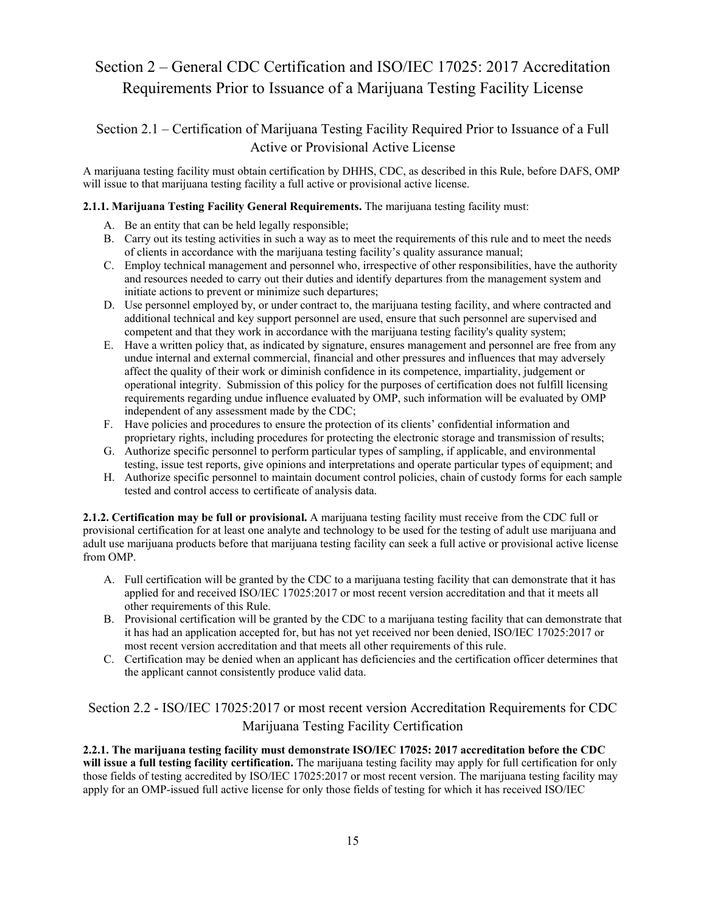# Section 2 – General CDC Certification and ISO/IEC 17025: 2017 Accreditation Requirements Prior to Issuance of a Marijuana Testing Facility License

## Section 2.1 – Certification of Marijuana Testing Facility Required Prior to Issuance of a Full Active or Provisional Active License

A marijuana testing facility must obtain certification by DHHS, CDC, as described in this Rule, before DAFS, OMP will issue to that marijuana testing facility a full active or provisional active license.

**2.1.1. Marijuana Testing Facility General Requirements.** The marijuana testing facility must:

A. Be an entity that can be held legally responsible;
B. Carry out its testing activities in such a way as to meet the requirements of this rule and to meet the needs of clients in accordance with the marijuana testing facility's quality assurance manual;
C. Employ technical management and personnel who, irrespective of other responsibilities, have the authority and resources needed to carry out their duties and identify departures from the management system and initiate actions to prevent or minimize such departures;
D. Use personnel employed by, or under contract to, the marijuana testing facility, and where contracted and additional technical and key support personnel are used, ensure that such personnel are supervised and competent and that they work in accordance with the marijuana testing facility's quality system;
E. Have a written policy that, as indicated by signature, ensures management and personnel are free from any undue internal and external commercial, financial and other pressures and influences that may adversely affect the quality of their work or diminish confidence in its competence, impartiality, judgement or operational integrity. Submission of this policy for the purposes of certification does not fulfill licensing requirements regarding undue influence evaluated by OMP, such information will be evaluated by OMP independent of any assessment made by the CDC;
F. Have policies and procedures to ensure the protection of its clients' confidential information and proprietary rights, including procedures for protecting the electronic storage and transmission of results;
G. Authorize specific personnel to perform particular types of sampling, if applicable, and environmental testing, issue test reports, give opinions and interpretations and operate particular types of equipment; and
H. Authorize specific personnel to maintain document control policies, chain of custody forms for each sample tested and control access to certificate of analysis data.

**2.1.2. Certification may be full or provisional.** A marijuana testing facility must receive from the CDC full or provisional certification for at least one analyte and technology to be used for the testing of adult use marijuana and adult use marijuana products before that marijuana testing facility can seek a full active or provisional active license from OMP.

A. Full certification will be granted by the CDC to a marijuana testing facility that can demonstrate that it has applied for and received ISO/IEC 17025:2017 or most recent version accreditation and that it meets all other requirements of this Rule.
B. Provisional certification will be granted by the CDC to a marijuana testing facility that can demonstrate that it has had an application accepted for, but has not yet received nor been denied, ISO/IEC 17025:2017 or most recent version accreditation and that meets all other requirements of this rule.
C. Certification may be denied when an applicant has deficiencies and the certification officer determines that the applicant cannot consistently produce valid data.

## Section 2.2 - ISO/IEC 17025:2017 or most recent version Accreditation Requirements for CDC Marijuana Testing Facility Certification

**2.2.1. The marijuana testing facility must demonstrate ISO/IEC 17025: 2017 accreditation before the CDC will issue a full testing facility certification.** The marijuana testing facility may apply for full certification for only those fields of testing accredited by ISO/IEC 17025:2017 or most recent version. The marijuana testing facility may apply for an OMP-issued full active license for only those fields of testing for which it has received ISO/IEC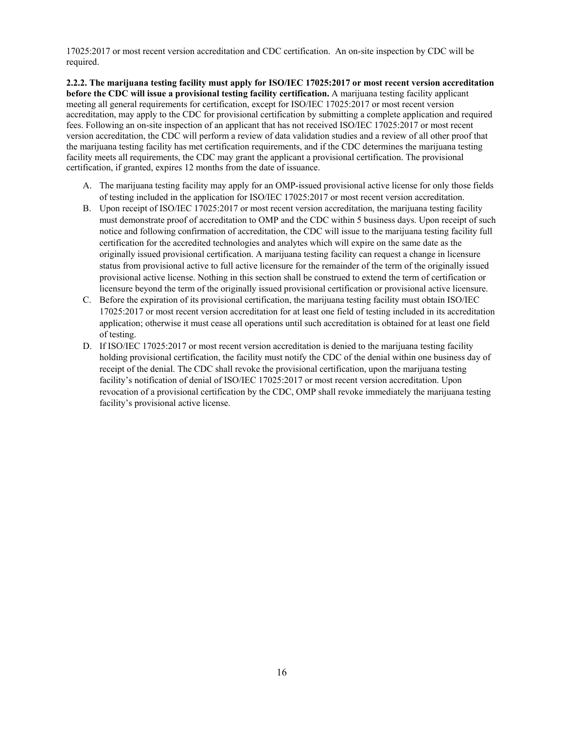17025:2017 or most recent version accreditation and CDC certification. An on-site inspection by CDC will be required.

**2.2.2. The marijuana testing facility must apply for ISO/IEC 17025:2017 or most recent version accreditation before the CDC will issue a provisional testing facility certification.** A marijuana testing facility applicant meeting all general requirements for certification, except for ISO/IEC 17025:2017 or most recent version accreditation, may apply to the CDC for provisional certification by submitting a complete application and required fees. Following an on-site inspection of an applicant that has not received ISO/IEC 17025:2017 or most recent version accreditation, the CDC will perform a review of data validation studies and a review of all other proof that the marijuana testing facility has met certification requirements, and if the CDC determines the marijuana testing facility meets all requirements, the CDC may grant the applicant a provisional certification. The provisional certification, if granted, expires 12 months from the date of issuance.

A. The marijuana testing facility may apply for an OMP-issued provisional active license for only those fields of testing included in the application for ISO/IEC 17025:2017 or most recent version accreditation.

B. Upon receipt of ISO/IEC 17025:2017 or most recent version accreditation, the marijuana testing facility must demonstrate proof of accreditation to OMP and the CDC within 5 business days. Upon receipt of such notice and following confirmation of accreditation, the CDC will issue to the marijuana testing facility full certification for the accredited technologies and analytes which will expire on the same date as the originally issued provisional certification. A marijuana testing facility can request a change in licensure status from provisional active to full active licensure for the remainder of the term of the originally issued provisional active license. Nothing in this section shall be construed to extend the term of certification or licensure beyond the term of the originally issued provisional certification or provisional active licensure.

C. Before the expiration of its provisional certification, the marijuana testing facility must obtain ISO/IEC 17025:2017 or most recent version accreditation for at least one field of testing included in its accreditation application; otherwise it must cease all operations until such accreditation is obtained for at least one field of testing.

D. If ISO/IEC 17025:2017 or most recent version accreditation is denied to the marijuana testing facility holding provisional certification, the facility must notify the CDC of the denial within one business day of receipt of the denial. The CDC shall revoke the provisional certification, upon the marijuana testing facility's notification of denial of ISO/IEC 17025:2017 or most recent version accreditation. Upon revocation of a provisional certification by the CDC, OMP shall revoke immediately the marijuana testing facility's provisional active license.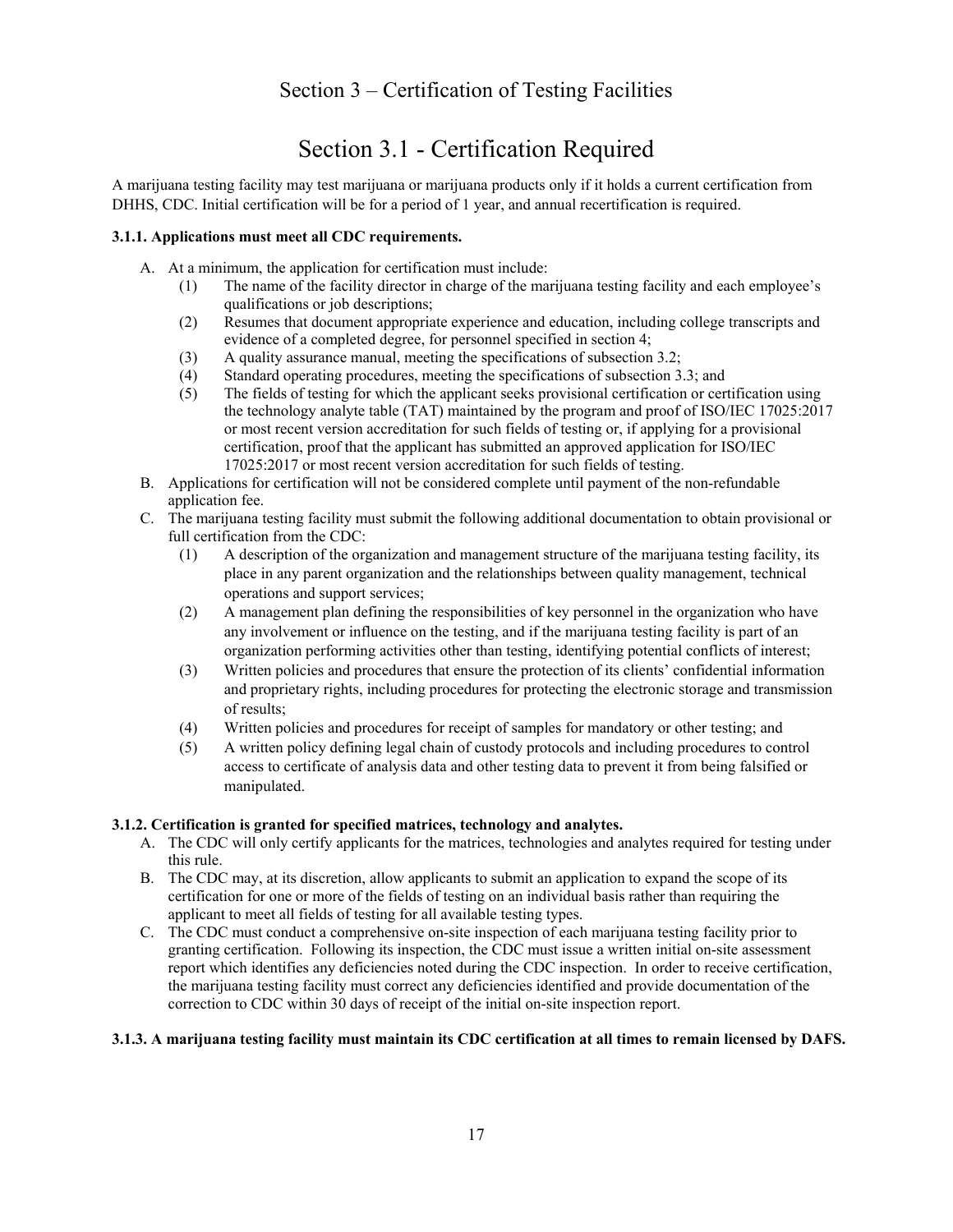# Section 3 – Certification of Testing Facilities

## Section 3.1 - Certification Required

A marijuana testing facility may test marijuana or marijuana products only if it holds a current certification from DHHS, CDC. Initial certification will be for a period of 1 year, and annual recertification is required.

**3.1.1. Applications must meet all CDC requirements.**

A. At a minimum, the application for certification must include:
   (1) The name of the facility director in charge of the marijuana testing facility and each employee's qualifications or job descriptions;
   (2) Resumes that document appropriate experience and education, including college transcripts and evidence of a completed degree, for personnel specified in section 4;
   (3) A quality assurance manual, meeting the specifications of subsection 3.2;
   (4) Standard operating procedures, meeting the specifications of subsection 3.3; and
   (5) The fields of testing for which the applicant seeks provisional certification or certification using the technology analyte table (TAT) maintained by the program and proof of ISO/IEC 17025:2017 or most recent version accreditation for such fields of testing or, if applying for a provisional certification, proof that the applicant has submitted an approved application for ISO/IEC 17025:2017 or most recent version accreditation for such fields of testing.

B. Applications for certification will not be considered complete until payment of the non-refundable application fee.

C. The marijuana testing facility must submit the following additional documentation to obtain provisional or full certification from the CDC:
   (1) A description of the organization and management structure of the marijuana testing facility, its place in any parent organization and the relationships between quality management, technical operations and support services;
   (2) A management plan defining the responsibilities of key personnel in the organization who have any involvement or influence on the testing, and if the marijuana testing facility is part of an organization performing activities other than testing, identifying potential conflicts of interest;
   (3) Written policies and procedures that ensure the protection of its clients' confidential information and proprietary rights, including procedures for protecting the electronic storage and transmission of results;
   (4) Written policies and procedures for receipt of samples for mandatory or other testing; and
   (5) A written policy defining legal chain of custody protocols and including procedures to control access to certificate of analysis data and other testing data to prevent it from being falsified or manipulated.

**3.1.2. Certification is granted for specified matrices, technology and analytes.**

A. The CDC will only certify applicants for the matrices, technologies and analytes required for testing under this rule.

B. The CDC may, at its discretion, allow applicants to submit an application to expand the scope of its certification for one or more of the fields of testing on an individual basis rather than requiring the applicant to meet all fields of testing for all available testing types.

C. The CDC must conduct a comprehensive on-site inspection of each marijuana testing facility prior to granting certification. Following its inspection, the CDC must issue a written initial on-site assessment report which identifies any deficiencies noted during the CDC inspection. In order to receive certification, the marijuana testing facility must correct any deficiencies identified and provide documentation of the correction to CDC within 30 days of receipt of the initial on-site inspection report.

**3.1.3. A marijuana testing facility must maintain its CDC certification at all times to remain licensed by DAFS.**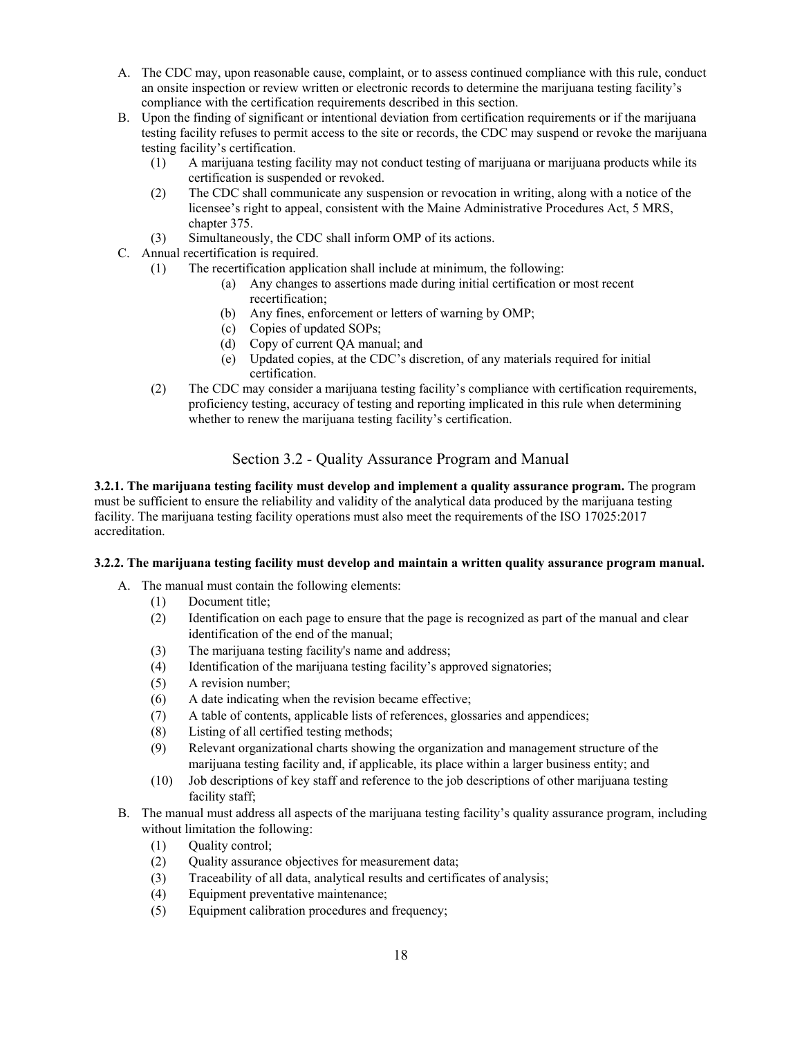A. The CDC may, upon reasonable cause, complaint, or to assess continued compliance with this rule, conduct an onsite inspection or review written or electronic records to determine the marijuana testing facility's compliance with the certification requirements described in this section.

B. Upon the finding of significant or intentional deviation from certification requirements or if the marijuana testing facility refuses to permit access to the site or records, the CDC may suspend or revoke the marijuana testing facility's certification.
   - (1) A marijuana testing facility may not conduct testing of marijuana or marijuana products while its certification is suspended or revoked.
   - (2) The CDC shall communicate any suspension or revocation in writing, along with a notice of the licensee's right to appeal, consistent with the Maine Administrative Procedures Act, 5 MRS, chapter 375.
   - (3) Simultaneously, the CDC shall inform OMP of its actions.

C. Annual recertification is required.
   - (1) The recertification application shall include at minimum, the following:
     - (a) Any changes to assertions made during initial certification or most recent recertification;
     - (b) Any fines, enforcement or letters of warning by OMP;
     - (c) Copies of updated SOPs;
     - (d) Copy of current QA manual; and
     - (e) Updated copies, at the CDC's discretion, of any materials required for initial certification.
   - (2) The CDC may consider a marijuana testing facility's compliance with certification requirements, proficiency testing, accuracy of testing and reporting implicated in this rule when determining whether to renew the marijuana testing facility's certification.

## Section 3.2 - Quality Assurance Program and Manual

**3.2.1. The marijuana testing facility must develop and implement a quality assurance program.** The program must be sufficient to ensure the reliability and validity of the analytical data produced by the marijuana testing facility. The marijuana testing facility operations must also meet the requirements of the ISO 17025:2017 accreditation.

**3.2.2. The marijuana testing facility must develop and maintain a written quality assurance program manual.**

A. The manual must contain the following elements:
   - (1) Document title;
   - (2) Identification on each page to ensure that the page is recognized as part of the manual and clear identification of the end of the manual;
   - (3) The marijuana testing facility's name and address;
   - (4) Identification of the marijuana testing facility's approved signatories;
   - (5) A revision number;
   - (6) A date indicating when the revision became effective;
   - (7) A table of contents, applicable lists of references, glossaries and appendices;
   - (8) Listing of all certified testing methods;
   - (9) Relevant organizational charts showing the organization and management structure of the marijuana testing facility and, if applicable, its place within a larger business entity; and
   - (10) Job descriptions of key staff and reference to the job descriptions of other marijuana testing facility staff;

B. The manual must address all aspects of the marijuana testing facility's quality assurance program, including without limitation the following:
   - (1) Quality control;
   - (2) Quality assurance objectives for measurement data;
   - (3) Traceability of all data, analytical results and certificates of analysis;
   - (4) Equipment preventative maintenance;
   - (5) Equipment calibration procedures and frequency;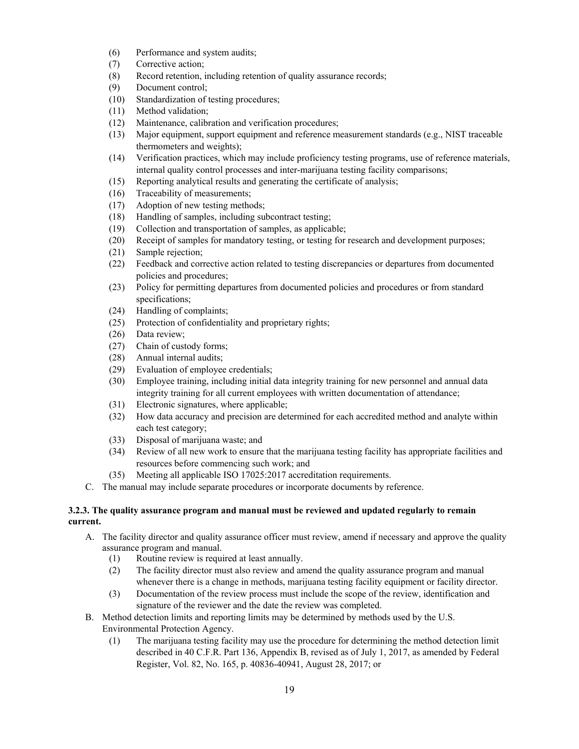(6) Performance and system audits;
(7) Corrective action;
(8) Record retention, including retention of quality assurance records;
(9) Document control;
(10) Standardization of testing procedures;
(11) Method validation;
(12) Maintenance, calibration and verification procedures;
(13) Major equipment, support equipment and reference measurement standards (e.g., NIST traceable thermometers and weights);
(14) Verification practices, which may include proficiency testing programs, use of reference materials, internal quality control processes and inter-marijuana testing facility comparisons;
(15) Reporting analytical results and generating the certificate of analysis;
(16) Traceability of measurements;
(17) Adoption of new testing methods;
(18) Handling of samples, including subcontract testing;
(19) Collection and transportation of samples, as applicable;
(20) Receipt of samples for mandatory testing, or testing for research and development purposes;
(21) Sample rejection;
(22) Feedback and corrective action related to testing discrepancies or departures from documented policies and procedures;
(23) Policy for permitting departures from documented policies and procedures or from standard specifications;
(24) Handling of complaints;
(25) Protection of confidentiality and proprietary rights;
(26) Data review;
(27) Chain of custody forms;
(28) Annual internal audits;
(29) Evaluation of employee credentials;
(30) Employee training, including initial data integrity training for new personnel and annual data integrity training for all current employees with written documentation of attendance;
(31) Electronic signatures, where applicable;
(32) How data accuracy and precision are determined for each accredited method and analyte within each test category;
(33) Disposal of marijuana waste; and
(34) Review of all new work to ensure that the marijuana testing facility has appropriate facilities and resources before commencing such work; and
(35) Meeting all applicable ISO 17025:2017 accreditation requirements.

C. The manual may include separate procedures or incorporate documents by reference.

**3.2.3. The quality assurance program and manual must be reviewed and updated regularly to remain current.**

A. The facility director and quality assurance officer must review, amend if necessary and approve the quality assurance program and manual.
   (1) Routine review is required at least annually.
   (2) The facility director must also review and amend the quality assurance program and manual whenever there is a change in methods, marijuana testing facility equipment or facility director.
   (3) Documentation of the review process must include the scope of the review, identification and signature of the reviewer and the date the review was completed.

B. Method detection limits and reporting limits may be determined by methods used by the U.S. Environmental Protection Agency.
   (1) The marijuana testing facility may use the procedure for determining the method detection limit described in 40 C.F.R. Part 136, Appendix B, revised as of July 1, 2017, as amended by Federal Register, Vol. 82, No. 165, p. 40836-40941, August 28, 2017; or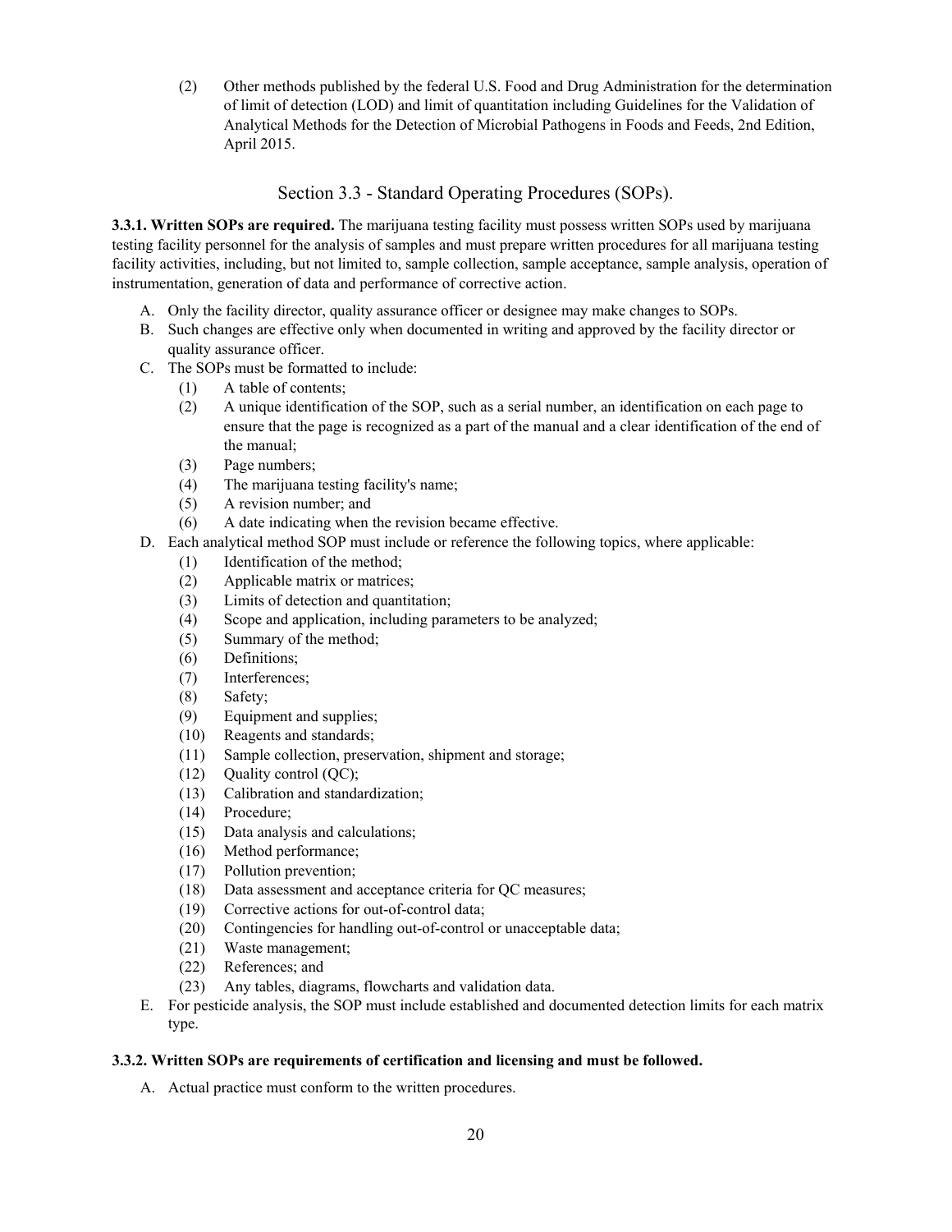(2) Other methods published by the federal U.S. Food and Drug Administration for the determination of limit of detection (LOD) and limit of quantitation including Guidelines for the Validation of Analytical Methods for the Detection of Microbial Pathogens in Foods and Feeds, 2nd Edition, April 2015.

## Section 3.3 - Standard Operating Procedures (SOPs).

**3.3.1. Written SOPs are required.** The marijuana testing facility must possess written SOPs used by marijuana testing facility personnel for the analysis of samples and must prepare written procedures for all marijuana testing facility activities, including, but not limited to, sample collection, sample acceptance, sample analysis, operation of instrumentation, generation of data and performance of corrective action.

A. Only the facility director, quality assurance officer or designee may make changes to SOPs.
B. Such changes are effective only when documented in writing and approved by the facility director or quality assurance officer.
C. The SOPs must be formatted to include:
   (1) A table of contents;
   (2) A unique identification of the SOP, such as a serial number, an identification on each page to ensure that the page is recognized as a part of the manual and a clear identification of the end of the manual;
   (3) Page numbers;
   (4) The marijuana testing facility's name;
   (5) A revision number; and
   (6) A date indicating when the revision became effective.
D. Each analytical method SOP must include or reference the following topics, where applicable:
   (1) Identification of the method;
   (2) Applicable matrix or matrices;
   (3) Limits of detection and quantitation;
   (4) Scope and application, including parameters to be analyzed;
   (5) Summary of the method;
   (6) Definitions;
   (7) Interferences;
   (8) Safety;
   (9) Equipment and supplies;
   (10) Reagents and standards;
   (11) Sample collection, preservation, shipment and storage;
   (12) Quality control (QC);
   (13) Calibration and standardization;
   (14) Procedure;
   (15) Data analysis and calculations;
   (16) Method performance;
   (17) Pollution prevention;
   (18) Data assessment and acceptance criteria for QC measures;
   (19) Corrective actions for out-of-control data;
   (20) Contingencies for handling out-of-control or unacceptable data;
   (21) Waste management;
   (22) References; and
   (23) Any tables, diagrams, flowcharts and validation data.
E. For pesticide analysis, the SOP must include established and documented detection limits for each matrix type.

**3.3.2. Written SOPs are requirements of certification and licensing and must be followed.**

A. Actual practice must conform to the written procedures.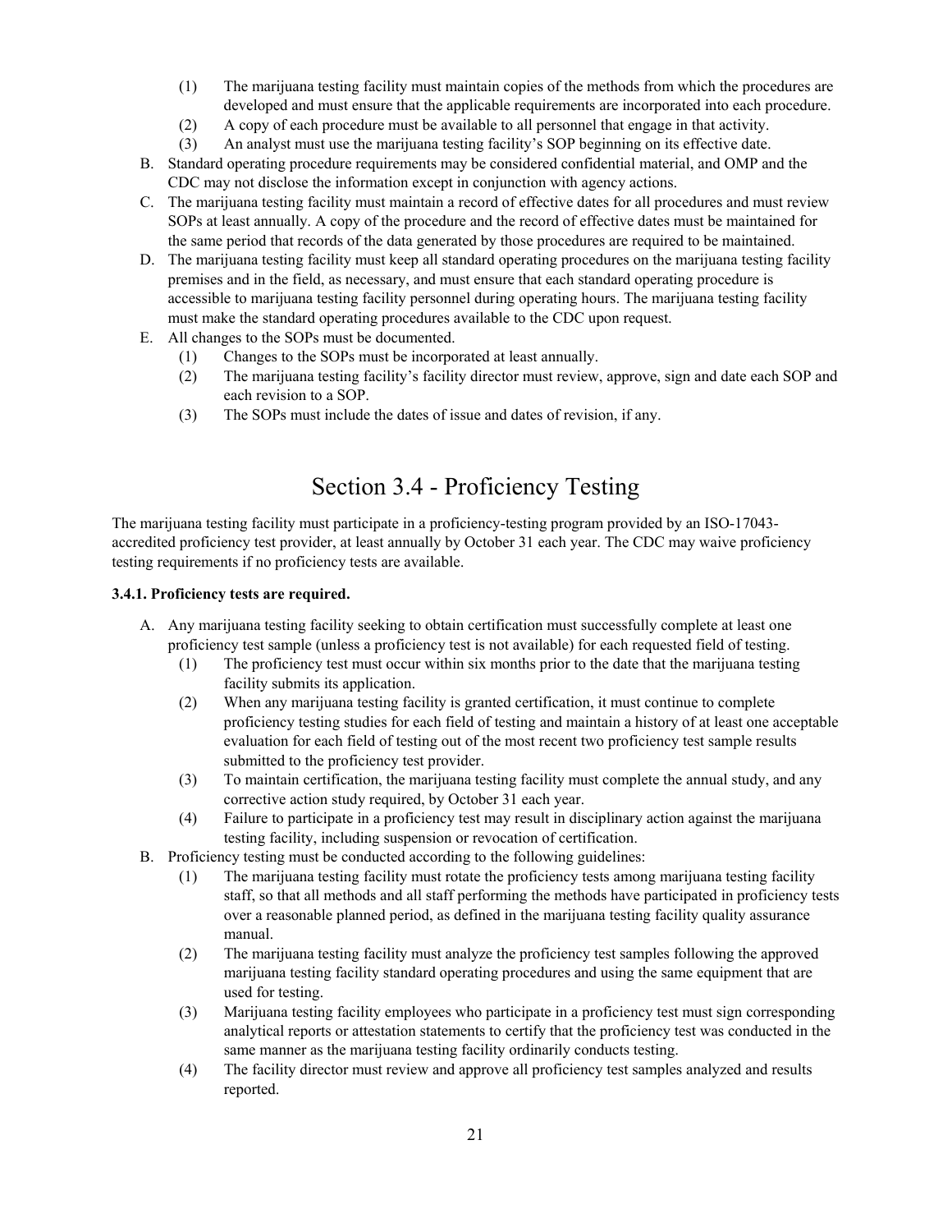(1) The marijuana testing facility must maintain copies of the methods from which the procedures are developed and must ensure that the applicable requirements are incorporated into each procedure.
(2) A copy of each procedure must be available to all personnel that engage in that activity.
(3) An analyst must use the marijuana testing facility's SOP beginning on its effective date.

B. Standard operating procedure requirements may be considered confidential material, and OMP and the CDC may not disclose the information except in conjunction with agency actions.

C. The marijuana testing facility must maintain a record of effective dates for all procedures and must review SOPs at least annually. A copy of the procedure and the record of effective dates must be maintained for the same period that records of the data generated by those procedures are required to be maintained.

D. The marijuana testing facility must keep all standard operating procedures on the marijuana testing facility premises and in the field, as necessary, and must ensure that each standard operating procedure is accessible to marijuana testing facility personnel during operating hours. The marijuana testing facility must make the standard operating procedures available to the CDC upon request.

E. All changes to the SOPs must be documented.
   (1) Changes to the SOPs must be incorporated at least annually.
   (2) The marijuana testing facility's facility director must review, approve, sign and date each SOP and each revision to a SOP.
   (3) The SOPs must include the dates of issue and dates of revision, if any.

## Section 3.4 - Proficiency Testing

The marijuana testing facility must participate in a proficiency-testing program provided by an ISO-17043-accredited proficiency test provider, at least annually by October 31 each year. The CDC may waive proficiency testing requirements if no proficiency tests are available.

**3.4.1. Proficiency tests are required.**

A. Any marijuana testing facility seeking to obtain certification must successfully complete at least one proficiency test sample (unless a proficiency test is not available) for each requested field of testing.
   (1) The proficiency test must occur within six months prior to the date that the marijuana testing facility submits its application.
   (2) When any marijuana testing facility is granted certification, it must continue to complete proficiency testing studies for each field of testing and maintain a history of at least one acceptable evaluation for each field of testing out of the most recent two proficiency test sample results submitted to the proficiency test provider.
   (3) To maintain certification, the marijuana testing facility must complete the annual study, and any corrective action study required, by October 31 each year.
   (4) Failure to participate in a proficiency test may result in disciplinary action against the marijuana testing facility, including suspension or revocation of certification.

B. Proficiency testing must be conducted according to the following guidelines:
   (1) The marijuana testing facility must rotate the proficiency tests among marijuana testing facility staff, so that all methods and all staff performing the methods have participated in proficiency tests over a reasonable planned period, as defined in the marijuana testing facility quality assurance manual.
   (2) The marijuana testing facility must analyze the proficiency test samples following the approved marijuana testing facility standard operating procedures and using the same equipment that are used for testing.
   (3) Marijuana testing facility employees who participate in a proficiency test must sign corresponding analytical reports or attestation statements to certify that the proficiency test was conducted in the same manner as the marijuana testing facility ordinarily conducts testing.
   (4) The facility director must review and approve all proficiency test samples analyzed and results reported.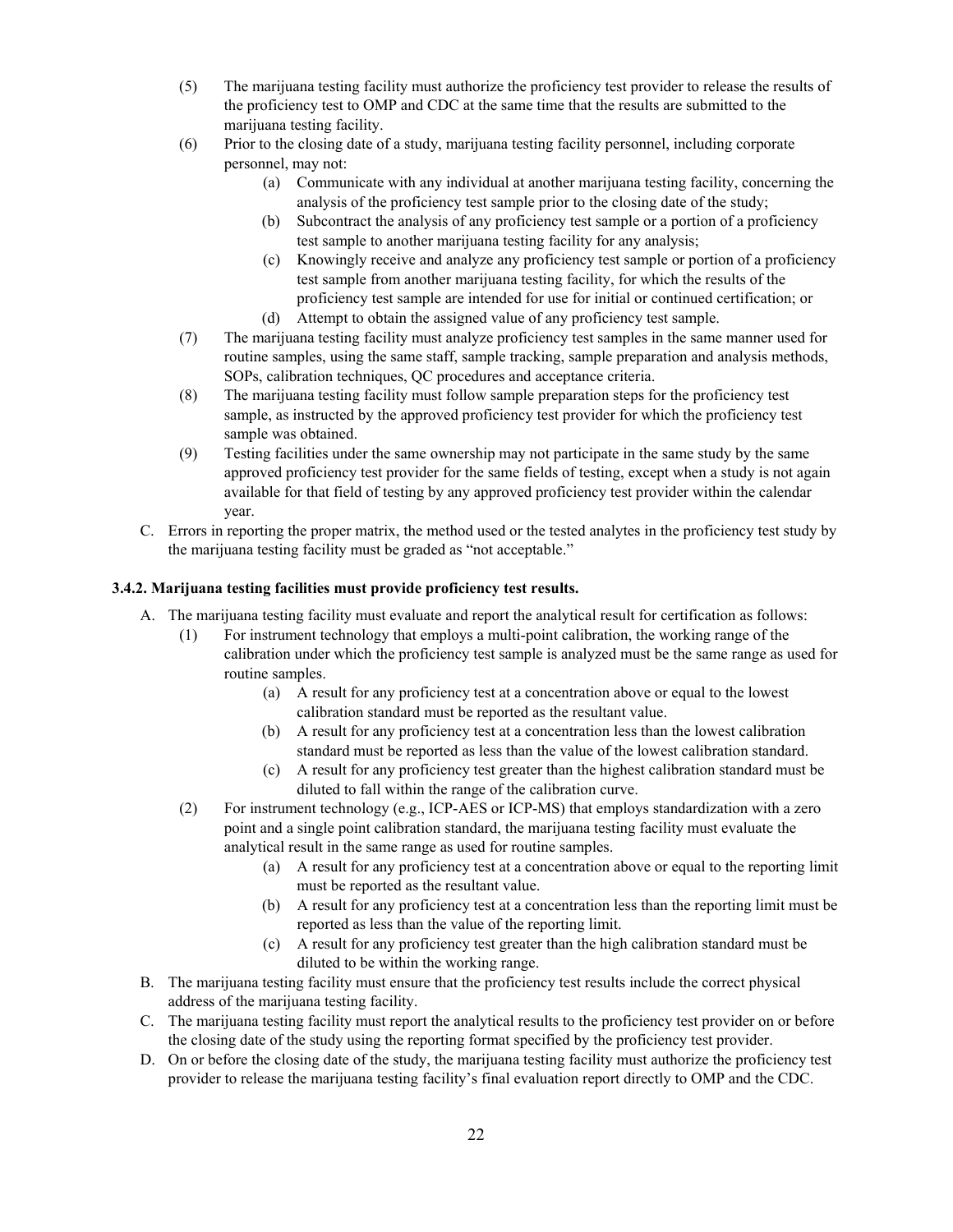(5) The marijuana testing facility must authorize the proficiency test provider to release the results of the proficiency test to OMP and CDC at the same time that the results are submitted to the marijuana testing facility.

(6) Prior to the closing date of a study, marijuana testing facility personnel, including corporate personnel, may not:

  (a) Communicate with any individual at another marijuana testing facility, concerning the analysis of the proficiency test sample prior to the closing date of the study;

  (b) Subcontract the analysis of any proficiency test sample or a portion of a proficiency test sample to another marijuana testing facility for any analysis;

  (c) Knowingly receive and analyze any proficiency test sample or portion of a proficiency test sample from another marijuana testing facility, for which the results of the proficiency test sample are intended for use for initial or continued certification; or

  (d) Attempt to obtain the assigned value of any proficiency test sample.

(7) The marijuana testing facility must analyze proficiency test samples in the same manner used for routine samples, using the same staff, sample tracking, sample preparation and analysis methods, SOPs, calibration techniques, QC procedures and acceptance criteria.

(8) The marijuana testing facility must follow sample preparation steps for the proficiency test sample, as instructed by the approved proficiency test provider for which the proficiency test sample was obtained.

(9) Testing facilities under the same ownership may not participate in the same study by the same approved proficiency test provider for the same fields of testing, except when a study is not again available for that field of testing by any approved proficiency test provider within the calendar year.

C. Errors in reporting the proper matrix, the method used or the tested analytes in the proficiency test study by the marijuana testing facility must be graded as "not acceptable."

### 3.4.2. Marijuana testing facilities must provide proficiency test results.

A. The marijuana testing facility must evaluate and report the analytical result for certification as follows:

(1) For instrument technology that employs a multi-point calibration, the working range of the calibration under which the proficiency test sample is analyzed must be the same range as used for routine samples.

  (a) A result for any proficiency test at a concentration above or equal to the lowest calibration standard must be reported as the resultant value.

  (b) A result for any proficiency test at a concentration less than the lowest calibration standard must be reported as less than the value of the lowest calibration standard.

  (c) A result for any proficiency test greater than the highest calibration standard must be diluted to fall within the range of the calibration curve.

(2) For instrument technology (e.g., ICP-AES or ICP-MS) that employs standardization with a zero point and a single point calibration standard, the marijuana testing facility must evaluate the analytical result in the same range as used for routine samples.

  (a) A result for any proficiency test at a concentration above or equal to the reporting limit must be reported as the resultant value.

  (b) A result for any proficiency test at a concentration less than the reporting limit must be reported as less than the value of the reporting limit.

  (c) A result for any proficiency test greater than the high calibration standard must be diluted to be within the working range.

B. The marijuana testing facility must ensure that the proficiency test results include the correct physical address of the marijuana testing facility.

C. The marijuana testing facility must report the analytical results to the proficiency test provider on or before the closing date of the study using the reporting format specified by the proficiency test provider.

D. On or before the closing date of the study, the marijuana testing facility must authorize the proficiency test provider to release the marijuana testing facility's final evaluation report directly to OMP and the CDC.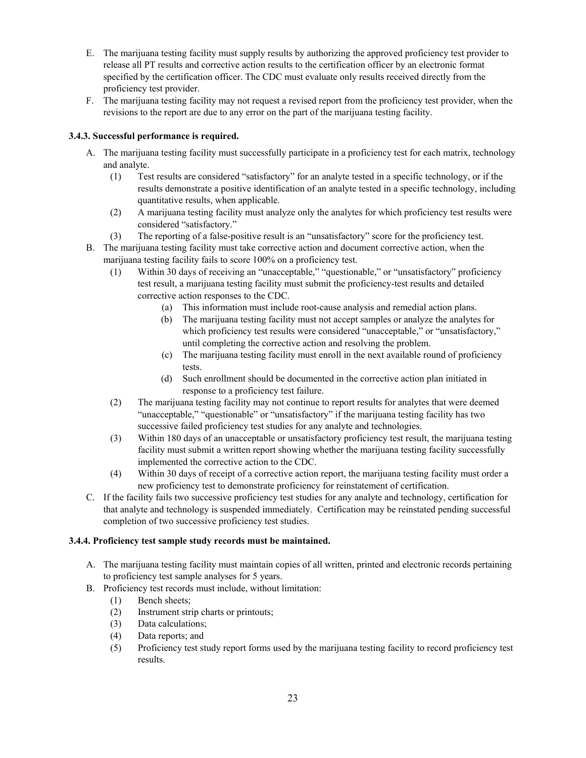E. The marijuana testing facility must supply results by authorizing the approved proficiency test provider to release all PT results and corrective action results to the certification officer by an electronic format specified by the certification officer. The CDC must evaluate only results received directly from the proficiency test provider.

F. The marijuana testing facility may not request a revised report from the proficiency test provider, when the revisions to the report are due to any error on the part of the marijuana testing facility.

### 3.4.3. Successful performance is required.

A. The marijuana testing facility must successfully participate in a proficiency test for each matrix, technology and analyte.
   - (1) Test results are considered "satisfactory" for an analyte tested in a specific technology, or if the results demonstrate a positive identification of an analyte tested in a specific technology, including quantitative results, when applicable.
   - (2) A marijuana testing facility must analyze only the analytes for which proficiency test results were considered "satisfactory."
   - (3) The reporting of a false-positive result is an "unsatisfactory" score for the proficiency test.

B. The marijuana testing facility must take corrective action and document corrective action, when the marijuana testing facility fails to score 100% on a proficiency test.
   - (1) Within 30 days of receiving an "unacceptable," "questionable," or "unsatisfactory" proficiency test result, a marijuana testing facility must submit the proficiency-test results and detailed corrective action responses to the CDC.
     - (a) This information must include root-cause analysis and remedial action plans.
     - (b) The marijuana testing facility must not accept samples or analyze the analytes for which proficiency test results were considered "unacceptable," or "unsatisfactory," until completing the corrective action and resolving the problem.
     - (c) The marijuana testing facility must enroll in the next available round of proficiency tests.
     - (d) Such enrollment should be documented in the corrective action plan initiated in response to a proficiency test failure.
   - (2) The marijuana testing facility may not continue to report results for analytes that were deemed "unacceptable," "questionable" or "unsatisfactory" if the marijuana testing facility has two successive failed proficiency test studies for any analyte and technologies.
   - (3) Within 180 days of an unacceptable or unsatisfactory proficiency test result, the marijuana testing facility must submit a written report showing whether the marijuana testing facility successfully implemented the corrective action to the CDC.
   - (4) Within 30 days of receipt of a corrective action report, the marijuana testing facility must order a new proficiency test to demonstrate proficiency for reinstatement of certification.

C. If the facility fails two successive proficiency test studies for any analyte and technology, certification for that analyte and technology is suspended immediately. Certification may be reinstated pending successful completion of two successive proficiency test studies.

### 3.4.4. Proficiency test sample study records must be maintained.

A. The marijuana testing facility must maintain copies of all written, printed and electronic records pertaining to proficiency test sample analyses for 5 years.

B. Proficiency test records must include, without limitation:
   - (1) Bench sheets;
   - (2) Instrument strip charts or printouts;
   - (3) Data calculations;
   - (4) Data reports; and
   - (5) Proficiency test study report forms used by the marijuana testing facility to record proficiency test results.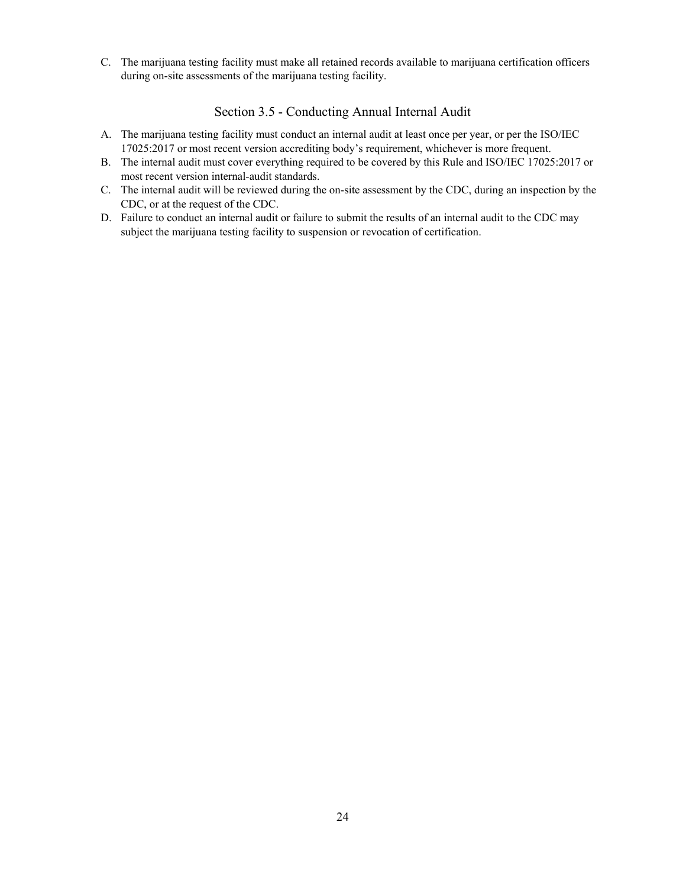C. The marijuana testing facility must make all retained records available to marijuana certification officers during on-site assessments of the marijuana testing facility.

## Section 3.5 - Conducting Annual Internal Audit

A. The marijuana testing facility must conduct an internal audit at least once per year, or per the ISO/IEC 17025:2017 or most recent version accrediting body's requirement, whichever is more frequent.
B. The internal audit must cover everything required to be covered by this Rule and ISO/IEC 17025:2017 or most recent version internal-audit standards.
C. The internal audit will be reviewed during the on-site assessment by the CDC, during an inspection by the CDC, or at the request of the CDC.
D. Failure to conduct an internal audit or failure to submit the results of an internal audit to the CDC may subject the marijuana testing facility to suspension or revocation of certification.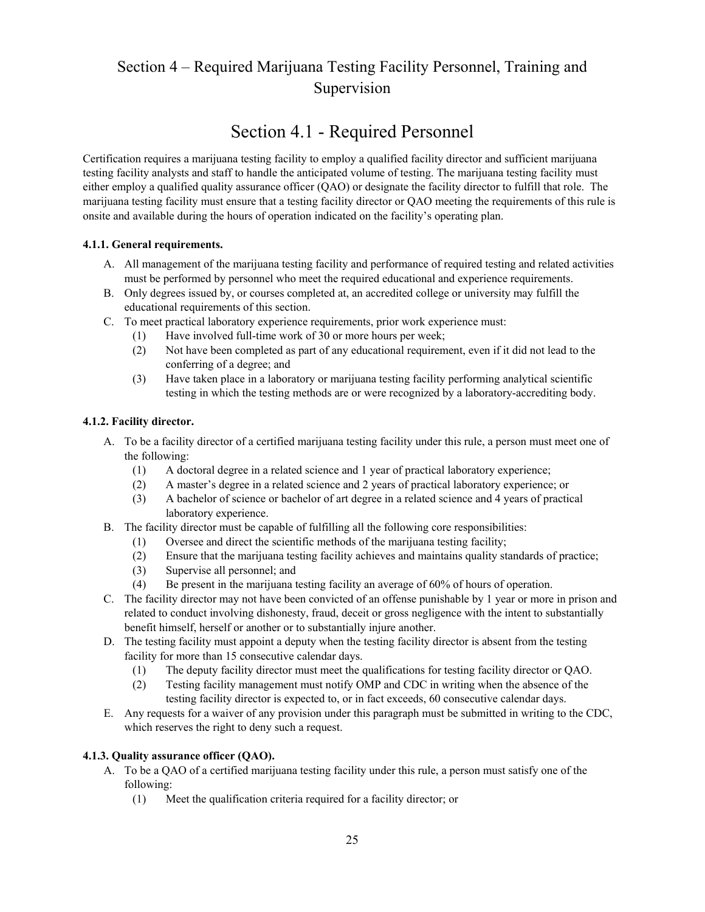# Section 4 – Required Marijuana Testing Facility Personnel, Training and Supervision

## Section 4.1 - Required Personnel

Certification requires a marijuana testing facility to employ a qualified facility director and sufficient marijuana testing facility analysts and staff to handle the anticipated volume of testing. The marijuana testing facility must either employ a qualified quality assurance officer (QAO) or designate the facility director to fulfill that role. The marijuana testing facility must ensure that a testing facility director or QAO meeting the requirements of this rule is onsite and available during the hours of operation indicated on the facility's operating plan.

**4.1.1. General requirements.**

A. All management of the marijuana testing facility and performance of required testing and related activities must be performed by personnel who meet the required educational and experience requirements.

B. Only degrees issued by, or courses completed at, an accredited college or university may fulfill the educational requirements of this section.

C. To meet practical laboratory experience requirements, prior work experience must:

  (1) Have involved full-time work of 30 or more hours per week;

  (2) Not have been completed as part of any educational requirement, even if it did not lead to the conferring of a degree; and

  (3) Have taken place in a laboratory or marijuana testing facility performing analytical scientific testing in which the testing methods are or were recognized by a laboratory-accrediting body.

**4.1.2. Facility director.**

A. To be a facility director of a certified marijuana testing facility under this rule, a person must meet one of the following:

  (1) A doctoral degree in a related science and 1 year of practical laboratory experience;

  (2) A master's degree in a related science and 2 years of practical laboratory experience; or

  (3) A bachelor of science or bachelor of art degree in a related science and 4 years of practical laboratory experience.

B. The facility director must be capable of fulfilling all the following core responsibilities:

  (1) Oversee and direct the scientific methods of the marijuana testing facility;

  (2) Ensure that the marijuana testing facility achieves and maintains quality standards of practice;

  (3) Supervise all personnel; and

  (4) Be present in the marijuana testing facility an average of 60% of hours of operation.

C. The facility director may not have been convicted of an offense punishable by 1 year or more in prison and related to conduct involving dishonesty, fraud, deceit or gross negligence with the intent to substantially benefit himself, herself or another or to substantially injure another.

D. The testing facility must appoint a deputy when the testing facility director is absent from the testing facility for more than 15 consecutive calendar days.

  (1) The deputy facility director must meet the qualifications for testing facility director or QAO.

  (2) Testing facility management must notify OMP and CDC in writing when the absence of the testing facility director is expected to, or in fact exceeds, 60 consecutive calendar days.

E. Any requests for a waiver of any provision under this paragraph must be submitted in writing to the CDC, which reserves the right to deny such a request.

**4.1.3. Quality assurance officer (QAO).**

A. To be a QAO of a certified marijuana testing facility under this rule, a person must satisfy one of the following:

  (1) Meet the qualification criteria required for a facility director; or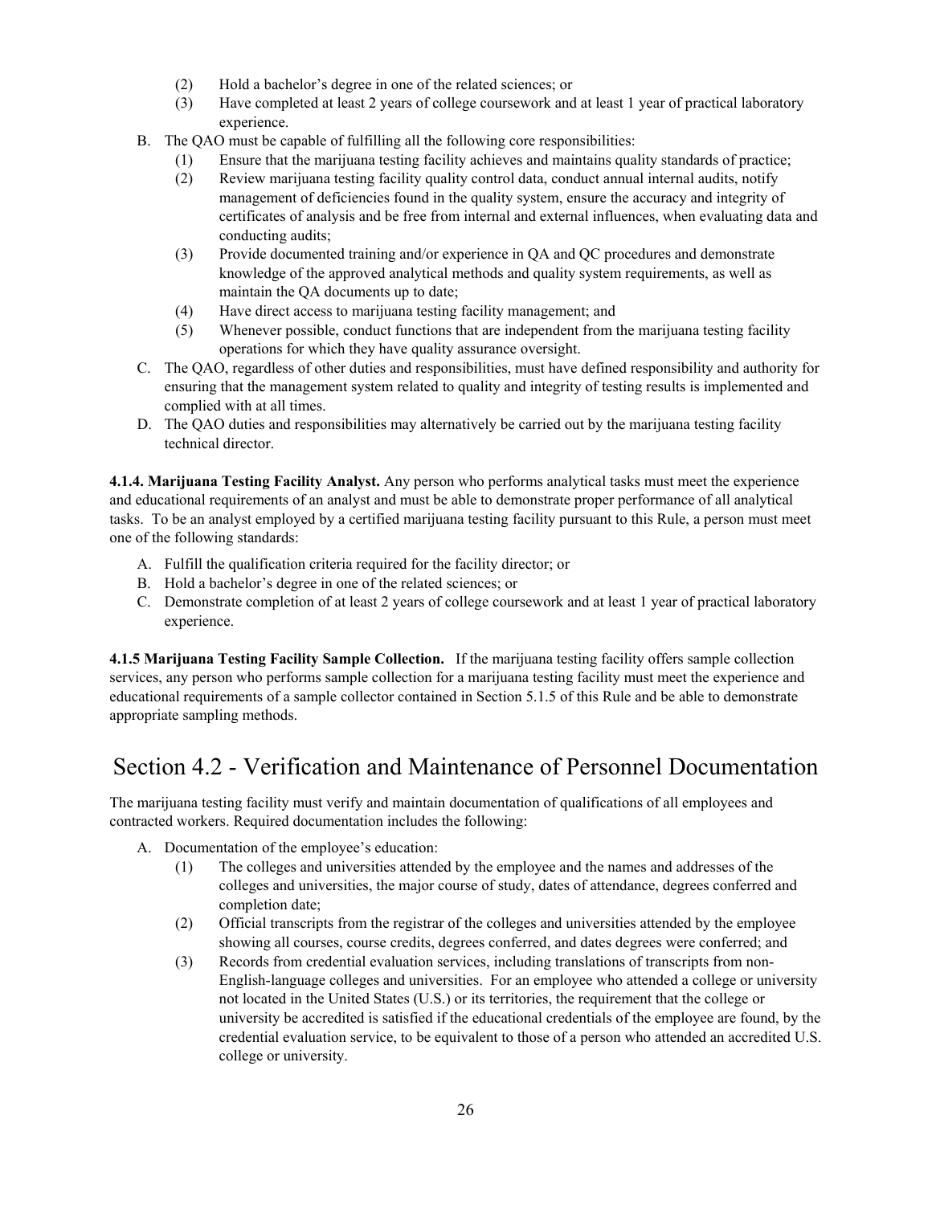(2) Hold a bachelor's degree in one of the related sciences; or
(3) Have completed at least 2 years of college coursework and at least 1 year of practical laboratory experience.

B. The QAO must be capable of fulfilling all the following core responsibilities:
   (1) Ensure that the marijuana testing facility achieves and maintains quality standards of practice;
   (2) Review marijuana testing facility quality control data, conduct annual internal audits, notify management of deficiencies found in the quality system, ensure the accuracy and integrity of certificates of analysis and be free from internal and external influences, when evaluating data and conducting audits;
   (3) Provide documented training and/or experience in QA and QC procedures and demonstrate knowledge of the approved analytical methods and quality system requirements, as well as maintain the QA documents up to date;
   (4) Have direct access to marijuana testing facility management; and
   (5) Whenever possible, conduct functions that are independent from the marijuana testing facility operations for which they have quality assurance oversight.

C. The QAO, regardless of other duties and responsibilities, must have defined responsibility and authority for ensuring that the management system related to quality and integrity of testing results is implemented and complied with at all times.

D. The QAO duties and responsibilities may alternatively be carried out by the marijuana testing facility technical director.

**4.1.4. Marijuana Testing Facility Analyst.** Any person who performs analytical tasks must meet the experience and educational requirements of an analyst and must be able to demonstrate proper performance of all analytical tasks. To be an analyst employed by a certified marijuana testing facility pursuant to this Rule, a person must meet one of the following standards:

A. Fulfill the qualification criteria required for the facility director; or
B. Hold a bachelor's degree in one of the related sciences; or
C. Demonstrate completion of at least 2 years of college coursework and at least 1 year of practical laboratory experience.

**4.1.5 Marijuana Testing Facility Sample Collection.** If the marijuana testing facility offers sample collection services, any person who performs sample collection for a marijuana testing facility must meet the experience and educational requirements of a sample collector contained in Section 5.1.5 of this Rule and be able to demonstrate appropriate sampling methods.

# Section 4.2 - Verification and Maintenance of Personnel Documentation

The marijuana testing facility must verify and maintain documentation of qualifications of all employees and contracted workers. Required documentation includes the following:

A. Documentation of the employee's education:
   (1) The colleges and universities attended by the employee and the names and addresses of the colleges and universities, the major course of study, dates of attendance, degrees conferred and completion date;
   (2) Official transcripts from the registrar of the colleges and universities attended by the employee showing all courses, course credits, degrees conferred, and dates degrees were conferred; and
   (3) Records from credential evaluation services, including translations of transcripts from non-English-language colleges and universities. For an employee who attended a college or university not located in the United States (U.S.) or its territories, the requirement that the college or university be accredited is satisfied if the educational credentials of the employee are found, by the credential evaluation service, to be equivalent to those of a person who attended an accredited U.S. college or university.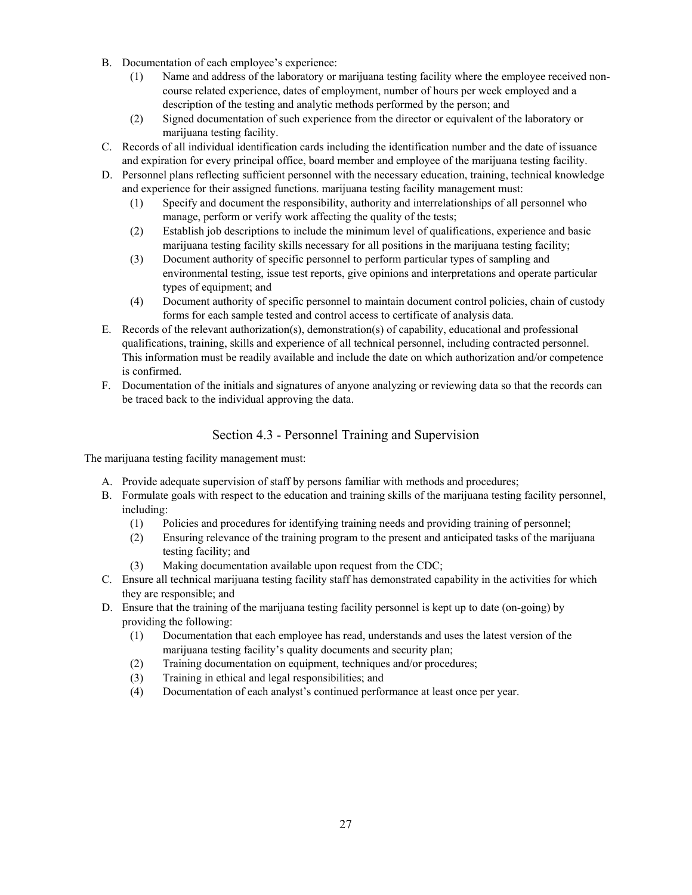B. Documentation of each employee's experience:
   (1) Name and address of the laboratory or marijuana testing facility where the employee received non-course related experience, dates of employment, number of hours per week employed and a description of the testing and analytic methods performed by the person; and
   (2) Signed documentation of such experience from the director or equivalent of the laboratory or marijuana testing facility.
C. Records of all individual identification cards including the identification number and the date of issuance and expiration for every principal office, board member and employee of the marijuana testing facility.
D. Personnel plans reflecting sufficient personnel with the necessary education, training, technical knowledge and experience for their assigned functions. marijuana testing facility management must:
   (1) Specify and document the responsibility, authority and interrelationships of all personnel who manage, perform or verify work affecting the quality of the tests;
   (2) Establish job descriptions to include the minimum level of qualifications, experience and basic marijuana testing facility skills necessary for all positions in the marijuana testing facility;
   (3) Document authority of specific personnel to perform particular types of sampling and environmental testing, issue test reports, give opinions and interpretations and operate particular types of equipment; and
   (4) Document authority of specific personnel to maintain document control policies, chain of custody forms for each sample tested and control access to certificate of analysis data.
E. Records of the relevant authorization(s), demonstration(s) of capability, educational and professional qualifications, training, skills and experience of all technical personnel, including contracted personnel. This information must be readily available and include the date on which authorization and/or competence is confirmed.
F. Documentation of the initials and signatures of anyone analyzing or reviewing data so that the records can be traced back to the individual approving the data.

## Section 4.3 - Personnel Training and Supervision

The marijuana testing facility management must:

A. Provide adequate supervision of staff by persons familiar with methods and procedures;
B. Formulate goals with respect to the education and training skills of the marijuana testing facility personnel, including:
   (1) Policies and procedures for identifying training needs and providing training of personnel;
   (2) Ensuring relevance of the training program to the present and anticipated tasks of the marijuana testing facility; and
   (3) Making documentation available upon request from the CDC;
C. Ensure all technical marijuana testing facility staff has demonstrated capability in the activities for which they are responsible; and
D. Ensure that the training of the marijuana testing facility personnel is kept up to date (on-going) by providing the following:
   (1) Documentation that each employee has read, understands and uses the latest version of the marijuana testing facility's quality documents and security plan;
   (2) Training documentation on equipment, techniques and/or procedures;
   (3) Training in ethical and legal responsibilities; and
   (4) Documentation of each analyst's continued performance at least once per year.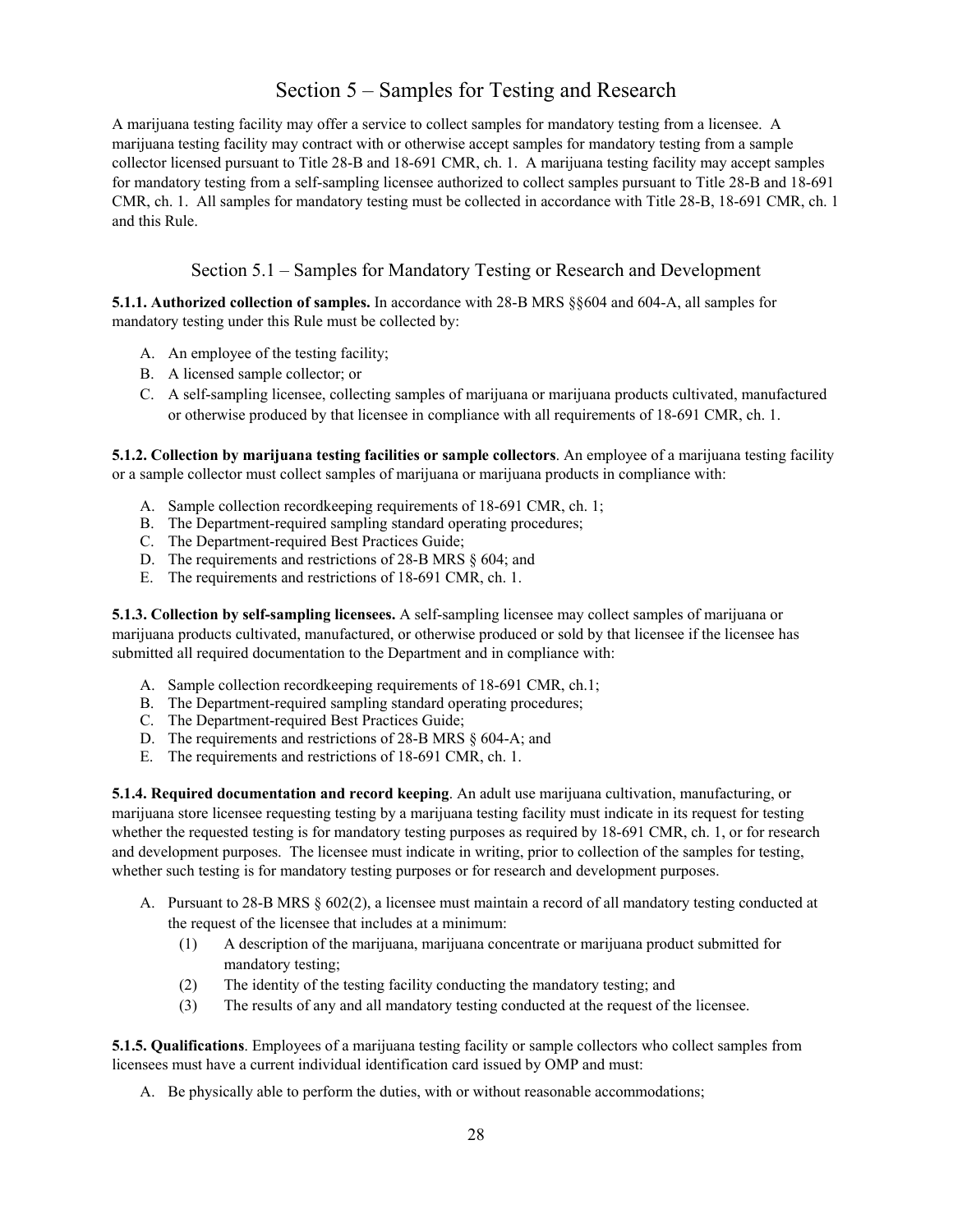## Section 5 – Samples for Testing and Research

A marijuana testing facility may offer a service to collect samples for mandatory testing from a licensee. A marijuana testing facility may contract with or otherwise accept samples for mandatory testing from a sample collector licensed pursuant to Title 28-B and 18-691 CMR, ch. 1. A marijuana testing facility may accept samples for mandatory testing from a self-sampling licensee authorized to collect samples pursuant to Title 28-B and 18-691 CMR, ch. 1. All samples for mandatory testing must be collected in accordance with Title 28-B, 18-691 CMR, ch. 1 and this Rule.

### Section 5.1 – Samples for Mandatory Testing or Research and Development

**5.1.1. Authorized collection of samples.** In accordance with 28-B MRS §§604 and 604-A, all samples for mandatory testing under this Rule must be collected by:

A. An employee of the testing facility;
B. A licensed sample collector; or
C. A self-sampling licensee, collecting samples of marijuana or marijuana products cultivated, manufactured or otherwise produced by that licensee in compliance with all requirements of 18-691 CMR, ch. 1.

**5.1.2. Collection by marijuana testing facilities or sample collectors**. An employee of a marijuana testing facility or a sample collector must collect samples of marijuana or marijuana products in compliance with:

A. Sample collection recordkeeping requirements of 18-691 CMR, ch. 1;
B. The Department-required sampling standard operating procedures;
C. The Department-required Best Practices Guide;
D. The requirements and restrictions of 28-B MRS § 604; and
E. The requirements and restrictions of 18-691 CMR, ch. 1.

**5.1.3. Collection by self-sampling licensees.** A self-sampling licensee may collect samples of marijuana or marijuana products cultivated, manufactured, or otherwise produced or sold by that licensee if the licensee has submitted all required documentation to the Department and in compliance with:

A. Sample collection recordkeeping requirements of 18-691 CMR, ch.1;
B. The Department-required sampling standard operating procedures;
C. The Department-required Best Practices Guide;
D. The requirements and restrictions of 28-B MRS § 604-A; and
E. The requirements and restrictions of 18-691 CMR, ch. 1.

**5.1.4. Required documentation and record keeping**. An adult use marijuana cultivation, manufacturing, or marijuana store licensee requesting testing by a marijuana testing facility must indicate in its request for testing whether the requested testing is for mandatory testing purposes as required by 18-691 CMR, ch. 1, or for research and development purposes. The licensee must indicate in writing, prior to collection of the samples for testing, whether such testing is for mandatory testing purposes or for research and development purposes.

A. Pursuant to 28-B MRS § 602(2), a licensee must maintain a record of all mandatory testing conducted at the request of the licensee that includes at a minimum:
   (1) A description of the marijuana, marijuana concentrate or marijuana product submitted for mandatory testing;
   (2) The identity of the testing facility conducting the mandatory testing; and
   (3) The results of any and all mandatory testing conducted at the request of the licensee.

**5.1.5. Qualifications**. Employees of a marijuana testing facility or sample collectors who collect samples from licensees must have a current individual identification card issued by OMP and must:

A. Be physically able to perform the duties, with or without reasonable accommodations;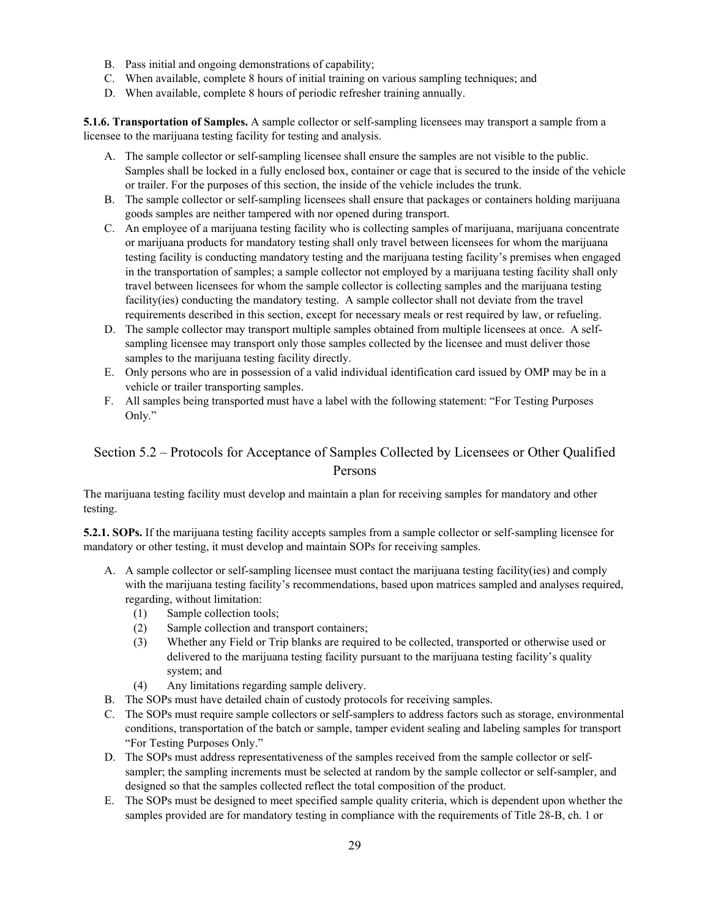B. Pass initial and ongoing demonstrations of capability;
C. When available, complete 8 hours of initial training on various sampling techniques; and
D. When available, complete 8 hours of periodic refresher training annually.

**5.1.6. Transportation of Samples.** A sample collector or self-sampling licensees may transport a sample from a licensee to the marijuana testing facility for testing and analysis.

A. The sample collector or self-sampling licensee shall ensure the samples are not visible to the public. Samples shall be locked in a fully enclosed box, container or cage that is secured to the inside of the vehicle or trailer. For the purposes of this section, the inside of the vehicle includes the trunk.
B. The sample collector or self-sampling licensees shall ensure that packages or containers holding marijuana goods samples are neither tampered with nor opened during transport.
C. An employee of a marijuana testing facility who is collecting samples of marijuana, marijuana concentrate or marijuana products for mandatory testing shall only travel between licensees for whom the marijuana testing facility is conducting mandatory testing and the marijuana testing facility's premises when engaged in the transportation of samples; a sample collector not employed by a marijuana testing facility shall only travel between licensees for whom the sample collector is collecting samples and the marijuana testing facility(ies) conducting the mandatory testing. A sample collector shall not deviate from the travel requirements described in this section, except for necessary meals or rest required by law, or refueling.
D. The sample collector may transport multiple samples obtained from multiple licensees at once. A self-sampling licensee may transport only those samples collected by the licensee and must deliver those samples to the marijuana testing facility directly.
E. Only persons who are in possession of a valid individual identification card issued by OMP may be in a vehicle or trailer transporting samples.
F. All samples being transported must have a label with the following statement: "For Testing Purposes Only."

## Section 5.2 – Protocols for Acceptance of Samples Collected by Licensees or Other Qualified Persons

The marijuana testing facility must develop and maintain a plan for receiving samples for mandatory and other testing.

**5.2.1. SOPs.** If the marijuana testing facility accepts samples from a sample collector or self-sampling licensee for mandatory or other testing, it must develop and maintain SOPs for receiving samples.

A. A sample collector or self-sampling licensee must contact the marijuana testing facility(ies) and comply with the marijuana testing facility's recommendations, based upon matrices sampled and analyses required, regarding, without limitation:
   (1) Sample collection tools;
   (2) Sample collection and transport containers;
   (3) Whether any Field or Trip blanks are required to be collected, transported or otherwise used or delivered to the marijuana testing facility pursuant to the marijuana testing facility's quality system; and
   (4) Any limitations regarding sample delivery.
B. The SOPs must have detailed chain of custody protocols for receiving samples.
C. The SOPs must require sample collectors or self-samplers to address factors such as storage, environmental conditions, transportation of the batch or sample, tamper evident sealing and labeling samples for transport "For Testing Purposes Only."
D. The SOPs must address representativeness of the samples received from the sample collector or self-sampler; the sampling increments must be selected at random by the sample collector or self-sampler, and designed so that the samples collected reflect the total composition of the product.
E. The SOPs must be designed to meet specified sample quality criteria, which is dependent upon whether the samples provided are for mandatory testing in compliance with the requirements of Title 28-B, ch. 1 or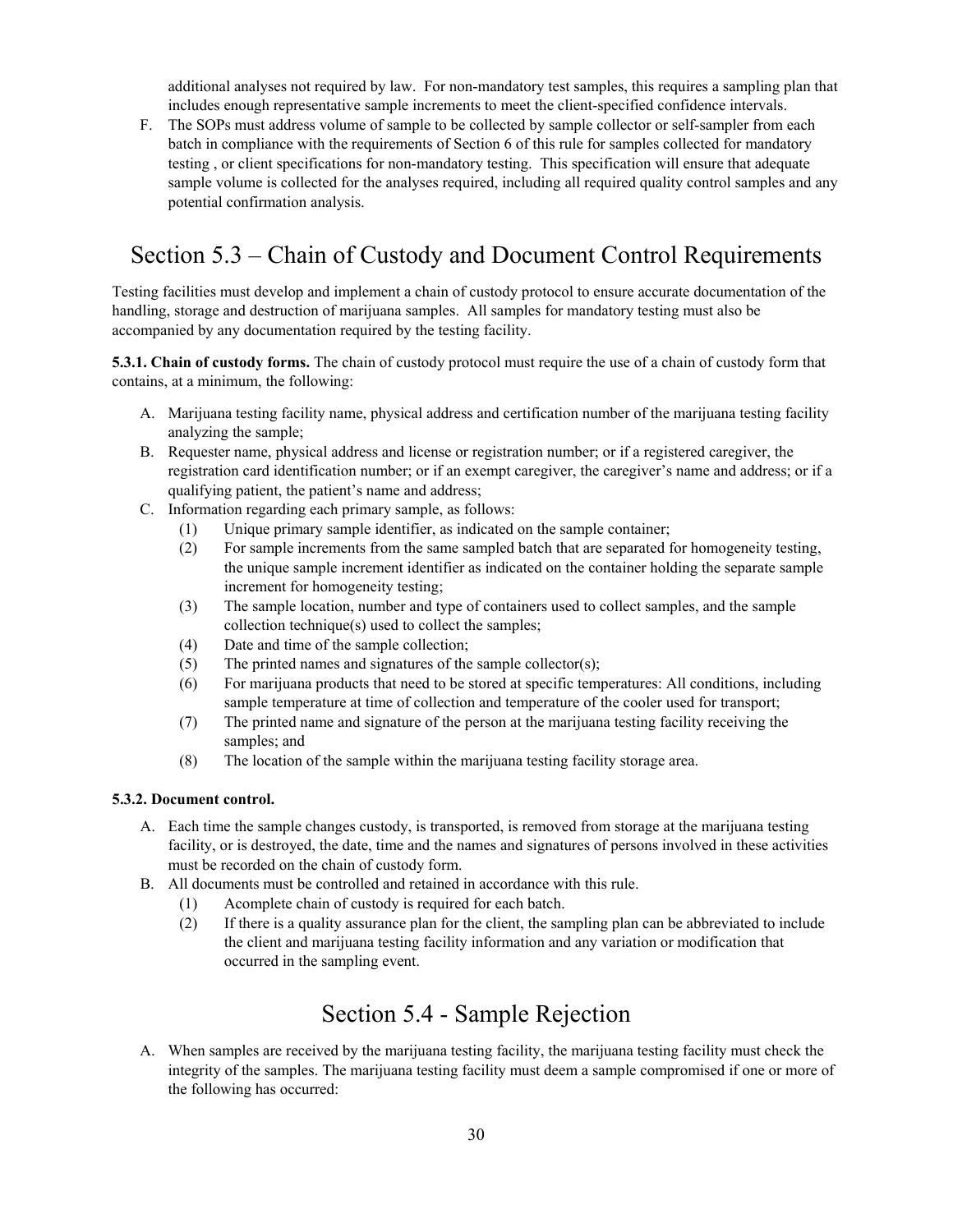additional analyses not required by law. For non-mandatory test samples, this requires a sampling plan that includes enough representative sample increments to meet the client-specified confidence intervals.

F. The SOPs must address volume of sample to be collected by sample collector or self-sampler from each batch in compliance with the requirements of Section 6 of this rule for samples collected for mandatory testing , or client specifications for non-mandatory testing. This specification will ensure that adequate sample volume is collected for the analyses required, including all required quality control samples and any potential confirmation analysis.

## Section 5.3 – Chain of Custody and Document Control Requirements

Testing facilities must develop and implement a chain of custody protocol to ensure accurate documentation of the handling, storage and destruction of marijuana samples. All samples for mandatory testing must also be accompanied by any documentation required by the testing facility.

**5.3.1. Chain of custody forms.** The chain of custody protocol must require the use of a chain of custody form that contains, at a minimum, the following:

A. Marijuana testing facility name, physical address and certification number of the marijuana testing facility analyzing the sample;

B. Requester name, physical address and license or registration number; or if a registered caregiver, the registration card identification number; or if an exempt caregiver, the caregiver's name and address; or if a qualifying patient, the patient's name and address;

C. Information regarding each primary sample, as follows:

  (1) Unique primary sample identifier, as indicated on the sample container;

  (2) For sample increments from the same sampled batch that are separated for homogeneity testing, the unique sample increment identifier as indicated on the container holding the separate sample increment for homogeneity testing;

  (3) The sample location, number and type of containers used to collect samples, and the sample collection technique(s) used to collect the samples;

  (4) Date and time of the sample collection;

  (5) The printed names and signatures of the sample collector(s);

  (6) For marijuana products that need to be stored at specific temperatures: All conditions, including sample temperature at time of collection and temperature of the cooler used for transport;

  (7) The printed name and signature of the person at the marijuana testing facility receiving the samples; and

  (8) The location of the sample within the marijuana testing facility storage area.

**5.3.2. Document control.**

A. Each time the sample changes custody, is transported, is removed from storage at the marijuana testing facility, or is destroyed, the date, time and the names and signatures of persons involved in these activities must be recorded on the chain of custody form.

B. All documents must be controlled and retained in accordance with this rule.

  (1) Acomplete chain of custody is required for each batch.

  (2) If there is a quality assurance plan for the client, the sampling plan can be abbreviated to include the client and marijuana testing facility information and any variation or modification that occurred in the sampling event.

## Section 5.4 - Sample Rejection

A. When samples are received by the marijuana testing facility, the marijuana testing facility must check the integrity of the samples. The marijuana testing facility must deem a sample compromised if one or more of the following has occurred: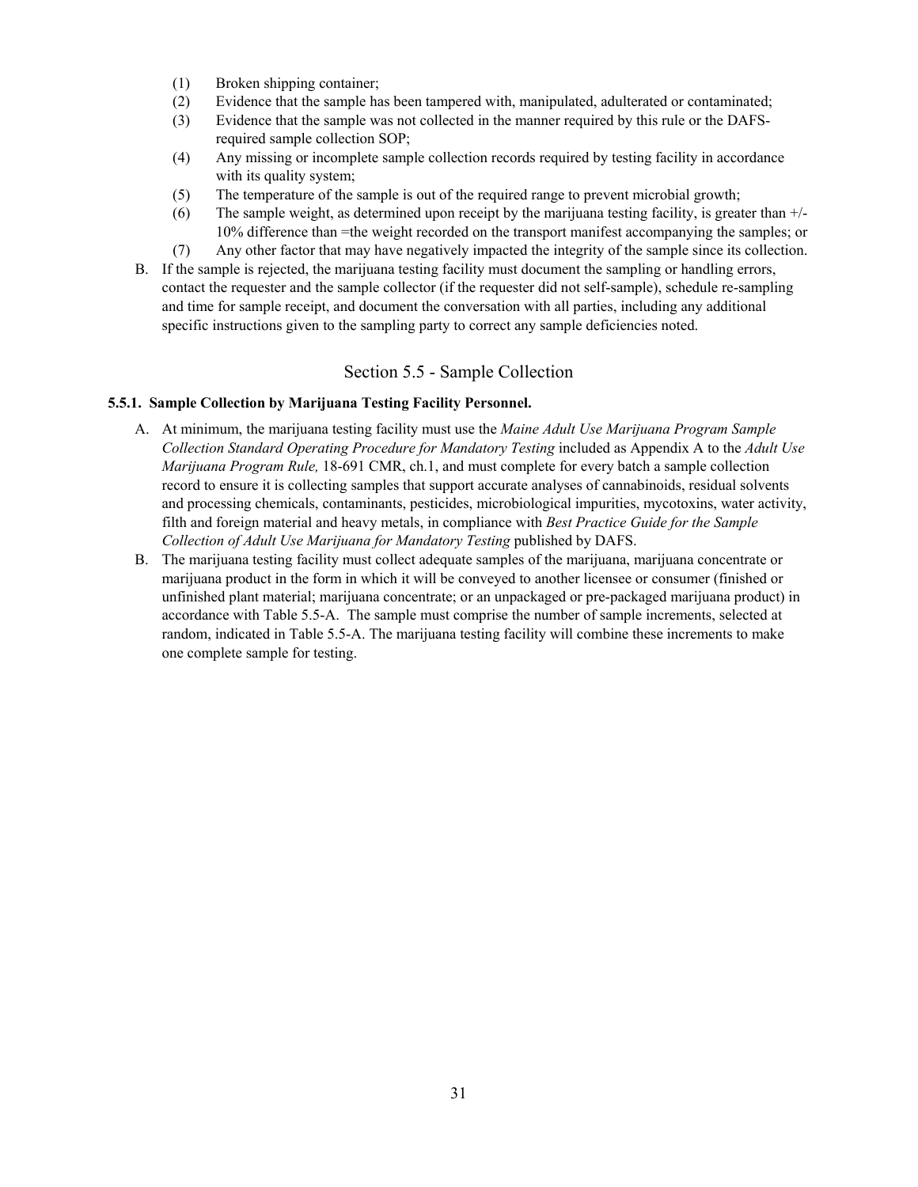(1) Broken shipping container;
(2) Evidence that the sample has been tampered with, manipulated, adulterated or contaminated;
(3) Evidence that the sample was not collected in the manner required by this rule or the DAFS-required sample collection SOP;
(4) Any missing or incomplete sample collection records required by testing facility in accordance with its quality system;
(5) The temperature of the sample is out of the required range to prevent microbial growth;
(6) The sample weight, as determined upon receipt by the marijuana testing facility, is greater than +/- 10% difference than =the weight recorded on the transport manifest accompanying the samples; or
(7) Any other factor that may have negatively impacted the integrity of the sample since its collection.

B. If the sample is rejected, the marijuana testing facility must document the sampling or handling errors, contact the requester and the sample collector (if the requester did not self-sample), schedule re-sampling and time for sample receipt, and document the conversation with all parties, including any additional specific instructions given to the sampling party to correct any sample deficiencies noted.

## Section 5.5 - Sample Collection

**5.5.1. Sample Collection by Marijuana Testing Facility Personnel.**

A. At minimum, the marijuana testing facility must use the *Maine Adult Use Marijuana Program Sample Collection Standard Operating Procedure for Mandatory Testing* included as Appendix A to the *Adult Use Marijuana Program Rule,* 18-691 CMR, ch.1, and must complete for every batch a sample collection record to ensure it is collecting samples that support accurate analyses of cannabinoids, residual solvents and processing chemicals, contaminants, pesticides, microbiological impurities, mycotoxins, water activity, filth and foreign material and heavy metals, in compliance with *Best Practice Guide for the Sample Collection of Adult Use Marijuana for Mandatory Testing* published by DAFS.

B. The marijuana testing facility must collect adequate samples of the marijuana, marijuana concentrate or marijuana product in the form in which it will be conveyed to another licensee or consumer (finished or unfinished plant material; marijuana concentrate; or an unpackaged or pre-packaged marijuana product) in accordance with Table 5.5-A. The sample must comprise the number of sample increments, selected at random, indicated in Table 5.5-A. The marijuana testing facility will combine these increments to make one complete sample for testing.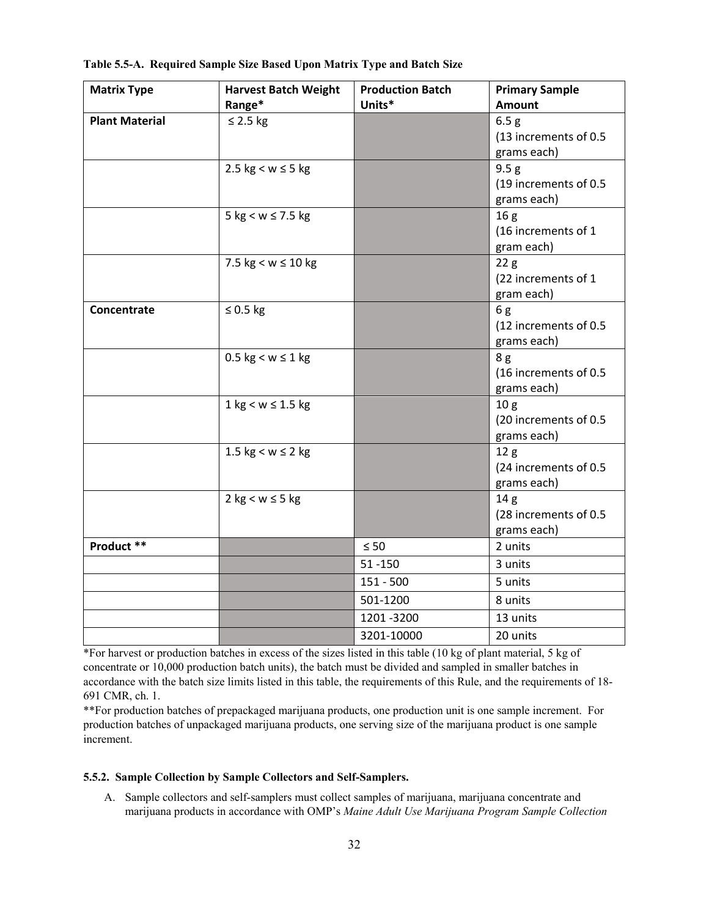**Table 5.5-A. Required Sample Size Based Upon Matrix Type and Batch Size**

| Matrix Type | Harvest Batch Weight Range* | Production Batch Units* | Primary Sample Amount |
|---|---|---|---|
| **Plant Material** | ≤ 2.5 kg | | 6.5 g (13 increments of 0.5 grams each) |
| | 2.5 kg < w ≤ 5 kg | | 9.5 g (19 increments of 0.5 grams each) |
| | 5 kg < w ≤ 7.5 kg | | 16 g (16 increments of 1 gram each) |
| | 7.5 kg < w ≤ 10 kg | | 22 g (22 increments of 1 gram each) |
| **Concentrate** | ≤ 0.5 kg | | 6 g (12 increments of 0.5 grams each) |
| | 0.5 kg < w ≤ 1 kg | | 8 g (16 increments of 0.5 grams each) |
| | 1 kg < w ≤ 1.5 kg | | 10 g (20 increments of 0.5 grams each) |
| | 1.5 kg < w ≤ 2 kg | | 12 g (24 increments of 0.5 grams each) |
| | 2 kg < w ≤ 5 kg | | 14 g (28 increments of 0.5 grams each) |
| **Product \*\*** | | ≤ 50 | 2 units |
| | | 51 -150 | 3 units |
| | | 151 - 500 | 5 units |
| | | 501-1200 | 8 units |
| | | 1201 -3200 | 13 units |
| | | 3201-10000 | 20 units |

*For harvest or production batches in excess of the sizes listed in this table (10 kg of plant material, 5 kg of concentrate or 10,000 production batch units), the batch must be divided and sampled in smaller batches in accordance with the batch size limits listed in this table, the requirements of this Rule, and the requirements of 18-691 CMR, ch. 1.

**For production batches of prepackaged marijuana products, one production unit is one sample increment. For production batches of unpackaged marijuana products, one serving size of the marijuana product is one sample increment.

#### 5.5.2. Sample Collection by Sample Collectors and Self-Samplers.

A. Sample collectors and self-samplers must collect samples of marijuana, marijuana concentrate and marijuana products in accordance with OMP's *Maine Adult Use Marijuana Program Sample Collection*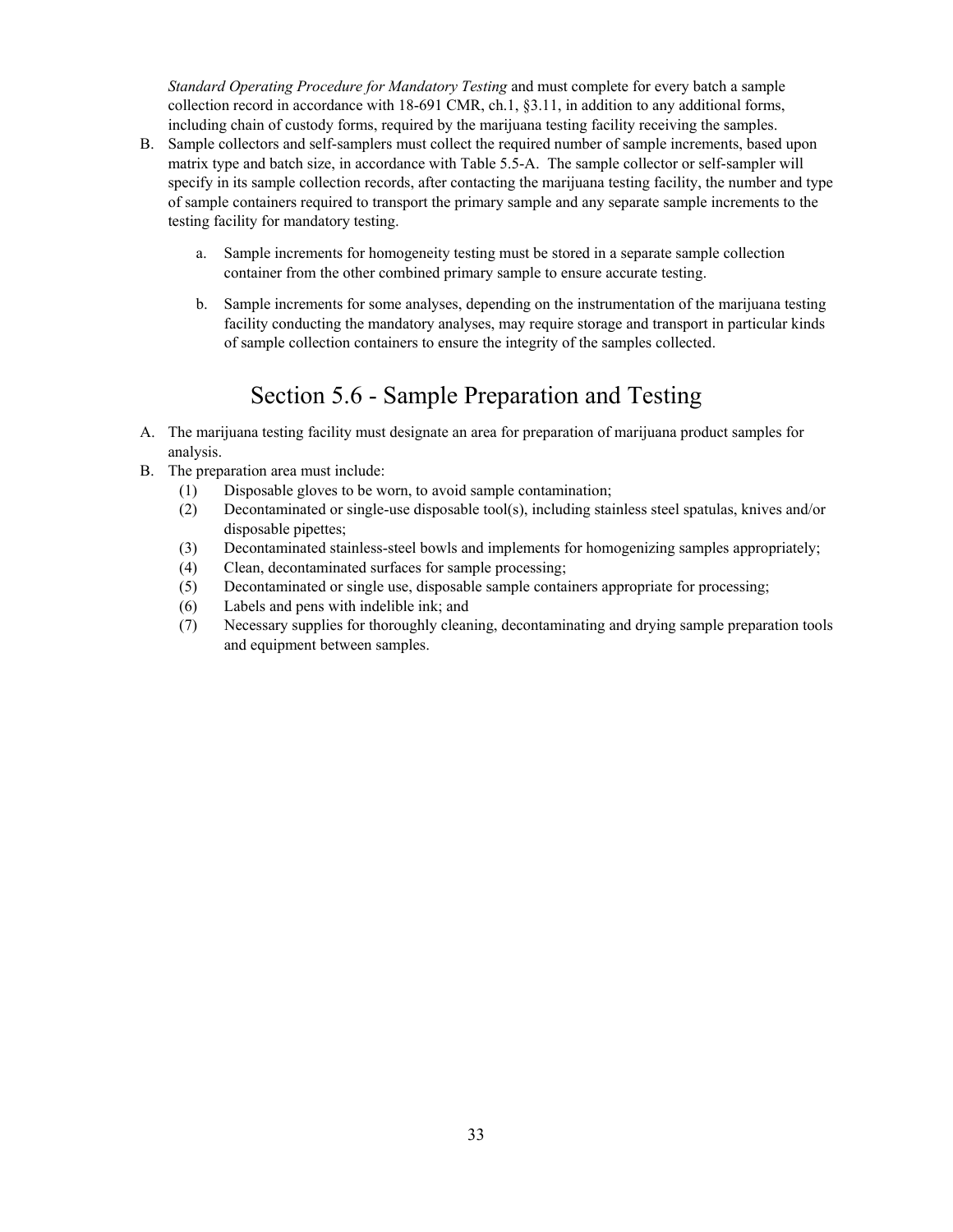*Standard Operating Procedure for Mandatory Testing* and must complete for every batch a sample collection record in accordance with 18-691 CMR, ch.1, §3.11, in addition to any additional forms, including chain of custody forms, required by the marijuana testing facility receiving the samples.

B. Sample collectors and self-samplers must collect the required number of sample increments, based upon matrix type and batch size, in accordance with Table 5.5-A. The sample collector or self-sampler will specify in its sample collection records, after contacting the marijuana testing facility, the number and type of sample containers required to transport the primary sample and any separate sample increments to the testing facility for mandatory testing.

   a. Sample increments for homogeneity testing must be stored in a separate sample collection container from the other combined primary sample to ensure accurate testing.

   b. Sample increments for some analyses, depending on the instrumentation of the marijuana testing facility conducting the mandatory analyses, may require storage and transport in particular kinds of sample collection containers to ensure the integrity of the samples collected.

## Section 5.6 - Sample Preparation and Testing

A. The marijuana testing facility must designate an area for preparation of marijuana product samples for analysis.

B. The preparation area must include:
   (1) Disposable gloves to be worn, to avoid sample contamination;
   (2) Decontaminated or single-use disposable tool(s), including stainless steel spatulas, knives and/or disposable pipettes;
   (3) Decontaminated stainless-steel bowls and implements for homogenizing samples appropriately;
   (4) Clean, decontaminated surfaces for sample processing;
   (5) Decontaminated or single use, disposable sample containers appropriate for processing;
   (6) Labels and pens with indelible ink; and
   (7) Necessary supplies for thoroughly cleaning, decontaminating and drying sample preparation tools and equipment between samples.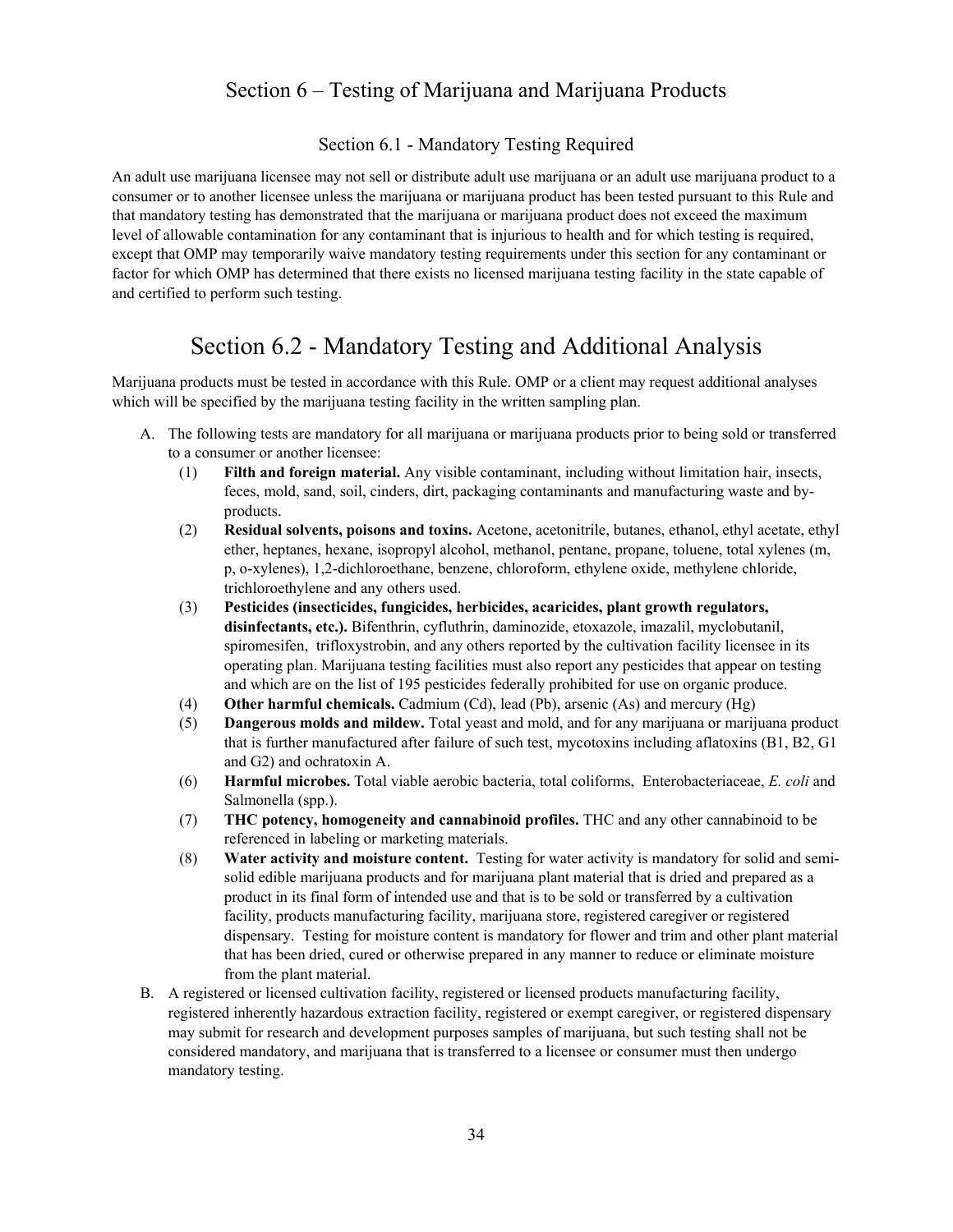# Section 6 – Testing of Marijuana and Marijuana Products

## Section 6.1 - Mandatory Testing Required

An adult use marijuana licensee may not sell or distribute adult use marijuana or an adult use marijuana product to a consumer or to another licensee unless the marijuana or marijuana product has been tested pursuant to this Rule and that mandatory testing has demonstrated that the marijuana or marijuana product does not exceed the maximum level of allowable contamination for any contaminant that is injurious to health and for which testing is required, except that OMP may temporarily waive mandatory testing requirements under this section for any contaminant or factor for which OMP has determined that there exists no licensed marijuana testing facility in the state capable of and certified to perform such testing.

## Section 6.2 - Mandatory Testing and Additional Analysis

Marijuana products must be tested in accordance with this Rule. OMP or a client may request additional analyses which will be specified by the marijuana testing facility in the written sampling plan.

A. The following tests are mandatory for all marijuana or marijuana products prior to being sold or transferred to a consumer or another licensee:
   (1) **Filth and foreign material.** Any visible contaminant, including without limitation hair, insects, feces, mold, sand, soil, cinders, dirt, packaging contaminants and manufacturing waste and by-products.
   (2) **Residual solvents, poisons and toxins.** Acetone, acetonitrile, butanes, ethanol, ethyl acetate, ethyl ether, heptanes, hexane, isopropyl alcohol, methanol, pentane, propane, toluene, total xylenes (m, p, o-xylenes), 1,2-dichloroethane, benzene, chloroform, ethylene oxide, methylene chloride, trichloroethylene and any others used.
   (3) **Pesticides (insecticides, fungicides, herbicides, acaricides, plant growth regulators, disinfectants, etc.).** Bifenthrin, cyfluthrin, daminozide, etoxazole, imazalil, myclobutanil, spiromesifen, trifloxystrobin, and any others reported by the cultivation facility licensee in its operating plan. Marijuana testing facilities must also report any pesticides that appear on testing and which are on the list of 195 pesticides federally prohibited for use on organic produce.
   (4) **Other harmful chemicals.** Cadmium (Cd), lead (Pb), arsenic (As) and mercury (Hg)
   (5) **Dangerous molds and mildew.** Total yeast and mold, and for any marijuana or marijuana product that is further manufactured after failure of such test, mycotoxins including aflatoxins (B1, B2, G1 and G2) and ochratoxin A.
   (6) **Harmful microbes.** Total viable aerobic bacteria, total coliforms, Enterobacteriaceae, *E. coli* and Salmonella (spp.).
   (7) **THC potency, homogeneity and cannabinoid profiles.** THC and any other cannabinoid to be referenced in labeling or marketing materials.
   (8) **Water activity and moisture content.** Testing for water activity is mandatory for solid and semi-solid edible marijuana products and for marijuana plant material that is dried and prepared as a product in its final form of intended use and that is to be sold or transferred by a cultivation facility, products manufacturing facility, marijuana store, registered caregiver or registered dispensary. Testing for moisture content is mandatory for flower and trim and other plant material that has been dried, cured or otherwise prepared in any manner to reduce or eliminate moisture from the plant material.

B. A registered or licensed cultivation facility, registered or licensed products manufacturing facility, registered inherently hazardous extraction facility, registered or exempt caregiver, or registered dispensary may submit for research and development purposes samples of marijuana, but such testing shall not be considered mandatory, and marijuana that is transferred to a licensee or consumer must then undergo mandatory testing.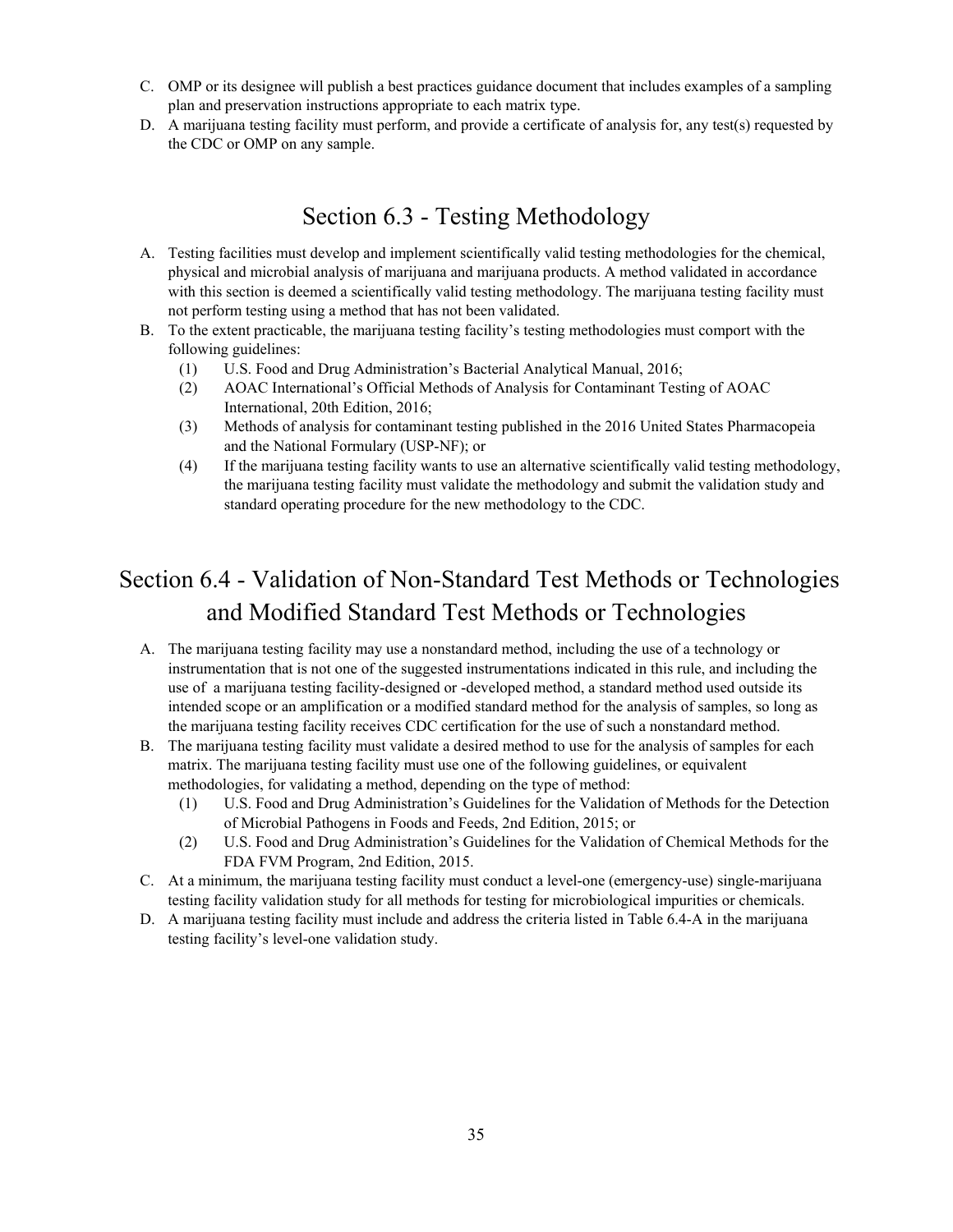C. OMP or its designee will publish a best practices guidance document that includes examples of a sampling plan and preservation instructions appropriate to each matrix type.

D. A marijuana testing facility must perform, and provide a certificate of analysis for, any test(s) requested by the CDC or OMP on any sample.

## Section 6.3 - Testing Methodology

A. Testing facilities must develop and implement scientifically valid testing methodologies for the chemical, physical and microbial analysis of marijuana and marijuana products. A method validated in accordance with this section is deemed a scientifically valid testing methodology. The marijuana testing facility must not perform testing using a method that has not been validated.

B. To the extent practicable, the marijuana testing facility's testing methodologies must comport with the following guidelines:
   (1) U.S. Food and Drug Administration's Bacterial Analytical Manual, 2016;
   (2) AOAC International's Official Methods of Analysis for Contaminant Testing of AOAC International, 20th Edition, 2016;
   (3) Methods of analysis for contaminant testing published in the 2016 United States Pharmacopeia and the National Formulary (USP-NF); or
   (4) If the marijuana testing facility wants to use an alternative scientifically valid testing methodology, the marijuana testing facility must validate the methodology and submit the validation study and standard operating procedure for the new methodology to the CDC.

## Section 6.4 - Validation of Non-Standard Test Methods or Technologies and Modified Standard Test Methods or Technologies

A. The marijuana testing facility may use a nonstandard method, including the use of a technology or instrumentation that is not one of the suggested instrumentations indicated in this rule, and including the use of a marijuana testing facility-designed or -developed method, a standard method used outside its intended scope or an amplification or a modified standard method for the analysis of samples, so long as the marijuana testing facility receives CDC certification for the use of such a nonstandard method.

B. The marijuana testing facility must validate a desired method to use for the analysis of samples for each matrix. The marijuana testing facility must use one of the following guidelines, or equivalent methodologies, for validating a method, depending on the type of method:
   (1) U.S. Food and Drug Administration's Guidelines for the Validation of Methods for the Detection of Microbial Pathogens in Foods and Feeds, 2nd Edition, 2015; or
   (2) U.S. Food and Drug Administration's Guidelines for the Validation of Chemical Methods for the FDA FVM Program, 2nd Edition, 2015.

C. At a minimum, the marijuana testing facility must conduct a level-one (emergency-use) single-marijuana testing facility validation study for all methods for testing for microbiological impurities or chemicals.

D. A marijuana testing facility must include and address the criteria listed in Table 6.4-A in the marijuana testing facility's level-one validation study.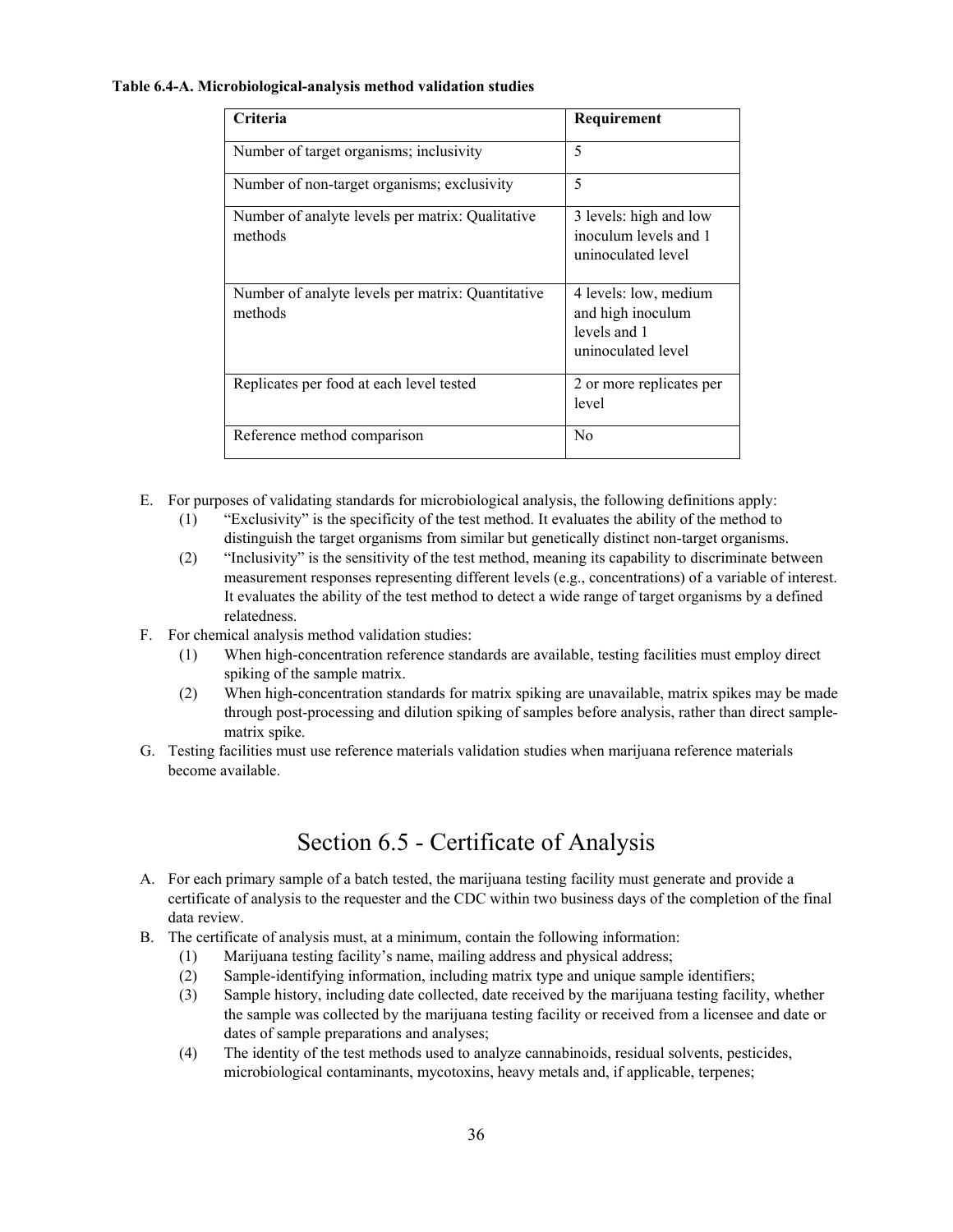**Table 6.4-A. Microbiological-analysis method validation studies**

| Criteria | Requirement |
| --- | --- |
| Number of target organisms; inclusivity | 5 |
| Number of non-target organisms; exclusivity | 5 |
| Number of analyte levels per matrix: Qualitative methods | 3 levels: high and low inoculum levels and 1 uninoculated level |
| Number of analyte levels per matrix: Quantitative methods | 4 levels: low, medium and high inoculum levels and 1 uninoculated level |
| Replicates per food at each level tested | 2 or more replicates per level |
| Reference method comparison | No |

E. For purposes of validating standards for microbiological analysis, the following definitions apply:
    (1) "Exclusivity" is the specificity of the test method. It evaluates the ability of the method to distinguish the target organisms from similar but genetically distinct non-target organisms.
    (2) "Inclusivity" is the sensitivity of the test method, meaning its capability to discriminate between measurement responses representing different levels (e.g., concentrations) of a variable of interest. It evaluates the ability of the test method to detect a wide range of target organisms by a defined relatedness.

F. For chemical analysis method validation studies:
    (1) When high-concentration reference standards are available, testing facilities must employ direct spiking of the sample matrix.
    (2) When high-concentration standards for matrix spiking are unavailable, matrix spikes may be made through post-processing and dilution spiking of samples before analysis, rather than direct sample-matrix spike.

G. Testing facilities must use reference materials validation studies when marijuana reference materials become available.

# Section 6.5 - Certificate of Analysis

A. For each primary sample of a batch tested, the marijuana testing facility must generate and provide a certificate of analysis to the requester and the CDC within two business days of the completion of the final data review.

B. The certificate of analysis must, at a minimum, contain the following information:
    (1) Marijuana testing facility's name, mailing address and physical address;
    (2) Sample-identifying information, including matrix type and unique sample identifiers;
    (3) Sample history, including date collected, date received by the marijuana testing facility, whether the sample was collected by the marijuana testing facility or received from a licensee and date or dates of sample preparations and analyses;
    (4) The identity of the test methods used to analyze cannabinoids, residual solvents, pesticides, microbiological contaminants, mycotoxins, heavy metals and, if applicable, terpenes;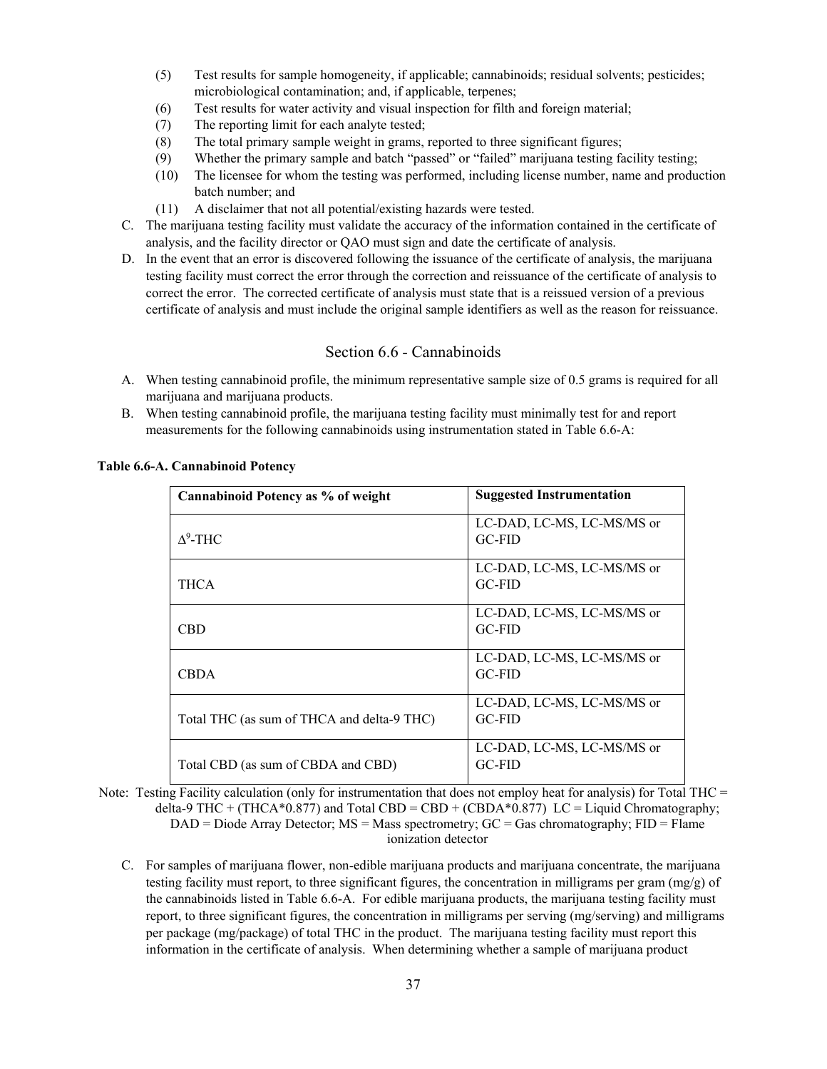(5) Test results for sample homogeneity, if applicable; cannabinoids; residual solvents; pesticides; microbiological contamination; and, if applicable, terpenes;
(6) Test results for water activity and visual inspection for filth and foreign material;
(7) The reporting limit for each analyte tested;
(8) The total primary sample weight in grams, reported to three significant figures;
(9) Whether the primary sample and batch "passed" or "failed" marijuana testing facility testing;
(10) The licensee for whom the testing was performed, including license number, name and production batch number; and
(11) A disclaimer that not all potential/existing hazards were tested.

C. The marijuana testing facility must validate the accuracy of the information contained in the certificate of analysis, and the facility director or QAO must sign and date the certificate of analysis.

D. In the event that an error is discovered following the issuance of the certificate of analysis, the marijuana testing facility must correct the error through the correction and reissuance of the certificate of analysis to correct the error. The corrected certificate of analysis must state that is a reissued version of a previous certificate of analysis and must include the original sample identifiers as well as the reason for reissuance.

## Section 6.6 - Cannabinoids

A. When testing cannabinoid profile, the minimum representative sample size of 0.5 grams is required for all marijuana and marijuana products.

B. When testing cannabinoid profile, the marijuana testing facility must minimally test for and report measurements for the following cannabinoids using instrumentation stated in Table 6.6-A:

**Table 6.6-A. Cannabinoid Potency**

| Cannabinoid Potency as % of weight | Suggested Instrumentation |
|---|---|
| $\Delta^9$-THC | LC-DAD, LC-MS, LC-MS/MS or GC-FID |
| THCA | LC-DAD, LC-MS, LC-MS/MS or GC-FID |
| CBD | LC-DAD, LC-MS, LC-MS/MS or GC-FID |
| CBDA | LC-DAD, LC-MS, LC-MS/MS or GC-FID |
| Total THC (as sum of THCA and delta-9 THC) | LC-DAD, LC-MS, LC-MS/MS or GC-FID |
| Total CBD (as sum of CBDA and CBD) | LC-DAD, LC-MS, LC-MS/MS or GC-FID |

Note: Testing Facility calculation (only for instrumentation that does not employ heat for analysis) for Total THC = delta-9 THC + (THCA*0.877) and Total CBD = CBD + (CBDA*0.877) LC = Liquid Chromatography; DAD = Diode Array Detector; MS = Mass spectrometry; GC = Gas chromatography; FID = Flame ionization detector

C. For samples of marijuana flower, non-edible marijuana products and marijuana concentrate, the marijuana testing facility must report, to three significant figures, the concentration in milligrams per gram (mg/g) of the cannabinoids listed in Table 6.6-A. For edible marijuana products, the marijuana testing facility must report, to three significant figures, the concentration in milligrams per serving (mg/serving) and milligrams per package (mg/package) of total THC in the product. The marijuana testing facility must report this information in the certificate of analysis. When determining whether a sample of marijuana product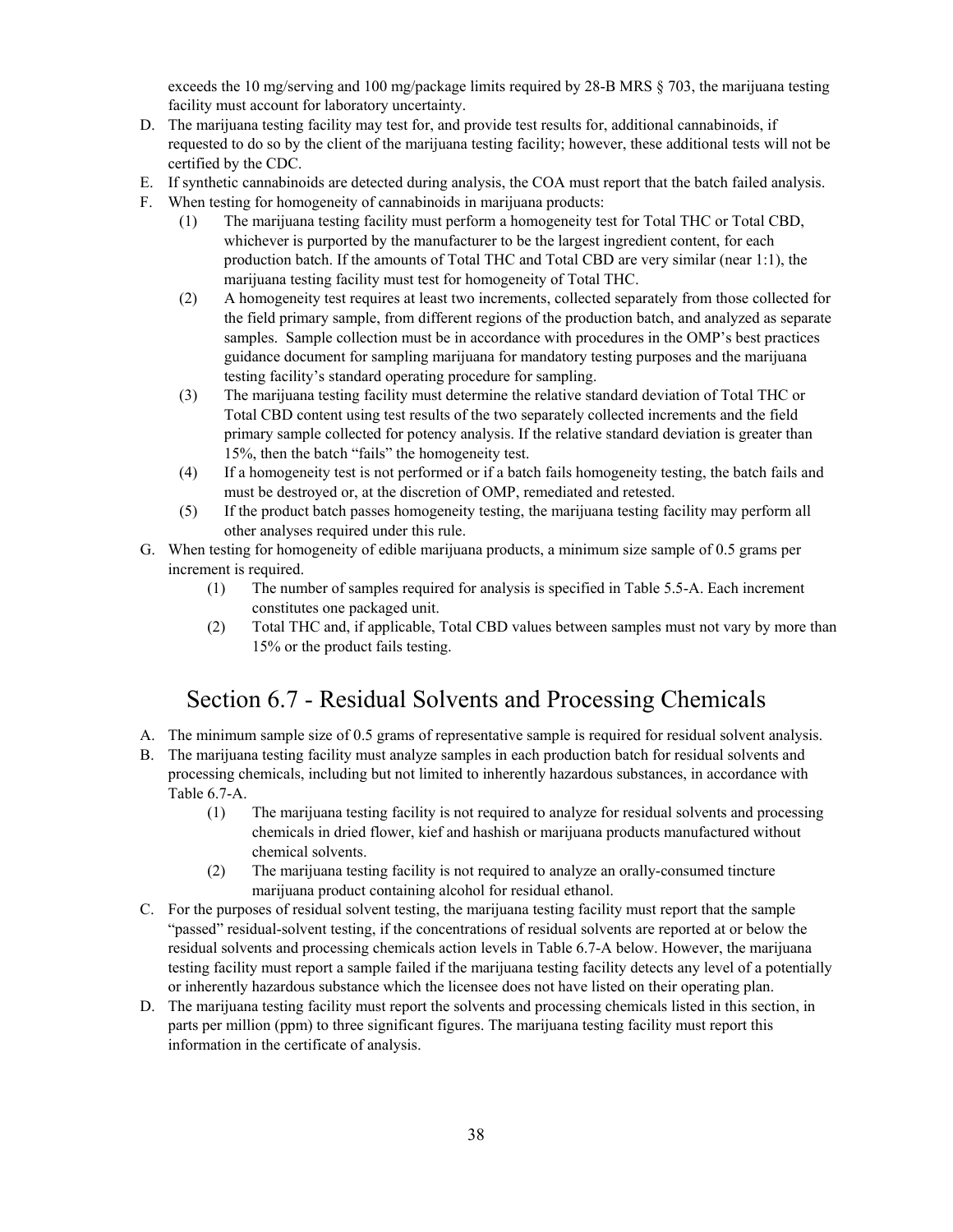exceeds the 10 mg/serving and 100 mg/package limits required by 28-B MRS § 703, the marijuana testing facility must account for laboratory uncertainty.

D. The marijuana testing facility may test for, and provide test results for, additional cannabinoids, if requested to do so by the client of the marijuana testing facility; however, these additional tests will not be certified by the CDC.

E. If synthetic cannabinoids are detected during analysis, the COA must report that the batch failed analysis.

F. When testing for homogeneity of cannabinoids in marijuana products:

   (1) The marijuana testing facility must perform a homogeneity test for Total THC or Total CBD, whichever is purported by the manufacturer to be the largest ingredient content, for each production batch. If the amounts of Total THC and Total CBD are very similar (near 1:1), the marijuana testing facility must test for homogeneity of Total THC.

   (2) A homogeneity test requires at least two increments, collected separately from those collected for the field primary sample, from different regions of the production batch, and analyzed as separate samples. Sample collection must be in accordance with procedures in the OMP's best practices guidance document for sampling marijuana for mandatory testing purposes and the marijuana testing facility's standard operating procedure for sampling.

   (3) The marijuana testing facility must determine the relative standard deviation of Total THC or Total CBD content using test results of the two separately collected increments and the field primary sample collected for potency analysis. If the relative standard deviation is greater than 15%, then the batch "fails" the homogeneity test.

   (4) If a homogeneity test is not performed or if a batch fails homogeneity testing, the batch fails and must be destroyed or, at the discretion of OMP, remediated and retested.

   (5) If the product batch passes homogeneity testing, the marijuana testing facility may perform all other analyses required under this rule.

G. When testing for homogeneity of edible marijuana products, a minimum size sample of 0.5 grams per increment is required.

   (1) The number of samples required for analysis is specified in Table 5.5-A. Each increment constitutes one packaged unit.

   (2) Total THC and, if applicable, Total CBD values between samples must not vary by more than 15% or the product fails testing.

## Section 6.7 - Residual Solvents and Processing Chemicals

A. The minimum sample size of 0.5 grams of representative sample is required for residual solvent analysis.

B. The marijuana testing facility must analyze samples in each production batch for residual solvents and processing chemicals, including but not limited to inherently hazardous substances, in accordance with Table 6.7-A.

   (1) The marijuana testing facility is not required to analyze for residual solvents and processing chemicals in dried flower, kief and hashish or marijuana products manufactured without chemical solvents.

   (2) The marijuana testing facility is not required to analyze an orally-consumed tincture marijuana product containing alcohol for residual ethanol.

C. For the purposes of residual solvent testing, the marijuana testing facility must report that the sample "passed" residual-solvent testing, if the concentrations of residual solvents are reported at or below the residual solvents and processing chemicals action levels in Table 6.7-A below. However, the marijuana testing facility must report a sample failed if the marijuana testing facility detects any level of a potentially or inherently hazardous substance which the licensee does not have listed on their operating plan.

D. The marijuana testing facility must report the solvents and processing chemicals listed in this section, in parts per million (ppm) to three significant figures. The marijuana testing facility must report this information in the certificate of analysis.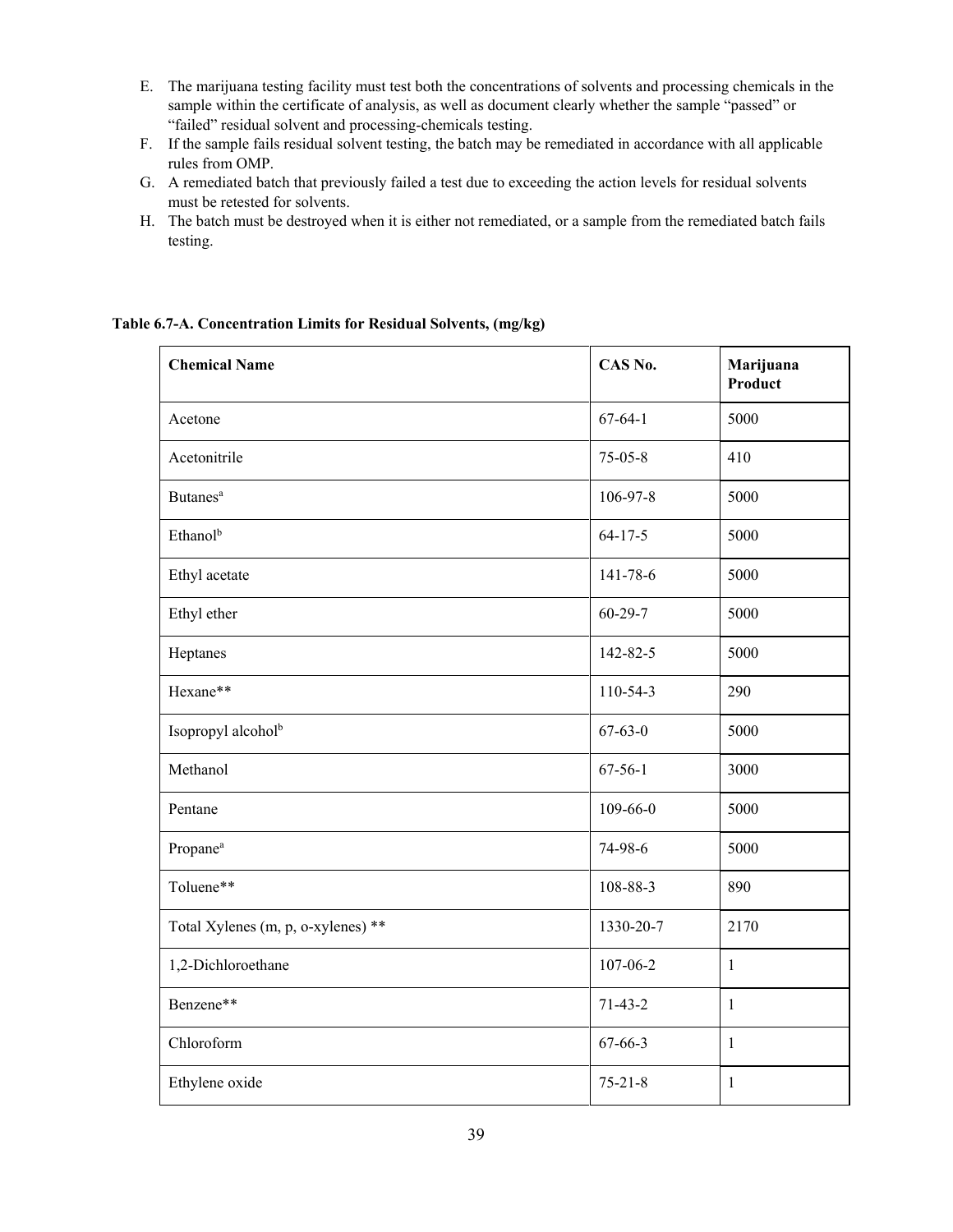E. The marijuana testing facility must test both the concentrations of solvents and processing chemicals in the sample within the certificate of analysis, as well as document clearly whether the sample "passed" or "failed" residual solvent and processing-chemicals testing.
F. If the sample fails residual solvent testing, the batch may be remediated in accordance with all applicable rules from OMP.
G. A remediated batch that previously failed a test due to exceeding the action levels for residual solvents must be retested for solvents.
H. The batch must be destroyed when it is either not remediated, or a sample from the remediated batch fails testing.

**Table 6.7-A. Concentration Limits for Residual Solvents, (mg/kg)**

| Chemical Name | CAS No. | Marijuana Product |
|---|---|---|
| Acetone | 67-64-1 | 5000 |
| Acetonitrile | 75-05-8 | 410 |
| Butanes[a] | 106-97-8 | 5000 |
| Ethanol[b] | 64-17-5 | 5000 |
| Ethyl acetate | 141-78-6 | 5000 |
| Ethyl ether | 60-29-7 | 5000 |
| Heptanes | 142-82-5 | 5000 |
| Hexane** | 110-54-3 | 290 |
| Isopropyl alcohol[b] | 67-63-0 | 5000 |
| Methanol | 67-56-1 | 3000 |
| Pentane | 109-66-0 | 5000 |
| Propane[a] | 74-98-6 | 5000 |
| Toluene** | 108-88-3 | 890 |
| Total Xylenes (m, p, o-xylenes) ** | 1330-20-7 | 2170 |
| 1,2-Dichloroethane | 107-06-2 | 1 |
| Benzene** | 71-43-2 | 1 |
| Chloroform | 67-66-3 | 1 |
| Ethylene oxide | 75-21-8 | 1 |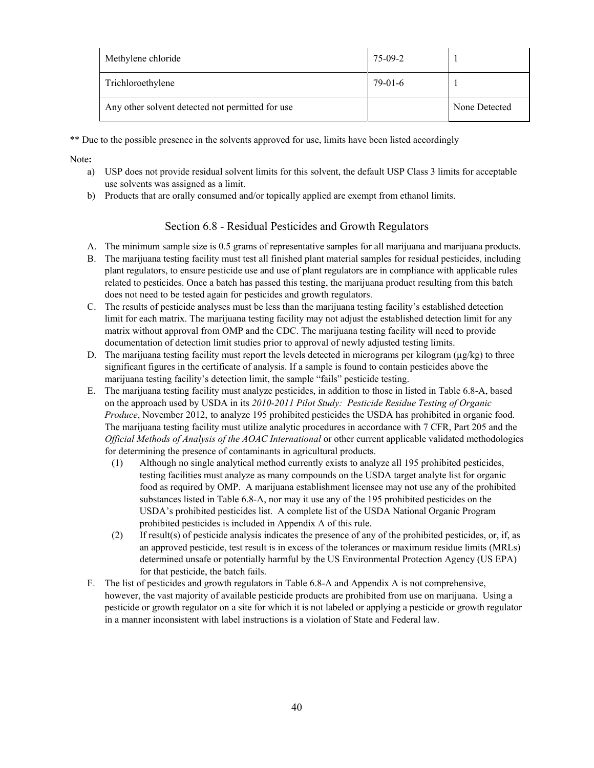| Methylene chloride | 75-09-2 | 1 |
|---|---|---|
| Trichloroethylene | 79-01-6 | 1 |
| Any other solvent detected not permitted for use | | None Detected |

** Due to the possible presence in the solvents approved for use, limits have been listed accordingly

Note**:**

a) USP does not provide residual solvent limits for this solvent, the default USP Class 3 limits for acceptable use solvents was assigned as a limit.
b) Products that are orally consumed and/or topically applied are exempt from ethanol limits.

## Section 6.8 - Residual Pesticides and Growth Regulators

A. The minimum sample size is 0.5 grams of representative samples for all marijuana and marijuana products.
B. The marijuana testing facility must test all finished plant material samples for residual pesticides, including plant regulators, to ensure pesticide use and use of plant regulators are in compliance with applicable rules related to pesticides. Once a batch has passed this testing, the marijuana product resulting from this batch does not need to be tested again for pesticides and growth regulators.
C. The results of pesticide analyses must be less than the marijuana testing facility's established detection limit for each matrix. The marijuana testing facility may not adjust the established detection limit for any matrix without approval from OMP and the CDC. The marijuana testing facility will need to provide documentation of detection limit studies prior to approval of newly adjusted testing limits.
D. The marijuana testing facility must report the levels detected in micrograms per kilogram (µg/kg) to three significant figures in the certificate of analysis. If a sample is found to contain pesticides above the marijuana testing facility's detection limit, the sample "fails" pesticide testing.
E. The marijuana testing facility must analyze pesticides, in addition to those in listed in Table 6.8-A, based on the approach used by USDA in its *2010-2011 Pilot Study: Pesticide Residue Testing of Organic Produce*, November 2012, to analyze 195 prohibited pesticides the USDA has prohibited in organic food. The marijuana testing facility must utilize analytic procedures in accordance with 7 CFR, Part 205 and the *Official Methods of Analysis of the AOAC International* or other current applicable validated methodologies for determining the presence of contaminants in agricultural products.
   (1) Although no single analytical method currently exists to analyze all 195 prohibited pesticides, testing facilities must analyze as many compounds on the USDA target analyte list for organic food as required by OMP. A marijuana establishment licensee may not use any of the prohibited substances listed in Table 6.8-A, nor may it use any of the 195 prohibited pesticides on the USDA's prohibited pesticides list. A complete list of the USDA National Organic Program prohibited pesticides is included in Appendix A of this rule.
   (2) If result(s) of pesticide analysis indicates the presence of any of the prohibited pesticides, or, if, as an approved pesticide, test result is in excess of the tolerances or maximum residue limits (MRLs) determined unsafe or potentially harmful by the US Environmental Protection Agency (US EPA) for that pesticide, the batch fails.
F. The list of pesticides and growth regulators in Table 6.8-A and Appendix A is not comprehensive, however, the vast majority of available pesticide products are prohibited from use on marijuana. Using a pesticide or growth regulator on a site for which it is not labeled or applying a pesticide or growth regulator in a manner inconsistent with label instructions is a violation of State and Federal law.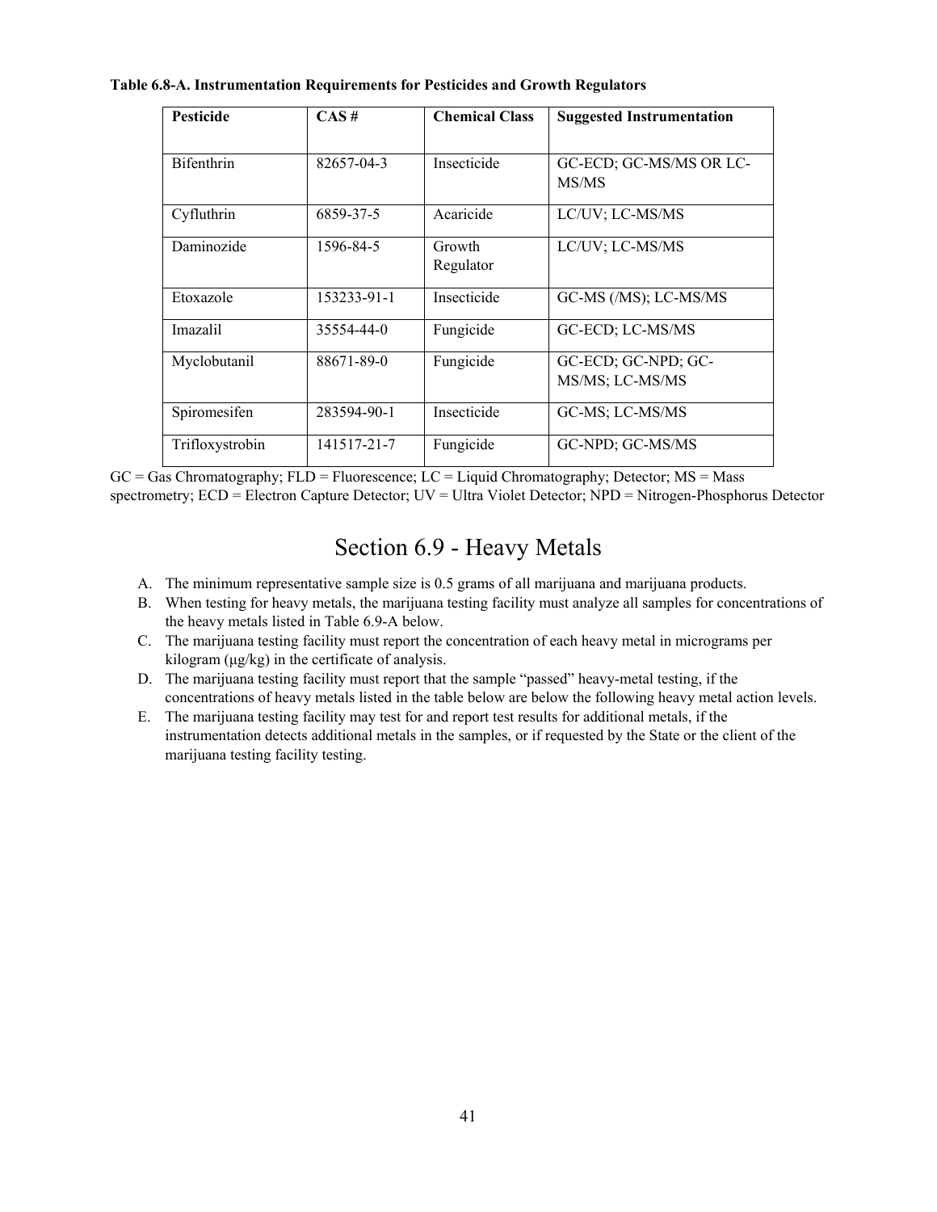**Table 6.8-A. Instrumentation Requirements for Pesticides and Growth Regulators**

| Pesticide | CAS # | Chemical Class | Suggested Instrumentation |
|---|---|---|---|
| Bifenthrin | 82657-04-3 | Insecticide | GC-ECD; GC-MS/MS OR LC-MS/MS |
| Cyfluthrin | 6859-37-5 | Acaricide | LC/UV; LC-MS/MS |
| Daminozide | 1596-84-5 | Growth Regulator | LC/UV; LC-MS/MS |
| Etoxazole | 153233-91-1 | Insecticide | GC-MS (/MS); LC-MS/MS |
| Imazalil | 35554-44-0 | Fungicide | GC-ECD; LC-MS/MS |
| Myclobutanil | 88671-89-0 | Fungicide | GC-ECD; GC-NPD; GC-MS/MS; LC-MS/MS |
| Spiromesifen | 283594-90-1 | Insecticide | GC-MS; LC-MS/MS |
| Trifloxystrobin | 141517-21-7 | Fungicide | GC-NPD; GC-MS/MS |

GC = Gas Chromatography; FLD = Fluorescence; LC = Liquid Chromatography; Detector; MS = Mass spectrometry; ECD = Electron Capture Detector; UV = Ultra Violet Detector; NPD = Nitrogen-Phosphorus Detector

# Section 6.9 - Heavy Metals

A. The minimum representative sample size is 0.5 grams of all marijuana and marijuana products.
B. When testing for heavy metals, the marijuana testing facility must analyze all samples for concentrations of the heavy metals listed in Table 6.9-A below.
C. The marijuana testing facility must report the concentration of each heavy metal in micrograms per kilogram (μg/kg) in the certificate of analysis.
D. The marijuana testing facility must report that the sample "passed" heavy-metal testing, if the concentrations of heavy metals listed in the table below are below the following heavy metal action levels.
E. The marijuana testing facility may test for and report test results for additional metals, if the instrumentation detects additional metals in the samples, or if requested by the State or the client of the marijuana testing facility testing.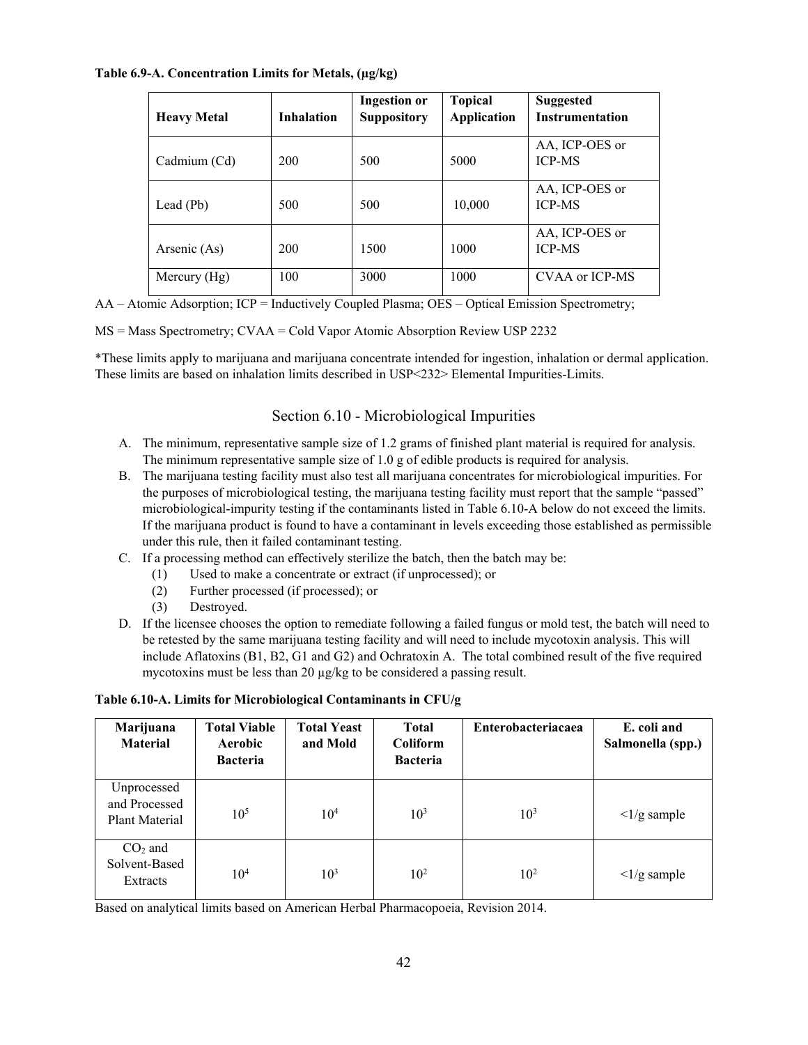**Table 6.9-A. Concentration Limits for Metals, (µg/kg)**

| Heavy Metal | Inhalation | Ingestion or Suppository | Topical Application | Suggested Instrumentation |
|---|---|---|---|---|
| Cadmium (Cd) | 200 | 500 | 5000 | AA, ICP-OES or ICP-MS |
| Lead (Pb) | 500 | 500 | 10,000 | AA, ICP-OES or ICP-MS |
| Arsenic (As) | 200 | 1500 | 1000 | AA, ICP-OES or ICP-MS |
| Mercury (Hg) | 100 | 3000 | 1000 | CVAA or ICP-MS |

AA – Atomic Adsorption; ICP = Inductively Coupled Plasma; OES – Optical Emission Spectrometry;

MS = Mass Spectrometry; CVAA = Cold Vapor Atomic Absorption Review USP 2232

*These limits apply to marijuana and marijuana concentrate intended for ingestion, inhalation or dermal application. These limits are based on inhalation limits described in USP<232> Elemental Impurities-Limits.

## Section 6.10 - Microbiological Impurities

A. The minimum, representative sample size of 1.2 grams of finished plant material is required for analysis. The minimum representative sample size of 1.0 g of edible products is required for analysis.

B. The marijuana testing facility must also test all marijuana concentrates for microbiological impurities. For the purposes of microbiological testing, the marijuana testing facility must report that the sample "passed" microbiological-impurity testing if the contaminants listed in Table 6.10-A below do not exceed the limits. If the marijuana product is found to have a contaminant in levels exceeding those established as permissible under this rule, then it failed contaminant testing.

C. If a processing method can effectively sterilize the batch, then the batch may be:
   (1) Used to make a concentrate or extract (if unprocessed); or
   (2) Further processed (if processed); or
   (3) Destroyed.

D. If the licensee chooses the option to remediate following a failed fungus or mold test, the batch will need to be retested by the same marijuana testing facility and will need to include mycotoxin analysis. This will include Aflatoxins (B1, B2, G1 and G2) and Ochratoxin A. The total combined result of the five required mycotoxins must be less than 20 µg/kg to be considered a passing result.

**Table 6.10-A. Limits for Microbiological Contaminants in CFU/g**

| Marijuana Material | Total Viable Aerobic Bacteria | Total Yeast and Mold | Total Coliform Bacteria | Enterobacteriacaea | E. coli and Salmonella (spp.) |
|---|---|---|---|---|---|
| Unprocessed and Processed Plant Material | $10^5$ | $10^4$ | $10^3$ | $10^3$ | <1/g sample |
| $CO_2$ and Solvent-Based Extracts | $10^4$ | $10^3$ | $10^2$ | $10^2$ | <1/g sample |

Based on analytical limits based on American Herbal Pharmacopoeia, Revision 2014.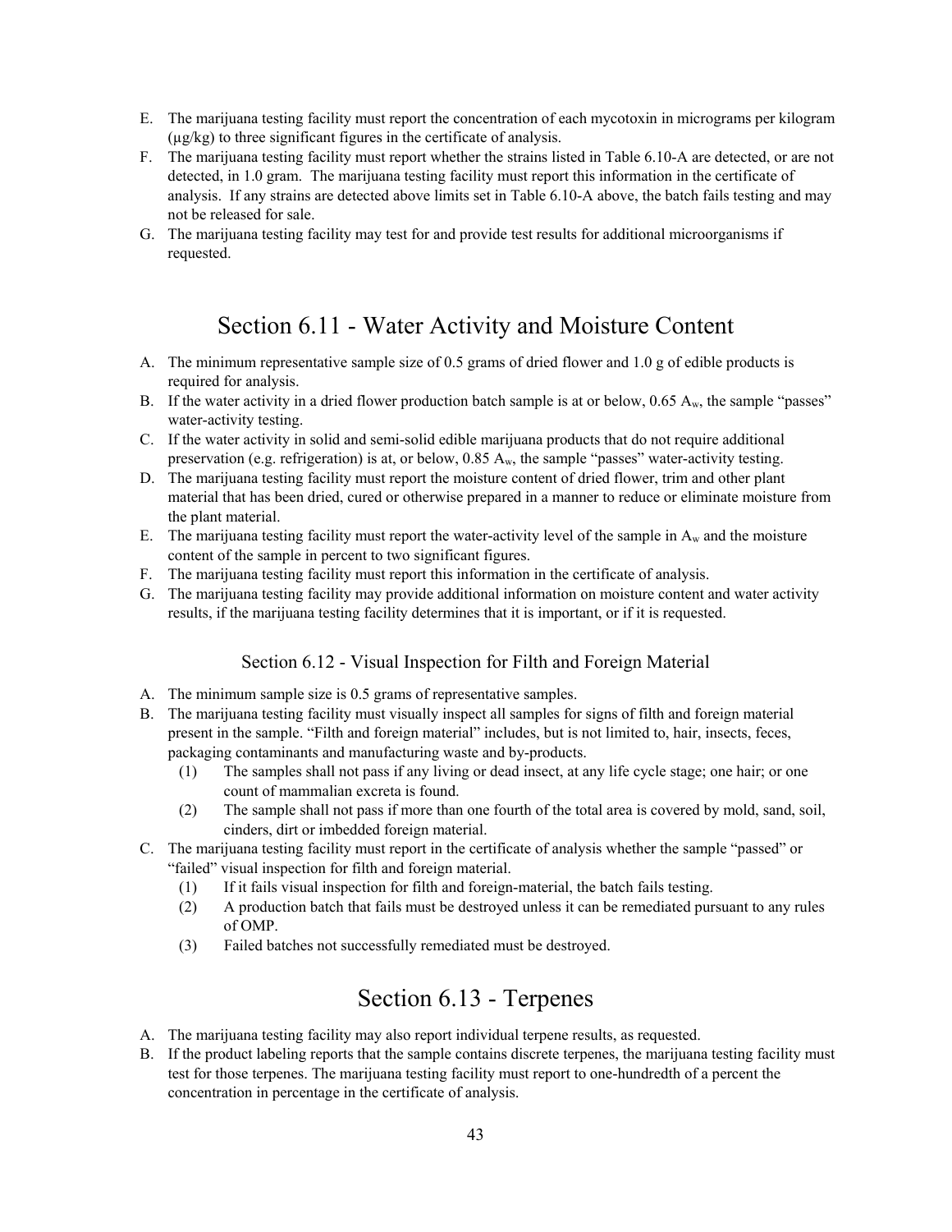E. The marijuana testing facility must report the concentration of each mycotoxin in micrograms per kilogram (µg/kg) to three significant figures in the certificate of analysis.
F. The marijuana testing facility must report whether the strains listed in Table 6.10-A are detected, or are not detected, in 1.0 gram. The marijuana testing facility must report this information in the certificate of analysis. If any strains are detected above limits set in Table 6.10-A above, the batch fails testing and may not be released for sale.
G. The marijuana testing facility may test for and provide test results for additional microorganisms if requested.

## Section 6.11 - Water Activity and Moisture Content

A. The minimum representative sample size of 0.5 grams of dried flower and 1.0 g of edible products is required for analysis.
B. If the water activity in a dried flower production batch sample is at or below, 0.65 $A_w$, the sample "passes" water-activity testing.
C. If the water activity in solid and semi-solid edible marijuana products that do not require additional preservation (e.g. refrigeration) is at, or below, 0.85 $A_w$, the sample "passes" water-activity testing.
D. The marijuana testing facility must report the moisture content of dried flower, trim and other plant material that has been dried, cured or otherwise prepared in a manner to reduce or eliminate moisture from the plant material.
E. The marijuana testing facility must report the water-activity level of the sample in $A_w$ and the moisture content of the sample in percent to two significant figures.
F. The marijuana testing facility must report this information in the certificate of analysis.
G. The marijuana testing facility may provide additional information on moisture content and water activity results, if the marijuana testing facility determines that it is important, or if it is requested.

### Section 6.12 - Visual Inspection for Filth and Foreign Material

A. The minimum sample size is 0.5 grams of representative samples.
B. The marijuana testing facility must visually inspect all samples for signs of filth and foreign material present in the sample. "Filth and foreign material" includes, but is not limited to, hair, insects, feces, packaging contaminants and manufacturing waste and by-products.
   (1) The samples shall not pass if any living or dead insect, at any life cycle stage; one hair; or one count of mammalian excreta is found.
   (2) The sample shall not pass if more than one fourth of the total area is covered by mold, sand, soil, cinders, dirt or imbedded foreign material.
C. The marijuana testing facility must report in the certificate of analysis whether the sample "passed" or "failed" visual inspection for filth and foreign material.
   (1) If it fails visual inspection for filth and foreign-material, the batch fails testing.
   (2) A production batch that fails must be destroyed unless it can be remediated pursuant to any rules of OMP.
   (3) Failed batches not successfully remediated must be destroyed.

## Section 6.13 - Terpenes

A. The marijuana testing facility may also report individual terpene results, as requested.
B. If the product labeling reports that the sample contains discrete terpenes, the marijuana testing facility must test for those terpenes. The marijuana testing facility must report to one-hundredth of a percent the concentration in percentage in the certificate of analysis.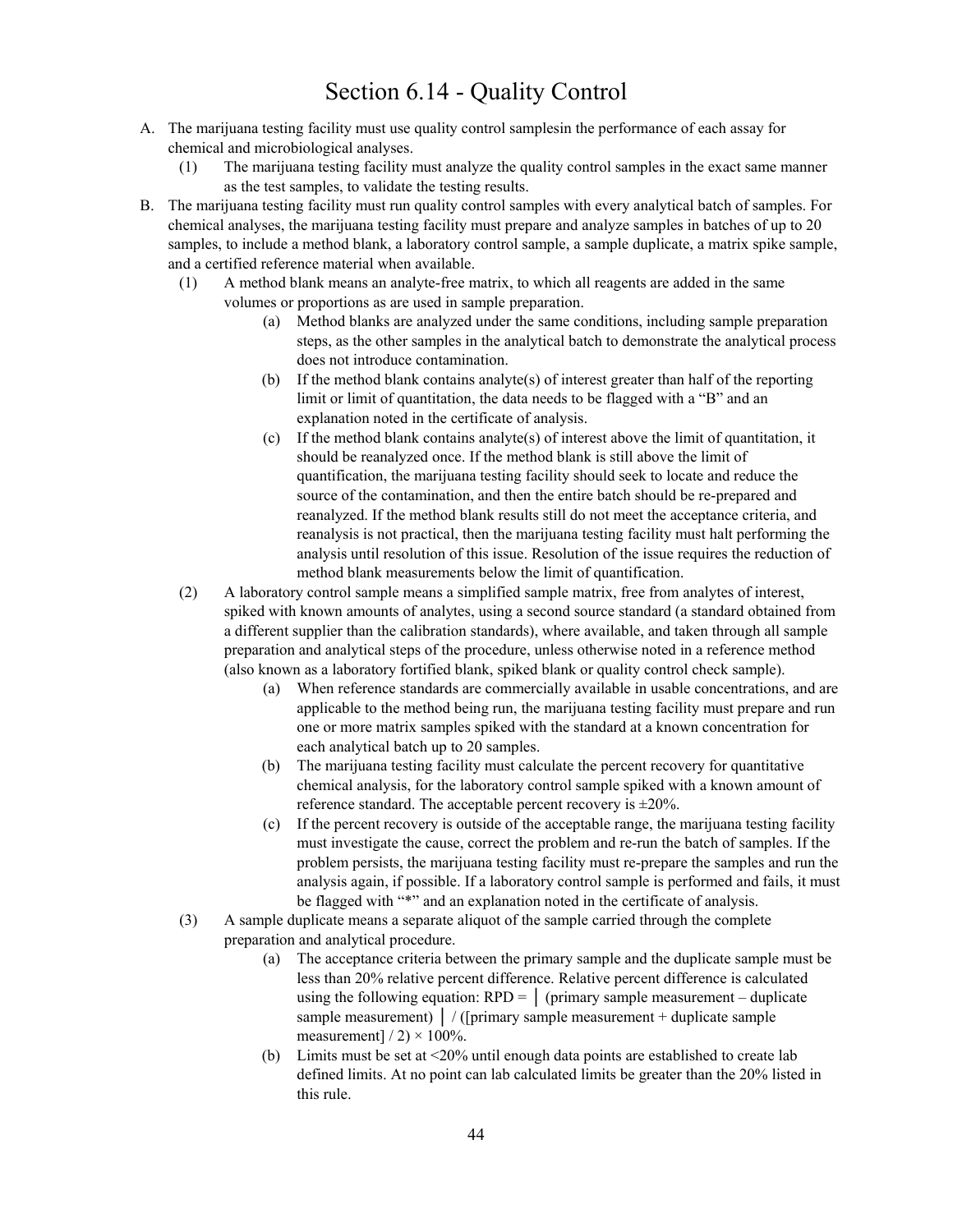# Section 6.14 - Quality Control

A. The marijuana testing facility must use quality control samplesin the performance of each assay for chemical and microbiological analyses.

   (1) The marijuana testing facility must analyze the quality control samples in the exact same manner as the test samples, to validate the testing results.

B. The marijuana testing facility must run quality control samples with every analytical batch of samples. For chemical analyses, the marijuana testing facility must prepare and analyze samples in batches of up to 20 samples, to include a method blank, a laboratory control sample, a sample duplicate, a matrix spike sample, and a certified reference material when available.

   (1) A method blank means an analyte-free matrix, to which all reagents are added in the same volumes or proportions as are used in sample preparation.

      (a) Method blanks are analyzed under the same conditions, including sample preparation steps, as the other samples in the analytical batch to demonstrate the analytical process does not introduce contamination.

      (b) If the method blank contains analyte(s) of interest greater than half of the reporting limit or limit of quantitation, the data needs to be flagged with a "B" and an explanation noted in the certificate of analysis.

      (c) If the method blank contains analyte(s) of interest above the limit of quantitation, it should be reanalyzed once. If the method blank is still above the limit of quantification, the marijuana testing facility should seek to locate and reduce the source of the contamination, and then the entire batch should be re-prepared and reanalyzed. If the method blank results still do not meet the acceptance criteria, and reanalysis is not practical, then the marijuana testing facility must halt performing the analysis until resolution of this issue. Resolution of the issue requires the reduction of method blank measurements below the limit of quantification.

   (2) A laboratory control sample means a simplified sample matrix, free from analytes of interest, spiked with known amounts of analytes, using a second source standard (a standard obtained from a different supplier than the calibration standards), where available, and taken through all sample preparation and analytical steps of the procedure, unless otherwise noted in a reference method (also known as a laboratory fortified blank, spiked blank or quality control check sample).

      (a) When reference standards are commercially available in usable concentrations, and are applicable to the method being run, the marijuana testing facility must prepare and run one or more matrix samples spiked with the standard at a known concentration for each analytical batch up to 20 samples.

      (b) The marijuana testing facility must calculate the percent recovery for quantitative chemical analysis, for the laboratory control sample spiked with a known amount of reference standard. The acceptable percent recovery is ±20%.

      (c) If the percent recovery is outside of the acceptable range, the marijuana testing facility must investigate the cause, correct the problem and re-run the batch of samples. If the problem persists, the marijuana testing facility must re-prepare the samples and run the analysis again, if possible. If a laboratory control sample is performed and fails, it must be flagged with "*" and an explanation noted in the certificate of analysis.

   (3) A sample duplicate means a separate aliquot of the sample carried through the complete preparation and analytical procedure.

      (a) The acceptance criteria between the primary sample and the duplicate sample must be less than 20% relative percent difference. Relative percent difference is calculated using the following equation: RPD = │(primary sample measurement – duplicate sample measurement)│/ ([primary sample measurement + duplicate sample measurement] / 2) × 100%.

      (b) Limits must be set at <20% until enough data points are established to create lab defined limits. At no point can lab calculated limits be greater than the 20% listed in this rule.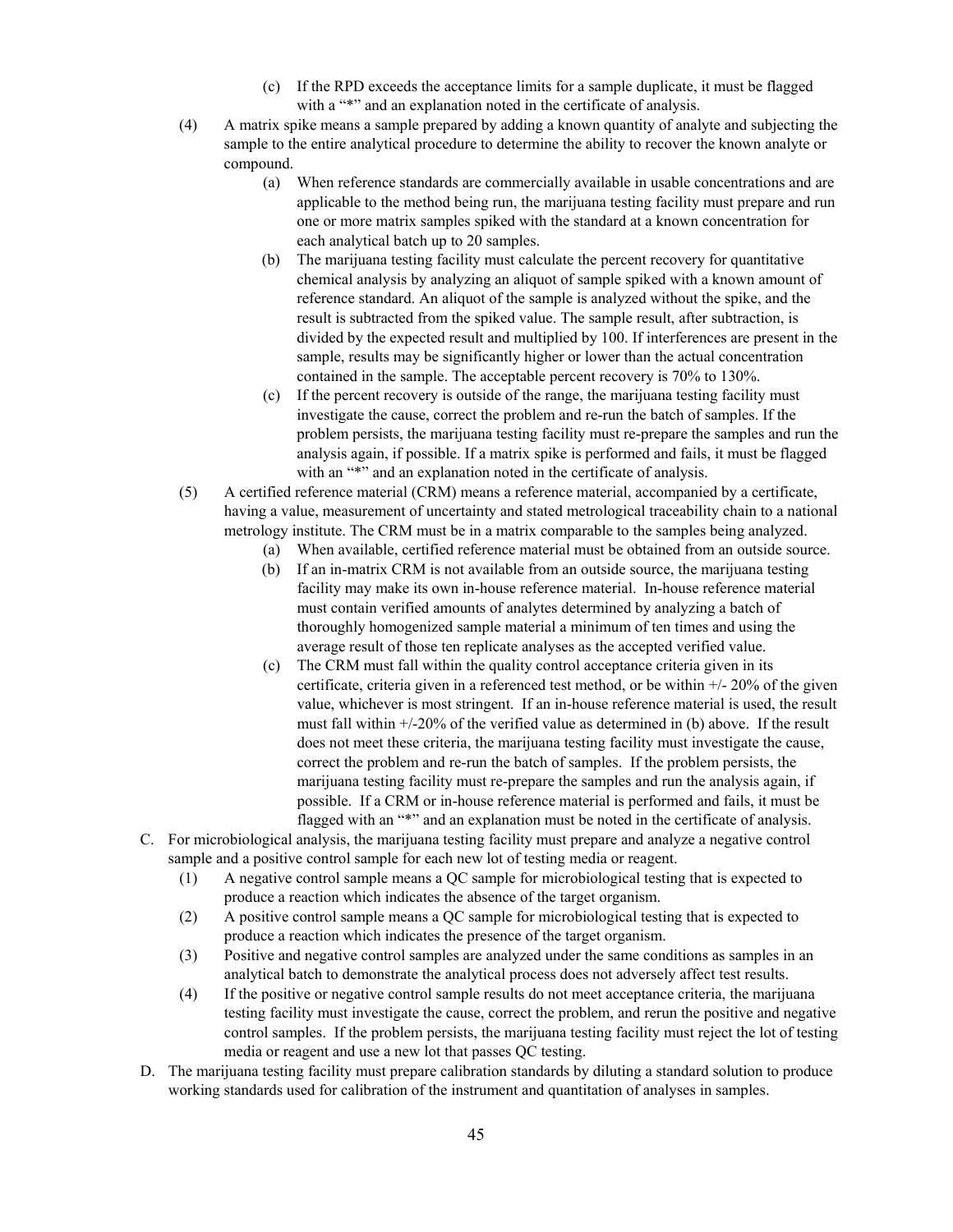(c) If the RPD exceeds the acceptance limits for a sample duplicate, it must be flagged with a "*" and an explanation noted in the certificate of analysis.

(4) A matrix spike means a sample prepared by adding a known quantity of analyte and subjecting the sample to the entire analytical procedure to determine the ability to recover the known analyte or compound.

  (a) When reference standards are commercially available in usable concentrations and are applicable to the method being run, the marijuana testing facility must prepare and run one or more matrix samples spiked with the standard at a known concentration for each analytical batch up to 20 samples.

  (b) The marijuana testing facility must calculate the percent recovery for quantitative chemical analysis by analyzing an aliquot of sample spiked with a known amount of reference standard. An aliquot of the sample is analyzed without the spike, and the result is subtracted from the spiked value. The sample result, after subtraction, is divided by the expected result and multiplied by 100. If interferences are present in the sample, results may be significantly higher or lower than the actual concentration contained in the sample. The acceptable percent recovery is 70% to 130%.

  (c) If the percent recovery is outside of the range, the marijuana testing facility must investigate the cause, correct the problem and re-run the batch of samples. If the problem persists, the marijuana testing facility must re-prepare the samples and run the analysis again, if possible. If a matrix spike is performed and fails, it must be flagged with an "*" and an explanation noted in the certificate of analysis.

(5) A certified reference material (CRM) means a reference material, accompanied by a certificate, having a value, measurement of uncertainty and stated metrological traceability chain to a national metrology institute. The CRM must be in a matrix comparable to the samples being analyzed.

  (a) When available, certified reference material must be obtained from an outside source.

  (b) If an in-matrix CRM is not available from an outside source, the marijuana testing facility may make its own in-house reference material. In-house reference material must contain verified amounts of analytes determined by analyzing a batch of thoroughly homogenized sample material a minimum of ten times and using the average result of those ten replicate analyses as the accepted verified value.

  (c) The CRM must fall within the quality control acceptance criteria given in its certificate, criteria given in a referenced test method, or be within +/- 20% of the given value, whichever is most stringent. If an in-house reference material is used, the result must fall within +/-20% of the verified value as determined in (b) above. If the result does not meet these criteria, the marijuana testing facility must investigate the cause, correct the problem and re-run the batch of samples. If the problem persists, the marijuana testing facility must re-prepare the samples and run the analysis again, if possible. If a CRM or in-house reference material is performed and fails, it must be flagged with an "*" and an explanation must be noted in the certificate of analysis.

C. For microbiological analysis, the marijuana testing facility must prepare and analyze a negative control sample and a positive control sample for each new lot of testing media or reagent.

  (1) A negative control sample means a QC sample for microbiological testing that is expected to produce a reaction which indicates the absence of the target organism.

  (2) A positive control sample means a QC sample for microbiological testing that is expected to produce a reaction which indicates the presence of the target organism.

  (3) Positive and negative control samples are analyzed under the same conditions as samples in an analytical batch to demonstrate the analytical process does not adversely affect test results.

  (4) If the positive or negative control sample results do not meet acceptance criteria, the marijuana testing facility must investigate the cause, correct the problem, and rerun the positive and negative control samples. If the problem persists, the marijuana testing facility must reject the lot of testing media or reagent and use a new lot that passes QC testing.

D. The marijuana testing facility must prepare calibration standards by diluting a standard solution to produce working standards used for calibration of the instrument and quantitation of analyses in samples.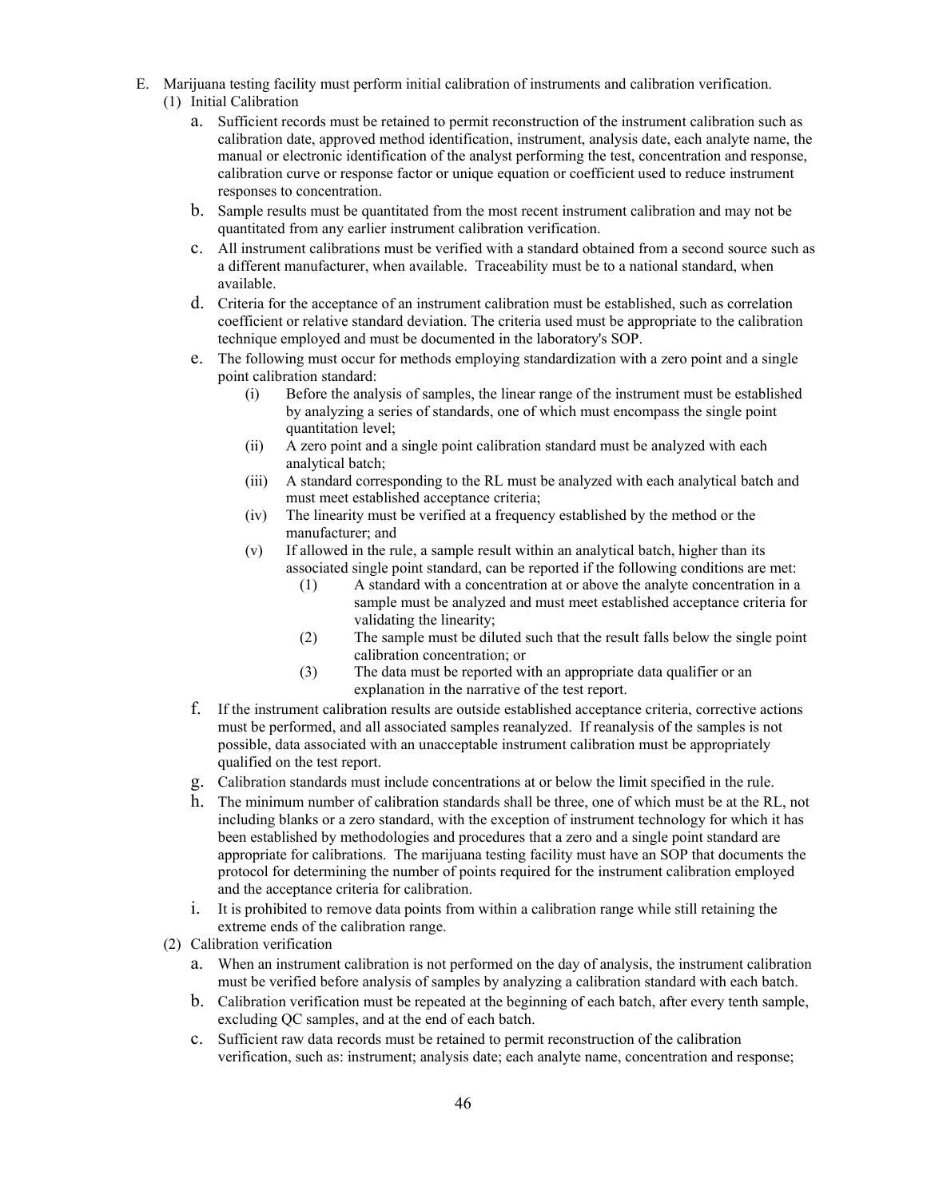E. Marijuana testing facility must perform initial calibration of instruments and calibration verification.

(1) Initial Calibration

a. Sufficient records must be retained to permit reconstruction of the instrument calibration such as calibration date, approved method identification, instrument, analysis date, each analyte name, the manual or electronic identification of the analyst performing the test, concentration and response, calibration curve or response factor or unique equation or coefficient used to reduce instrument responses to concentration.

b. Sample results must be quantitated from the most recent instrument calibration and may not be quantitated from any earlier instrument calibration verification.

c. All instrument calibrations must be verified with a standard obtained from a second source such as a different manufacturer, when available. Traceability must be to a national standard, when available.

d. Criteria for the acceptance of an instrument calibration must be established, such as correlation coefficient or relative standard deviation. The criteria used must be appropriate to the calibration technique employed and must be documented in the laboratory's SOP.

e. The following must occur for methods employing standardization with a zero point and a single point calibration standard:

(i) Before the analysis of samples, the linear range of the instrument must be established by analyzing a series of standards, one of which must encompass the single point quantitation level;

(ii) A zero point and a single point calibration standard must be analyzed with each analytical batch;

(iii) A standard corresponding to the RL must be analyzed with each analytical batch and must meet established acceptance criteria;

(iv) The linearity must be verified at a frequency established by the method or the manufacturer; and

(v) If allowed in the rule, a sample result within an analytical batch, higher than its associated single point standard, can be reported if the following conditions are met:

(1) A standard with a concentration at or above the analyte concentration in a sample must be analyzed and must meet established acceptance criteria for validating the linearity;

(2) The sample must be diluted such that the result falls below the single point calibration concentration; or

(3) The data must be reported with an appropriate data qualifier or an explanation in the narrative of the test report.

f. If the instrument calibration results are outside established acceptance criteria, corrective actions must be performed, and all associated samples reanalyzed. If reanalysis of the samples is not possible, data associated with an unacceptable instrument calibration must be appropriately qualified on the test report.

g. Calibration standards must include concentrations at or below the limit specified in the rule.

h. The minimum number of calibration standards shall be three, one of which must be at the RL, not including blanks or a zero standard, with the exception of instrument technology for which it has been established by methodologies and procedures that a zero and a single point standard are appropriate for calibrations. The marijuana testing facility must have an SOP that documents the protocol for determining the number of points required for the instrument calibration employed and the acceptance criteria for calibration.

i. It is prohibited to remove data points from within a calibration range while still retaining the extreme ends of the calibration range.

(2) Calibration verification

a. When an instrument calibration is not performed on the day of analysis, the instrument calibration must be verified before analysis of samples by analyzing a calibration standard with each batch.

b. Calibration verification must be repeated at the beginning of each batch, after every tenth sample, excluding QC samples, and at the end of each batch.

c. Sufficient raw data records must be retained to permit reconstruction of the calibration verification, such as: instrument; analysis date; each analyte name, concentration and response;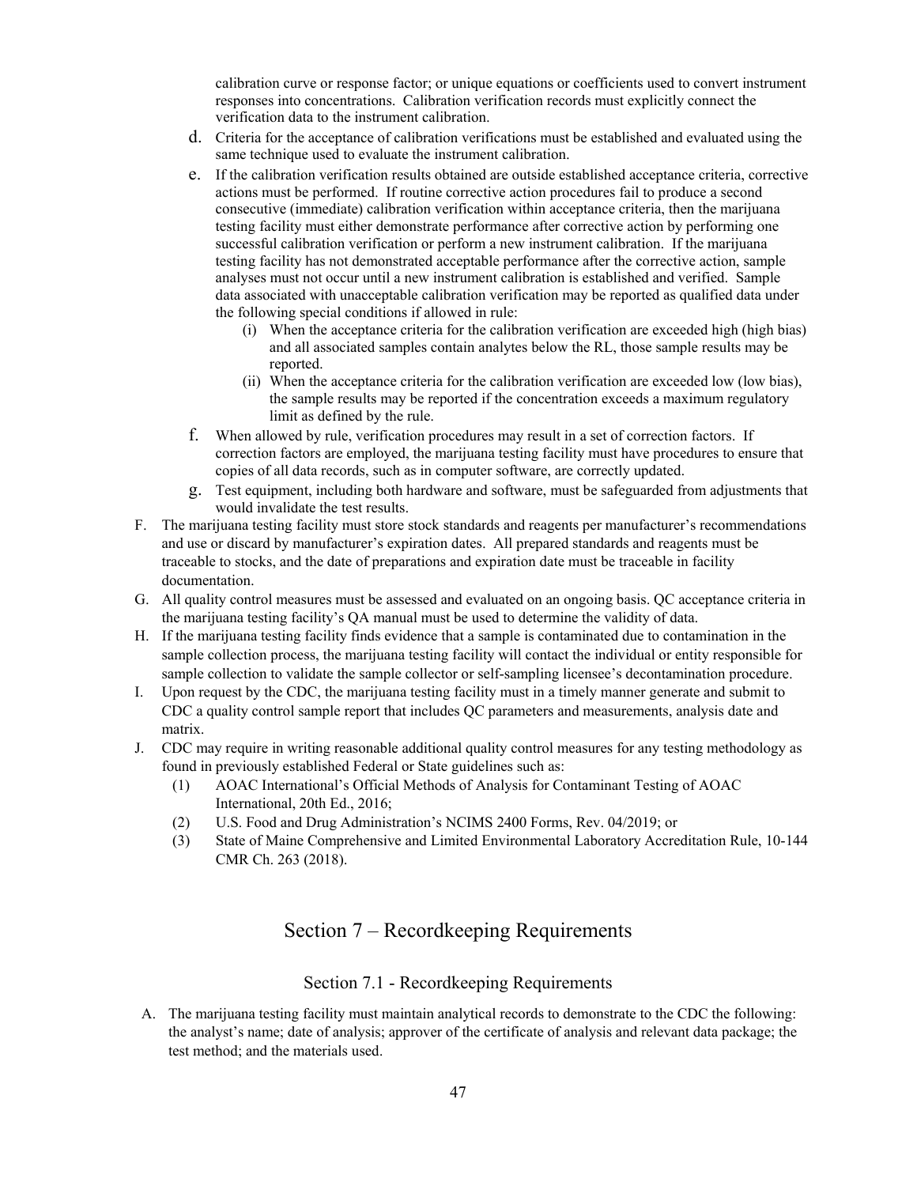calibration curve or response factor; or unique equations or coefficients used to convert instrument responses into concentrations. Calibration verification records must explicitly connect the verification data to the instrument calibration.

d. Criteria for the acceptance of calibration verifications must be established and evaluated using the same technique used to evaluate the instrument calibration.

e. If the calibration verification results obtained are outside established acceptance criteria, corrective actions must be performed. If routine corrective action procedures fail to produce a second consecutive (immediate) calibration verification within acceptance criteria, then the marijuana testing facility must either demonstrate performance after corrective action by performing one successful calibration verification or perform a new instrument calibration. If the marijuana testing facility has not demonstrated acceptable performance after the corrective action, sample analyses must not occur until a new instrument calibration is established and verified. Sample data associated with unacceptable calibration verification may be reported as qualified data under the following special conditions if allowed in rule:

   (i) When the acceptance criteria for the calibration verification are exceeded high (high bias) and all associated samples contain analytes below the RL, those sample results may be reported.

   (ii) When the acceptance criteria for the calibration verification are exceeded low (low bias), the sample results may be reported if the concentration exceeds a maximum regulatory limit as defined by the rule.

f. When allowed by rule, verification procedures may result in a set of correction factors. If correction factors are employed, the marijuana testing facility must have procedures to ensure that copies of all data records, such as in computer software, are correctly updated.

g. Test equipment, including both hardware and software, must be safeguarded from adjustments that would invalidate the test results.

F. The marijuana testing facility must store stock standards and reagents per manufacturer's recommendations and use or discard by manufacturer's expiration dates. All prepared standards and reagents must be traceable to stocks, and the date of preparations and expiration date must be traceable in facility documentation.

G. All quality control measures must be assessed and evaluated on an ongoing basis. QC acceptance criteria in the marijuana testing facility's QA manual must be used to determine the validity of data.

H. If the marijuana testing facility finds evidence that a sample is contaminated due to contamination in the sample collection process, the marijuana testing facility will contact the individual or entity responsible for sample collection to validate the sample collector or self-sampling licensee's decontamination procedure.

I. Upon request by the CDC, the marijuana testing facility must in a timely manner generate and submit to CDC a quality control sample report that includes QC parameters and measurements, analysis date and matrix.

J. CDC may require in writing reasonable additional quality control measures for any testing methodology as found in previously established Federal or State guidelines such as:

   (1) AOAC International's Official Methods of Analysis for Contaminant Testing of AOAC International, 20th Ed., 2016;

   (2) U.S. Food and Drug Administration's NCIMS 2400 Forms, Rev. 04/2019; or

   (3) State of Maine Comprehensive and Limited Environmental Laboratory Accreditation Rule, 10-144 CMR Ch. 263 (2018).

# Section 7 – Recordkeeping Requirements

## Section 7.1 - Recordkeeping Requirements

A. The marijuana testing facility must maintain analytical records to demonstrate to the CDC the following: the analyst's name; date of analysis; approver of the certificate of analysis and relevant data package; the test method; and the materials used.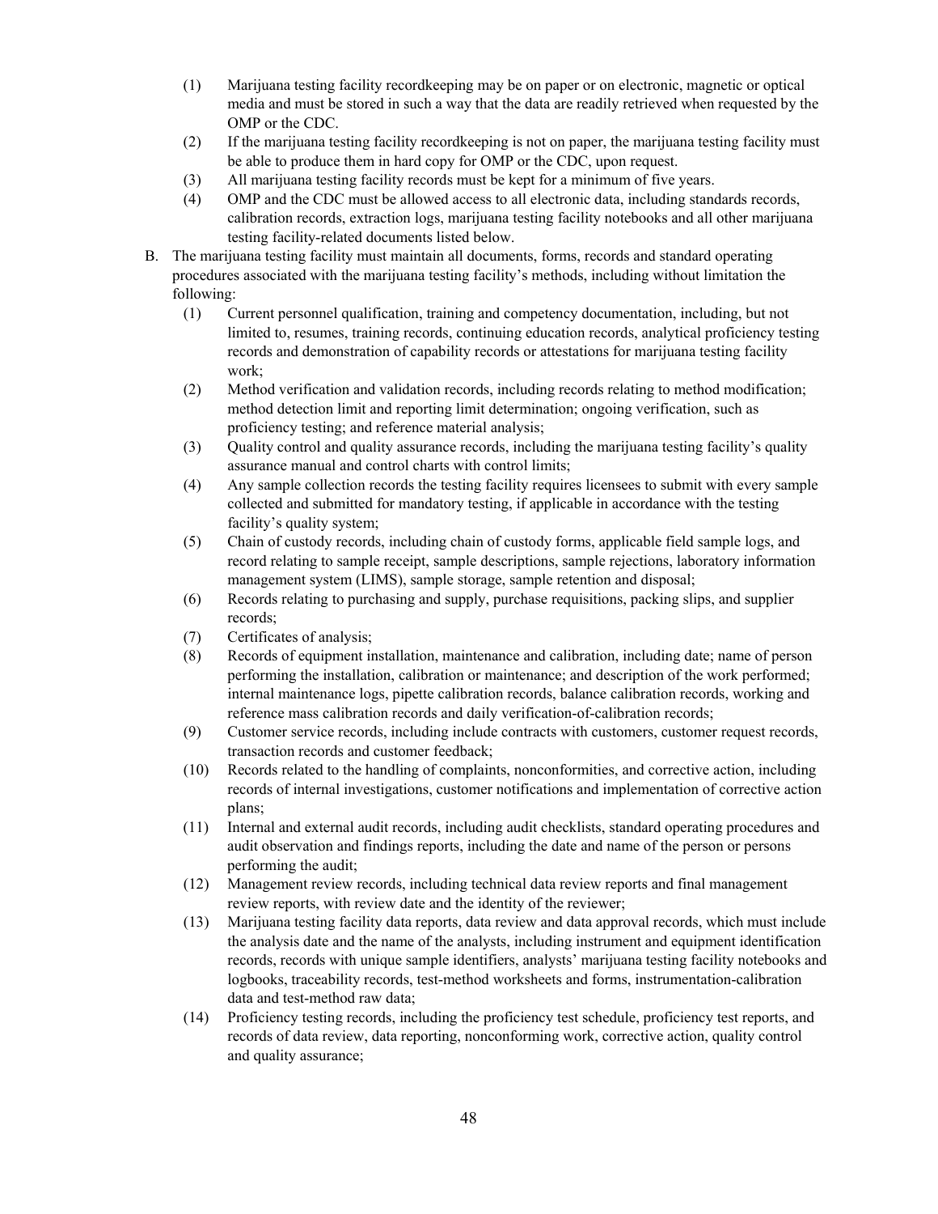(1) Marijuana testing facility recordkeeping may be on paper or on electronic, magnetic or optical media and must be stored in such a way that the data are readily retrieved when requested by the OMP or the CDC.

(2) If the marijuana testing facility recordkeeping is not on paper, the marijuana testing facility must be able to produce them in hard copy for OMP or the CDC, upon request.

(3) All marijuana testing facility records must be kept for a minimum of five years.

(4) OMP and the CDC must be allowed access to all electronic data, including standards records, calibration records, extraction logs, marijuana testing facility notebooks and all other marijuana testing facility-related documents listed below.

B. The marijuana testing facility must maintain all documents, forms, records and standard operating procedures associated with the marijuana testing facility's methods, including without limitation the following:

(1) Current personnel qualification, training and competency documentation, including, but not limited to, resumes, training records, continuing education records, analytical proficiency testing records and demonstration of capability records or attestations for marijuana testing facility work;

(2) Method verification and validation records, including records relating to method modification; method detection limit and reporting limit determination; ongoing verification, such as proficiency testing; and reference material analysis;

(3) Quality control and quality assurance records, including the marijuana testing facility's quality assurance manual and control charts with control limits;

(4) Any sample collection records the testing facility requires licensees to submit with every sample collected and submitted for mandatory testing, if applicable in accordance with the testing facility's quality system;

(5) Chain of custody records, including chain of custody forms, applicable field sample logs, and record relating to sample receipt, sample descriptions, sample rejections, laboratory information management system (LIMS), sample storage, sample retention and disposal;

(6) Records relating to purchasing and supply, purchase requisitions, packing slips, and supplier records;

(7) Certificates of analysis;

(8) Records of equipment installation, maintenance and calibration, including date; name of person performing the installation, calibration or maintenance; and description of the work performed; internal maintenance logs, pipette calibration records, balance calibration records, working and reference mass calibration records and daily verification-of-calibration records;

(9) Customer service records, including include contracts with customers, customer request records, transaction records and customer feedback;

(10) Records related to the handling of complaints, nonconformities, and corrective action, including records of internal investigations, customer notifications and implementation of corrective action plans;

(11) Internal and external audit records, including audit checklists, standard operating procedures and audit observation and findings reports, including the date and name of the person or persons performing the audit;

(12) Management review records, including technical data review reports and final management review reports, with review date and the identity of the reviewer;

(13) Marijuana testing facility data reports, data review and data approval records, which must include the analysis date and the name of the analysts, including instrument and equipment identification records, records with unique sample identifiers, analysts' marijuana testing facility notebooks and logbooks, traceability records, test-method worksheets and forms, instrumentation-calibration data and test-method raw data;

(14) Proficiency testing records, including the proficiency test schedule, proficiency test reports, and records of data review, data reporting, nonconforming work, corrective action, quality control and quality assurance;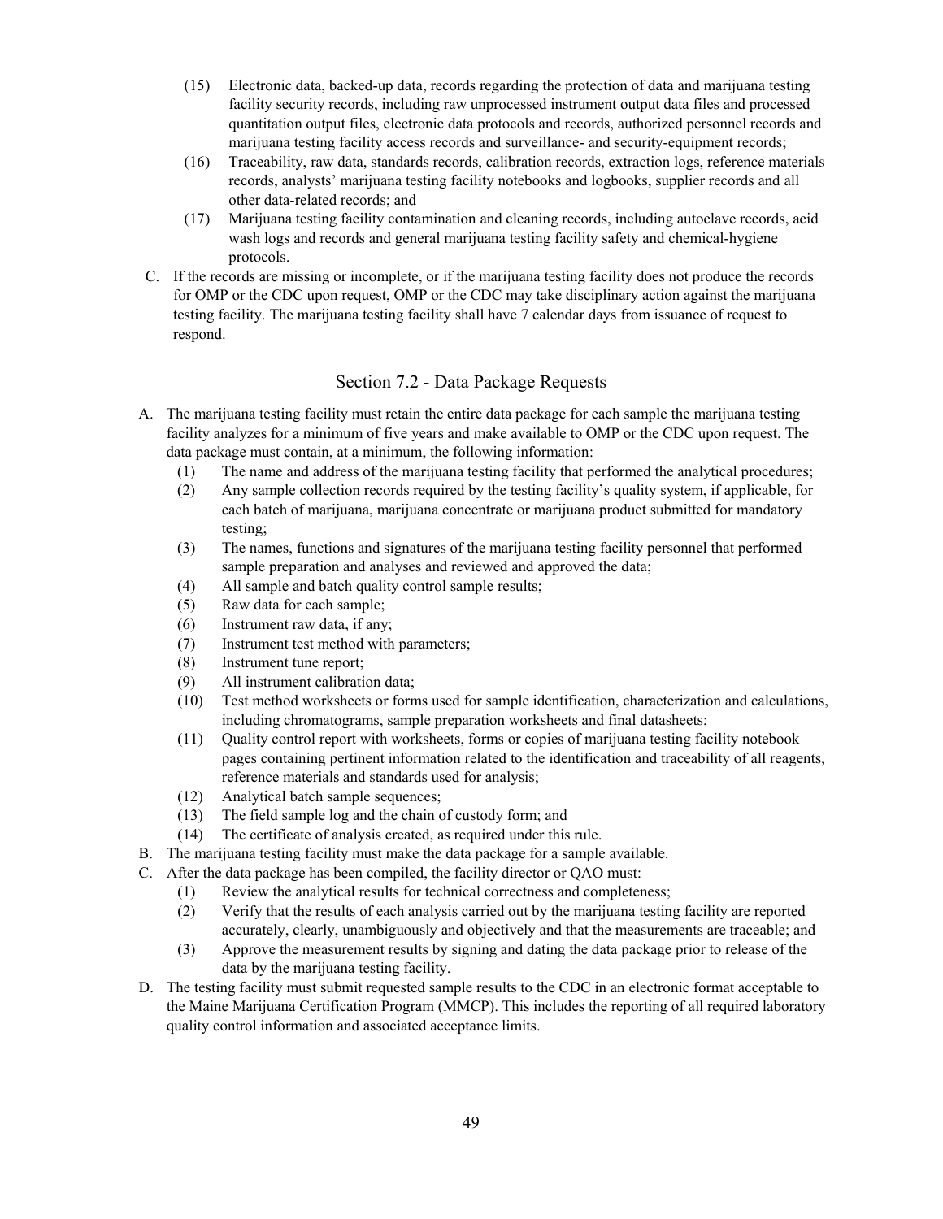(15) Electronic data, backed-up data, records regarding the protection of data and marijuana testing facility security records, including raw unprocessed instrument output data files and processed quantitation output files, electronic data protocols and records, authorized personnel records and marijuana testing facility access records and surveillance- and security-equipment records;

(16) Traceability, raw data, standards records, calibration records, extraction logs, reference materials records, analysts' marijuana testing facility notebooks and logbooks, supplier records and all other data-related records; and

(17) Marijuana testing facility contamination and cleaning records, including autoclave records, acid wash logs and records and general marijuana testing facility safety and chemical-hygiene protocols.

C. If the records are missing or incomplete, or if the marijuana testing facility does not produce the records for OMP or the CDC upon request, OMP or the CDC may take disciplinary action against the marijuana testing facility. The marijuana testing facility shall have 7 calendar days from issuance of request to respond.

## Section 7.2 - Data Package Requests

A. The marijuana testing facility must retain the entire data package for each sample the marijuana testing facility analyzes for a minimum of five years and make available to OMP or the CDC upon request. The data package must contain, at a minimum, the following information:

   (1) The name and address of the marijuana testing facility that performed the analytical procedures;
   (2) Any sample collection records required by the testing facility's quality system, if applicable, for each batch of marijuana, marijuana concentrate or marijuana product submitted for mandatory testing;
   (3) The names, functions and signatures of the marijuana testing facility personnel that performed sample preparation and analyses and reviewed and approved the data;
   (4) All sample and batch quality control sample results;
   (5) Raw data for each sample;
   (6) Instrument raw data, if any;
   (7) Instrument test method with parameters;
   (8) Instrument tune report;
   (9) All instrument calibration data;
   (10) Test method worksheets or forms used for sample identification, characterization and calculations, including chromatograms, sample preparation worksheets and final datasheets;
   (11) Quality control report with worksheets, forms or copies of marijuana testing facility notebook pages containing pertinent information related to the identification and traceability of all reagents, reference materials and standards used for analysis;
   (12) Analytical batch sample sequences;
   (13) The field sample log and the chain of custody form; and
   (14) The certificate of analysis created, as required under this rule.

B. The marijuana testing facility must make the data package for a sample available.

C. After the data package has been compiled, the facility director or QAO must:

   (1) Review the analytical results for technical correctness and completeness;
   (2) Verify that the results of each analysis carried out by the marijuana testing facility are reported accurately, clearly, unambiguously and objectively and that the measurements are traceable; and
   (3) Approve the measurement results by signing and dating the data package prior to release of the data by the marijuana testing facility.

D. The testing facility must submit requested sample results to the CDC in an electronic format acceptable to the Maine Marijuana Certification Program (MMCP). This includes the reporting of all required laboratory quality control information and associated acceptance limits.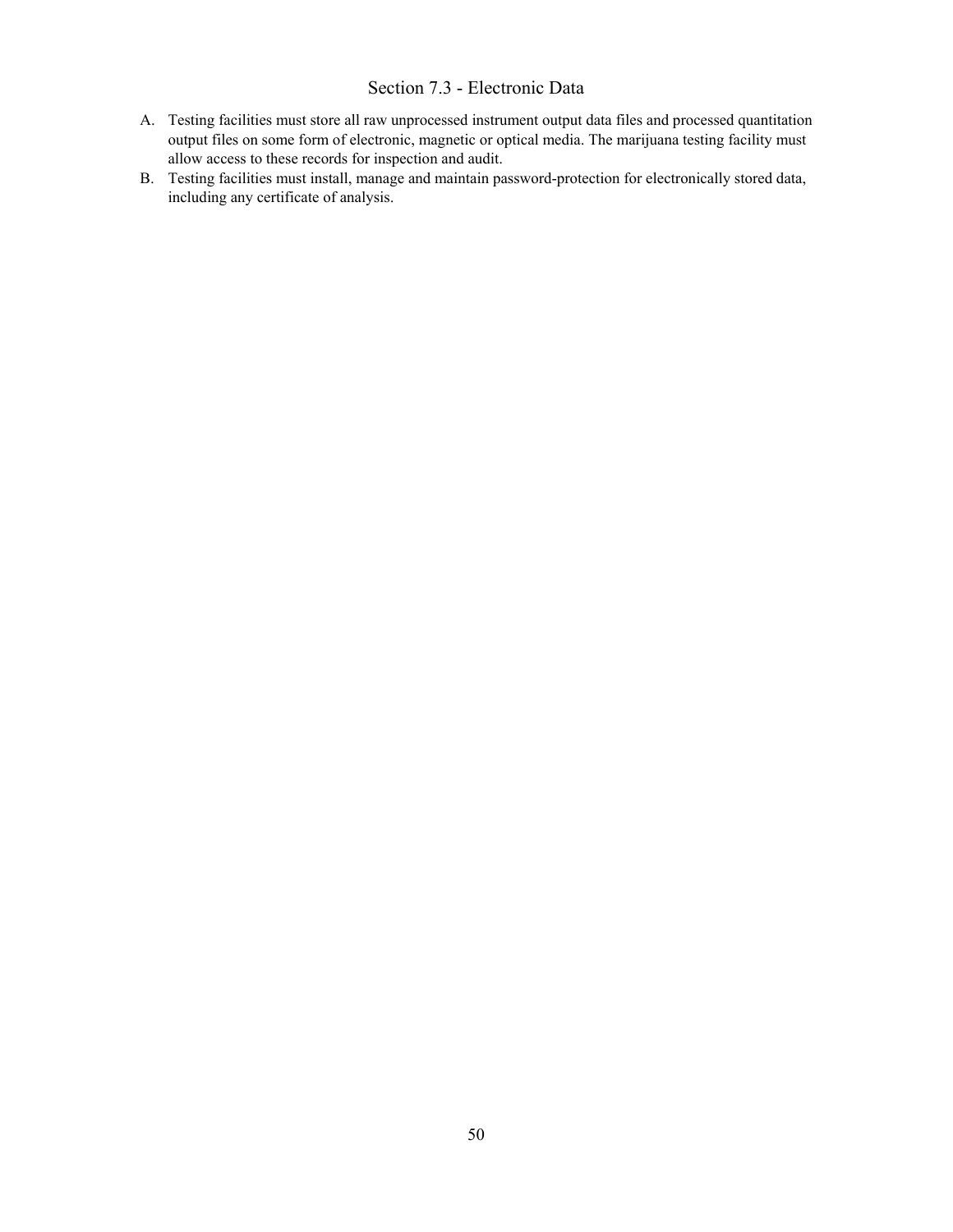## Section 7.3 - Electronic Data

A. Testing facilities must store all raw unprocessed instrument output data files and processed quantitation output files on some form of electronic, magnetic or optical media. The marijuana testing facility must allow access to these records for inspection and audit.

B. Testing facilities must install, manage and maintain password-protection for electronically stored data, including any certificate of analysis.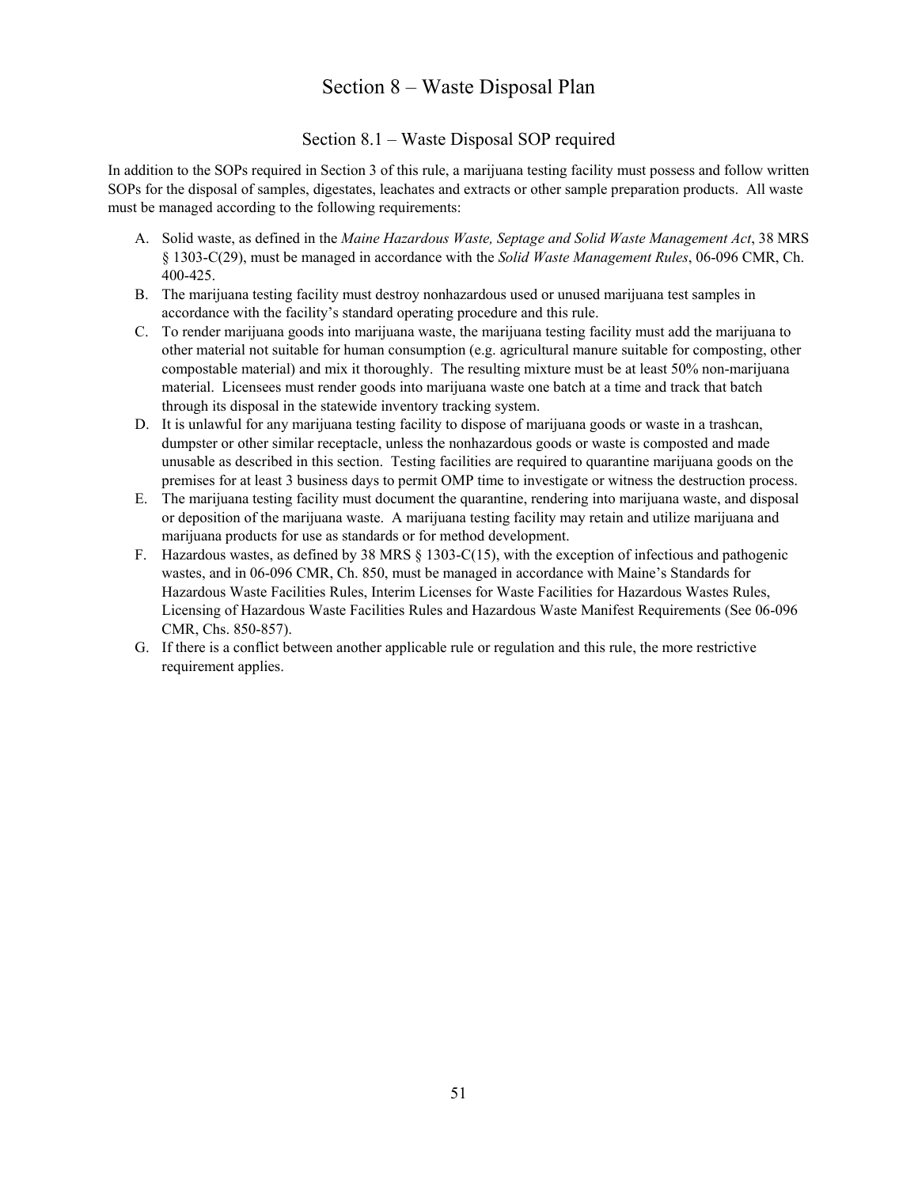# Section 8 – Waste Disposal Plan

## Section 8.1 – Waste Disposal SOP required

In addition to the SOPs required in Section 3 of this rule, a marijuana testing facility must possess and follow written SOPs for the disposal of samples, digestates, leachates and extracts or other sample preparation products. All waste must be managed according to the following requirements:

A. Solid waste, as defined in the *Maine Hazardous Waste, Septage and Solid Waste Management Act*, 38 MRS § 1303-C(29), must be managed in accordance with the *Solid Waste Management Rules*, 06-096 CMR, Ch. 400-425.

B. The marijuana testing facility must destroy nonhazardous used or unused marijuana test samples in accordance with the facility's standard operating procedure and this rule.

C. To render marijuana goods into marijuana waste, the marijuana testing facility must add the marijuana to other material not suitable for human consumption (e.g. agricultural manure suitable for composting, other compostable material) and mix it thoroughly. The resulting mixture must be at least 50% non-marijuana material. Licensees must render goods into marijuana waste one batch at a time and track that batch through its disposal in the statewide inventory tracking system.

D. It is unlawful for any marijuana testing facility to dispose of marijuana goods or waste in a trashcan, dumpster or other similar receptacle, unless the nonhazardous goods or waste is composted and made unusable as described in this section. Testing facilities are required to quarantine marijuana goods on the premises for at least 3 business days to permit OMP time to investigate or witness the destruction process.

E. The marijuana testing facility must document the quarantine, rendering into marijuana waste, and disposal or deposition of the marijuana waste. A marijuana testing facility may retain and utilize marijuana and marijuana products for use as standards or for method development.

F. Hazardous wastes, as defined by 38 MRS § 1303-C(15), with the exception of infectious and pathogenic wastes, and in 06-096 CMR, Ch. 850, must be managed in accordance with Maine's Standards for Hazardous Waste Facilities Rules, Interim Licenses for Waste Facilities for Hazardous Wastes Rules, Licensing of Hazardous Waste Facilities Rules and Hazardous Waste Manifest Requirements (See 06-096 CMR, Chs. 850-857).

G. If there is a conflict between another applicable rule or regulation and this rule, the more restrictive requirement applies.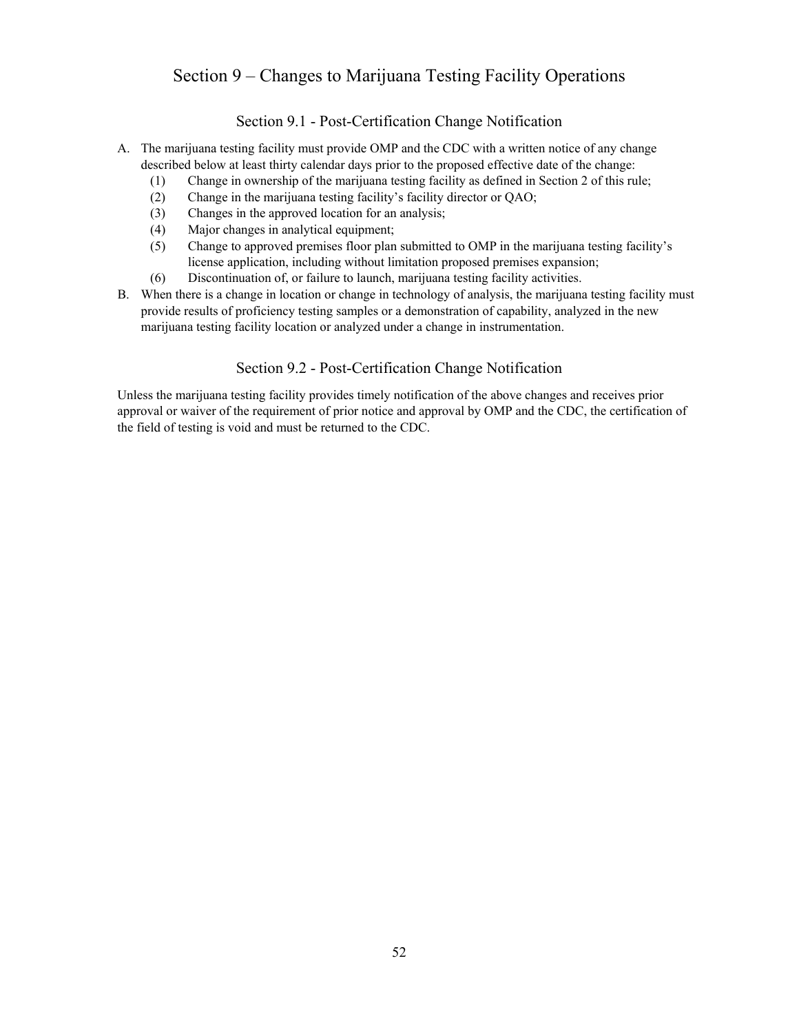# Section 9 – Changes to Marijuana Testing Facility Operations

## Section 9.1 - Post-Certification Change Notification

A. The marijuana testing facility must provide OMP and the CDC with a written notice of any change described below at least thirty calendar days prior to the proposed effective date of the change:
   (1) Change in ownership of the marijuana testing facility as defined in Section 2 of this rule;
   (2) Change in the marijuana testing facility's facility director or QAO;
   (3) Changes in the approved location for an analysis;
   (4) Major changes in analytical equipment;
   (5) Change to approved premises floor plan submitted to OMP in the marijuana testing facility's license application, including without limitation proposed premises expansion;
   (6) Discontinuation of, or failure to launch, marijuana testing facility activities.

B. When there is a change in location or change in technology of analysis, the marijuana testing facility must provide results of proficiency testing samples or a demonstration of capability, analyzed in the new marijuana testing facility location or analyzed under a change in instrumentation.

## Section 9.2 - Post-Certification Change Notification

Unless the marijuana testing facility provides timely notification of the above changes and receives prior approval or waiver of the requirement of prior notice and approval by OMP and the CDC, the certification of the field of testing is void and must be returned to the CDC.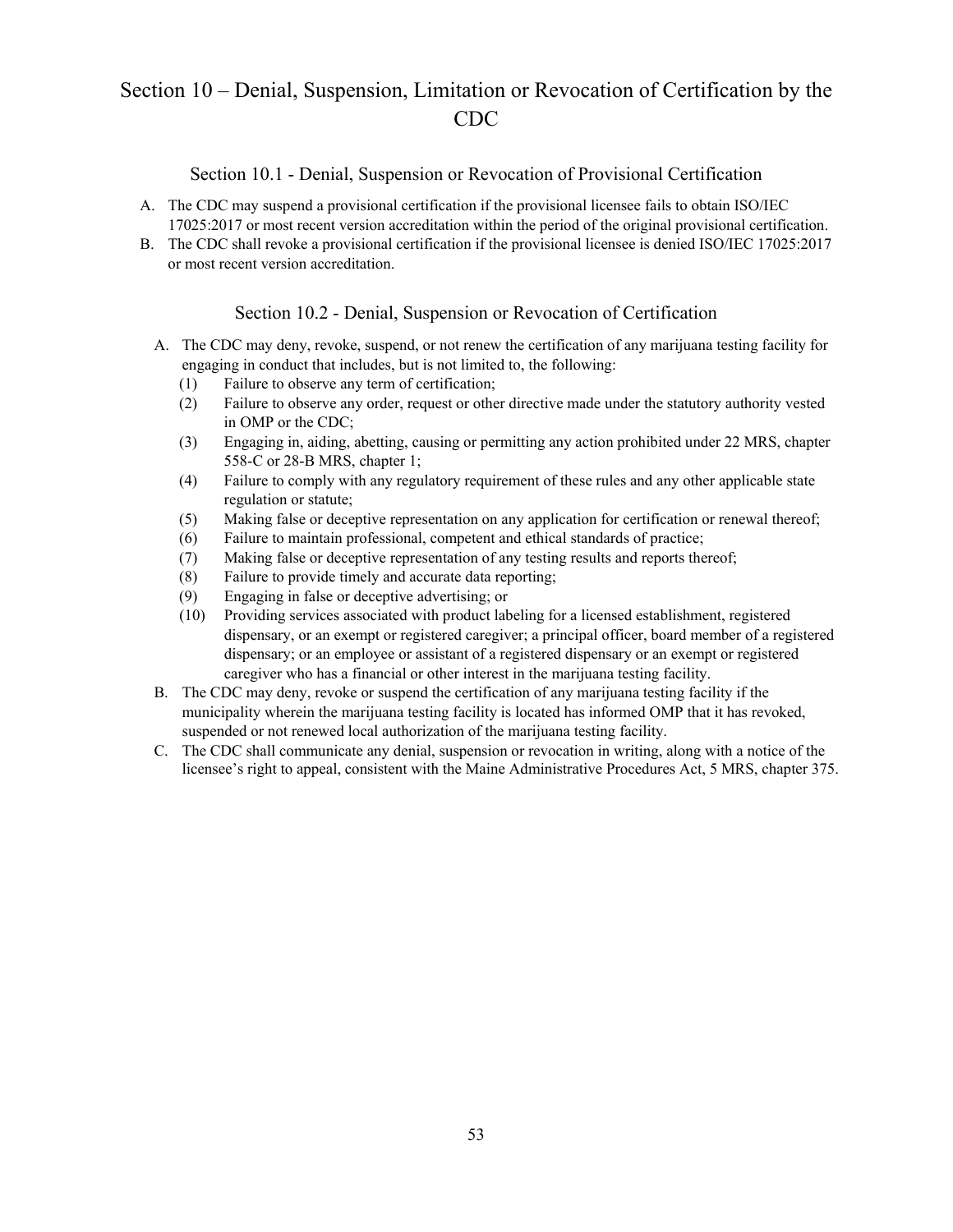# Section 10 – Denial, Suspension, Limitation or Revocation of Certification by the CDC

## Section 10.1 - Denial, Suspension or Revocation of Provisional Certification

A. The CDC may suspend a provisional certification if the provisional licensee fails to obtain ISO/IEC 17025:2017 or most recent version accreditation within the period of the original provisional certification.

B. The CDC shall revoke a provisional certification if the provisional licensee is denied ISO/IEC 17025:2017 or most recent version accreditation.

## Section 10.2 - Denial, Suspension or Revocation of Certification

A. The CDC may deny, revoke, suspend, or not renew the certification of any marijuana testing facility for engaging in conduct that includes, but is not limited to, the following:

   (1) Failure to observe any term of certification;

   (2) Failure to observe any order, request or other directive made under the statutory authority vested in OMP or the CDC;

   (3) Engaging in, aiding, abetting, causing or permitting any action prohibited under 22 MRS, chapter 558-C or 28-B MRS, chapter 1;

   (4) Failure to comply with any regulatory requirement of these rules and any other applicable state regulation or statute;

   (5) Making false or deceptive representation on any application for certification or renewal thereof;

   (6) Failure to maintain professional, competent and ethical standards of practice;

   (7) Making false or deceptive representation of any testing results and reports thereof;

   (8) Failure to provide timely and accurate data reporting;

   (9) Engaging in false or deceptive advertising; or

   (10) Providing services associated with product labeling for a licensed establishment, registered dispensary, or an exempt or registered caregiver; a principal officer, board member of a registered dispensary; or an employee or assistant of a registered dispensary or an exempt or registered caregiver who has a financial or other interest in the marijuana testing facility.

B. The CDC may deny, revoke or suspend the certification of any marijuana testing facility if the municipality wherein the marijuana testing facility is located has informed OMP that it has revoked, suspended or not renewed local authorization of the marijuana testing facility.

C. The CDC shall communicate any denial, suspension or revocation in writing, along with a notice of the licensee's right to appeal, consistent with the Maine Administrative Procedures Act, 5 MRS, chapter 375.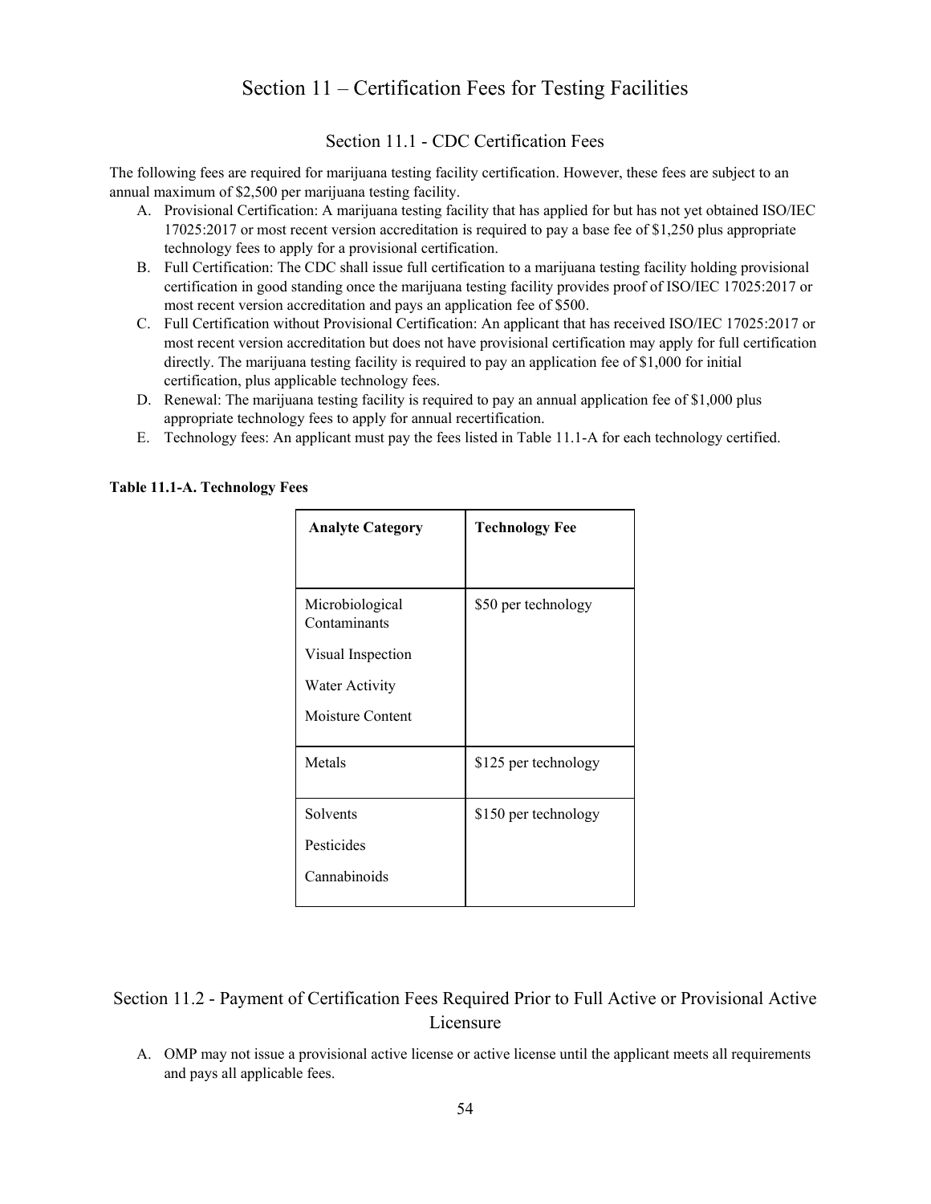# Section 11 – Certification Fees for Testing Facilities

## Section 11.1 - CDC Certification Fees

The following fees are required for marijuana testing facility certification. However, these fees are subject to an annual maximum of $2,500 per marijuana testing facility.

A. Provisional Certification: A marijuana testing facility that has applied for but has not yet obtained ISO/IEC 17025:2017 or most recent version accreditation is required to pay a base fee of $1,250 plus appropriate technology fees to apply for a provisional certification.
B. Full Certification: The CDC shall issue full certification to a marijuana testing facility holding provisional certification in good standing once the marijuana testing facility provides proof of ISO/IEC 17025:2017 or most recent version accreditation and pays an application fee of $500.
C. Full Certification without Provisional Certification: An applicant that has received ISO/IEC 17025:2017 or most recent version accreditation but does not have provisional certification may apply for full certification directly. The marijuana testing facility is required to pay an application fee of $1,000 for initial certification, plus applicable technology fees.
D. Renewal: The marijuana testing facility is required to pay an annual application fee of $1,000 plus appropriate technology fees to apply for annual recertification.
E. Technology fees: An applicant must pay the fees listed in Table 11.1-A for each technology certified.

**Table 11.1-A. Technology Fees**

| Analyte Category | Technology Fee |
|---|---|
| Microbiological Contaminants<br>Visual Inspection<br>Water Activity<br>Moisture Content | $50 per technology |
| Metals | $125 per technology |
| Solvents<br>Pesticides<br>Cannabinoids | $150 per technology |

## Section 11.2 - Payment of Certification Fees Required Prior to Full Active or Provisional Active Licensure

A. OMP may not issue a provisional active license or active license until the applicant meets all requirements and pays all applicable fees.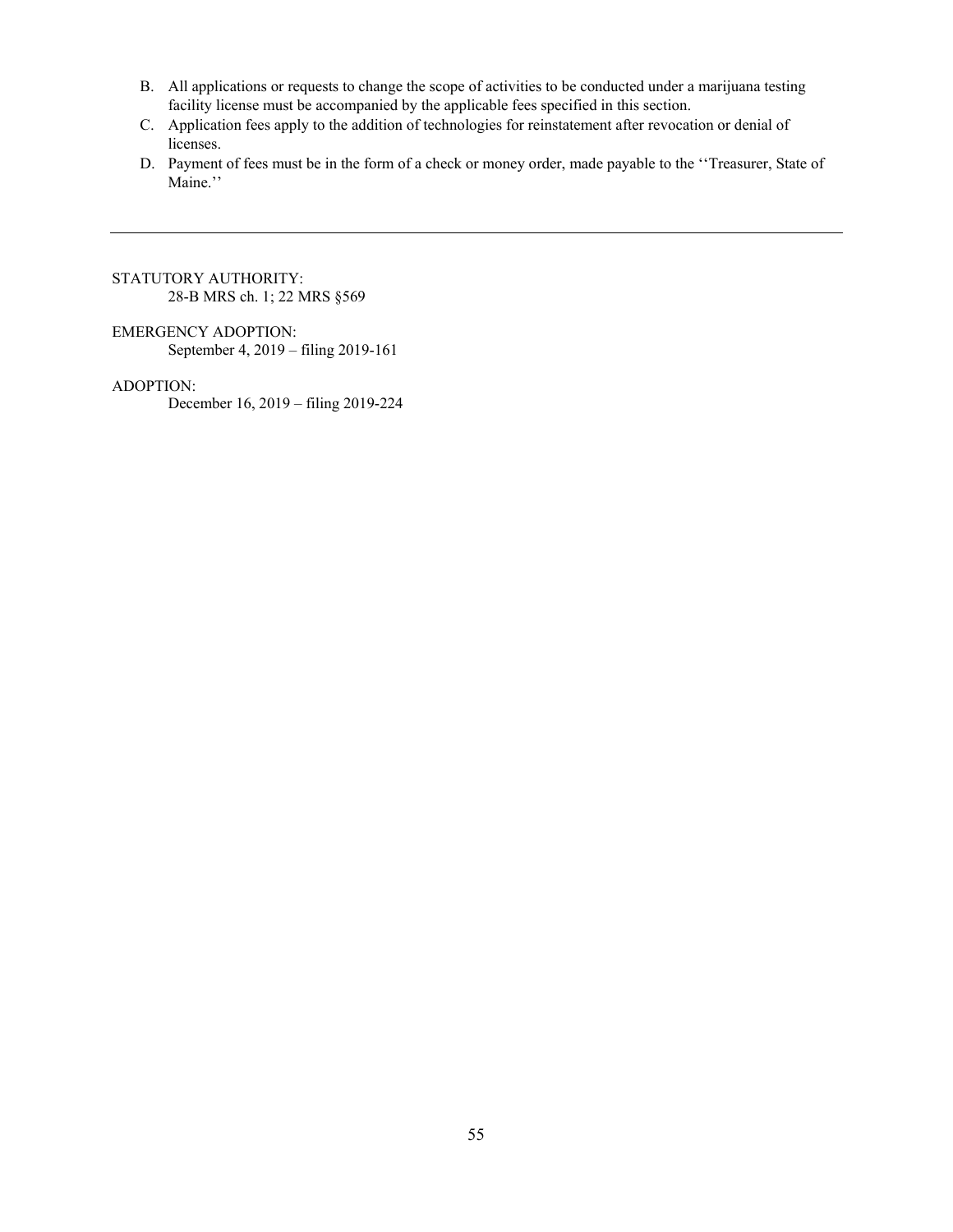B. All applications or requests to change the scope of activities to be conducted under a marijuana testing facility license must be accompanied by the applicable fees specified in this section.

C. Application fees apply to the addition of technologies for reinstatement after revocation or denial of licenses.

D. Payment of fees must be in the form of a check or money order, made payable to the ''Treasurer, State of Maine.''

---

STATUTORY AUTHORITY:
28-B MRS ch. 1; 22 MRS §569

EMERGENCY ADOPTION:
September 4, 2019 – filing 2019-161

ADOPTION:
December 16, 2019 – filing 2019-224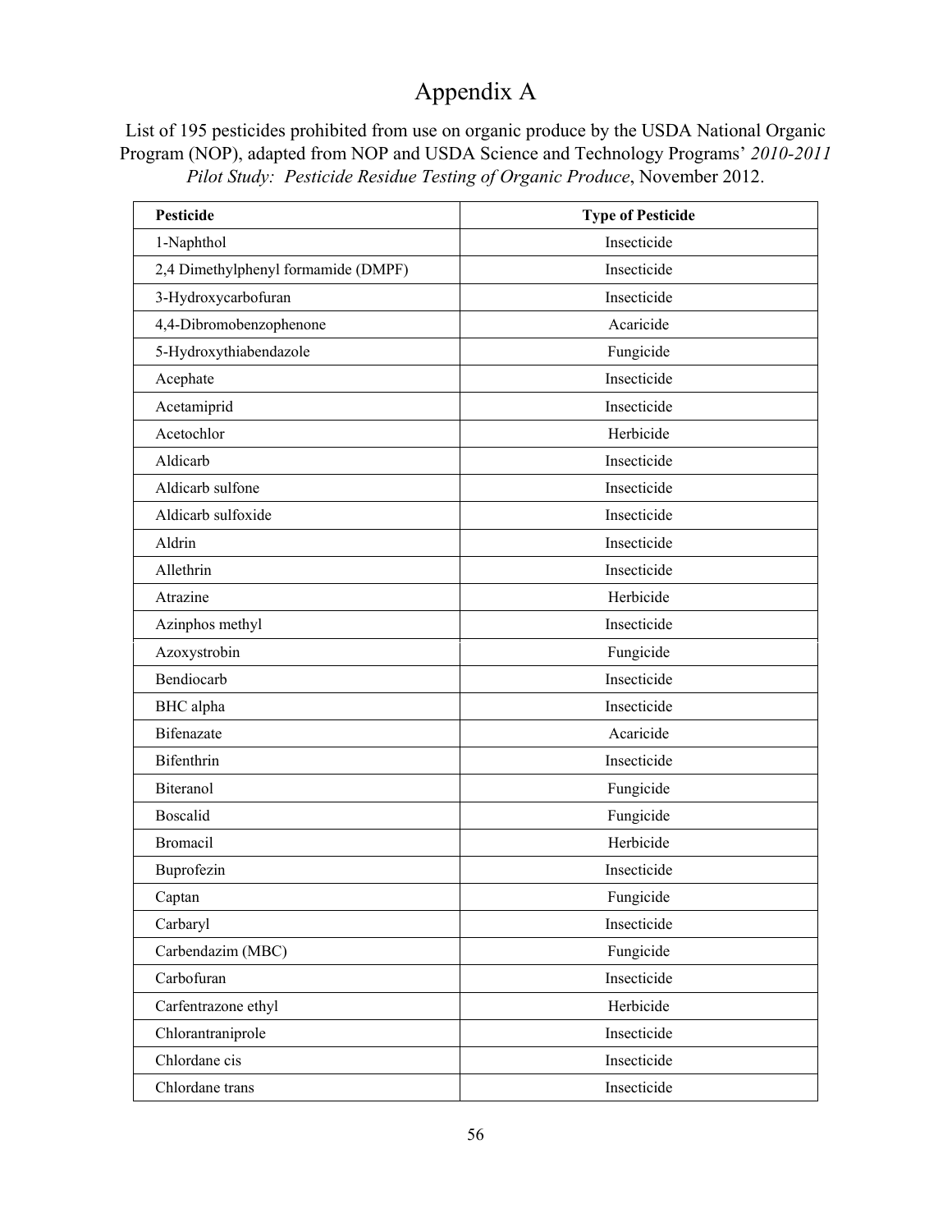# Appendix A

List of 195 pesticides prohibited from use on organic produce by the USDA National Organic Program (NOP), adapted from NOP and USDA Science and Technology Programs' *2010-2011 Pilot Study: Pesticide Residue Testing of Organic Produce*, November 2012.

| Pesticide | Type of Pesticide |
|---|---|
| 1-Naphthol | Insecticide |
| 2,4 Dimethylphenyl formamide (DMPF) | Insecticide |
| 3-Hydroxycarbofuran | Insecticide |
| 4,4-Dibromobenzophenone | Acaricide |
| 5-Hydroxythiabendazole | Fungicide |
| Acephate | Insecticide |
| Acetamiprid | Insecticide |
| Acetochlor | Herbicide |
| Aldicarb | Insecticide |
| Aldicarb sulfone | Insecticide |
| Aldicarb sulfoxide | Insecticide |
| Aldrin | Insecticide |
| Allethrin | Insecticide |
| Atrazine | Herbicide |
| Azinphos methyl | Insecticide |
| Azoxystrobin | Fungicide |
| Bendiocarb | Insecticide |
| BHC alpha | Insecticide |
| Bifenazate | Acaricide |
| Bifenthrin | Insecticide |
| Biteranol | Fungicide |
| Boscalid | Fungicide |
| Bromacil | Herbicide |
| Buprofezin | Insecticide |
| Captan | Fungicide |
| Carbaryl | Insecticide |
| Carbendazim (MBC) | Fungicide |
| Carbofuran | Insecticide |
| Carfentrazone ethyl | Herbicide |
| Chlorantraniprole | Insecticide |
| Chlordane cis | Insecticide |
| Chlordane trans | Insecticide |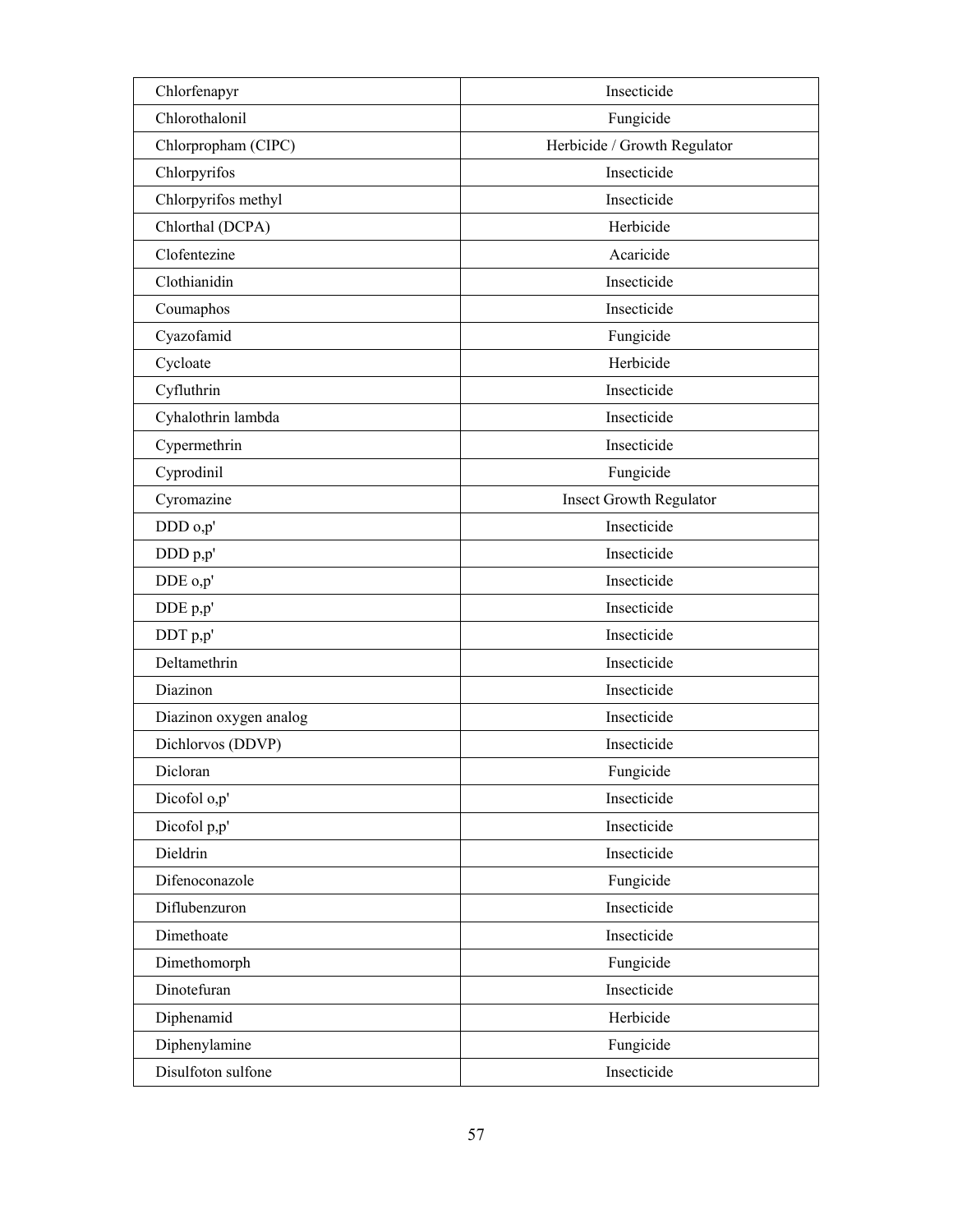| Chlorfenapyr | Insecticide |
|---|---|
| Chlorothalonil | Fungicide |
| Chlorpropham (CIPC) | Herbicide / Growth Regulator |
| Chlorpyrifos | Insecticide |
| Chlorpyrifos methyl | Insecticide |
| Chlorthal (DCPA) | Herbicide |
| Clofentezine | Acaricide |
| Clothianidin | Insecticide |
| Coumaphos | Insecticide |
| Cyazofamid | Fungicide |
| Cycloate | Herbicide |
| Cyfluthrin | Insecticide |
| Cyhalothrin lambda | Insecticide |
| Cypermethrin | Insecticide |
| Cyprodinil | Fungicide |
| Cyromazine | Insect Growth Regulator |
| DDD o,p' | Insecticide |
| DDD p,p' | Insecticide |
| DDE o,p' | Insecticide |
| DDE p,p' | Insecticide |
| DDT p,p' | Insecticide |
| Deltamethrin | Insecticide |
| Diazinon | Insecticide |
| Diazinon oxygen analog | Insecticide |
| Dichlorvos (DDVP) | Insecticide |
| Dicloran | Fungicide |
| Dicofol o,p' | Insecticide |
| Dicofol p,p' | Insecticide |
| Dieldrin | Insecticide |
| Difenoconazole | Fungicide |
| Diflubenzuron | Insecticide |
| Dimethoate | Insecticide |
| Dimethomorph | Fungicide |
| Dinotefuran | Insecticide |
| Diphenamid | Herbicide |
| Diphenylamine | Fungicide |
| Disulfoton sulfone | Insecticide |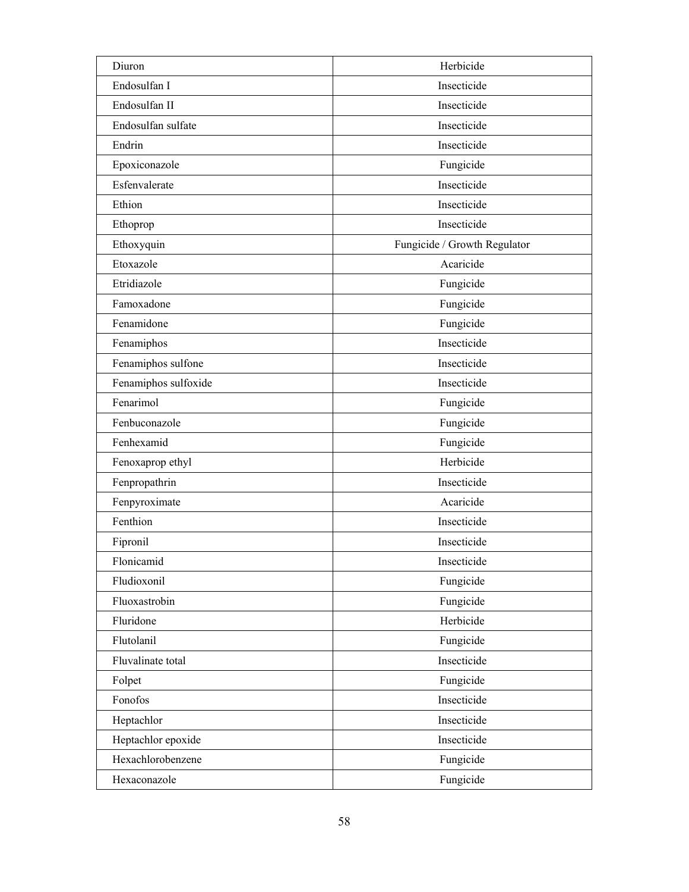| Diuron | Herbicide |
|---|---|
| Endosulfan I | Insecticide |
| Endosulfan II | Insecticide |
| Endosulfan sulfate | Insecticide |
| Endrin | Insecticide |
| Epoxiconazole | Fungicide |
| Esfenvalerate | Insecticide |
| Ethion | Insecticide |
| Ethoprop | Insecticide |
| Ethoxyquin | Fungicide / Growth Regulator |
| Etoxazole | Acaricide |
| Etridiazole | Fungicide |
| Famoxadone | Fungicide |
| Fenamidone | Fungicide |
| Fenamiphos | Insecticide |
| Fenamiphos sulfone | Insecticide |
| Fenamiphos sulfoxide | Insecticide |
| Fenarimol | Fungicide |
| Fenbuconazole | Fungicide |
| Fenhexamid | Fungicide |
| Fenoxaprop ethyl | Herbicide |
| Fenpropathrin | Insecticide |
| Fenpyroximate | Acaricide |
| Fenthion | Insecticide |
| Fipronil | Insecticide |
| Flonicamid | Insecticide |
| Fludioxonil | Fungicide |
| Fluoxastrobin | Fungicide |
| Fluridone | Herbicide |
| Flutolanil | Fungicide |
| Fluvalinate total | Insecticide |
| Folpet | Fungicide |
| Fonofos | Insecticide |
| Heptachlor | Insecticide |
| Heptachlor epoxide | Insecticide |
| Hexachlorobenzene | Fungicide |
| Hexaconazole | Fungicide |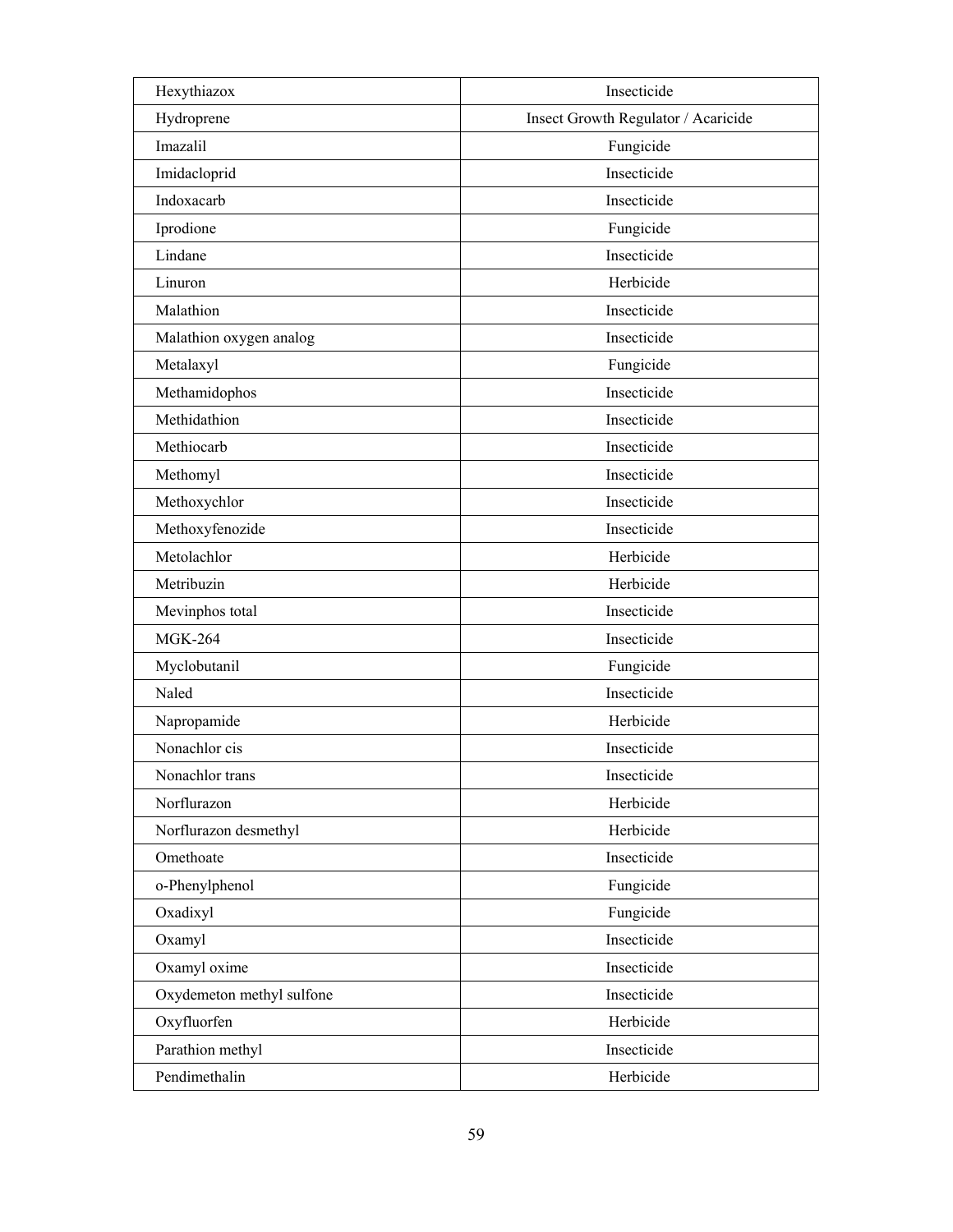| Hexythiazox | Insecticide |
| --- | --- |
| Hydroprene | Insect Growth Regulator / Acaricide |
| Imazalil | Fungicide |
| Imidacloprid | Insecticide |
| Indoxacarb | Insecticide |
| Iprodione | Fungicide |
| Lindane | Insecticide |
| Linuron | Herbicide |
| Malathion | Insecticide |
| Malathion oxygen analog | Insecticide |
| Metalaxyl | Fungicide |
| Methamidophos | Insecticide |
| Methidathion | Insecticide |
| Methiocarb | Insecticide |
| Methomyl | Insecticide |
| Methoxychlor | Insecticide |
| Methoxyfenozide | Insecticide |
| Metolachlor | Herbicide |
| Metribuzin | Herbicide |
| Mevinphos total | Insecticide |
| MGK-264 | Insecticide |
| Myclobutanil | Fungicide |
| Naled | Insecticide |
| Napropamide | Herbicide |
| Nonachlor cis | Insecticide |
| Nonachlor trans | Insecticide |
| Norflurazon | Herbicide |
| Norflurazon desmethyl | Herbicide |
| Omethoate | Insecticide |
| o-Phenylphenol | Fungicide |
| Oxadixyl | Fungicide |
| Oxamyl | Insecticide |
| Oxamyl oxime | Insecticide |
| Oxydemeton methyl sulfone | Insecticide |
| Oxyfluorfen | Herbicide |
| Parathion methyl | Insecticide |
| Pendimethalin | Herbicide |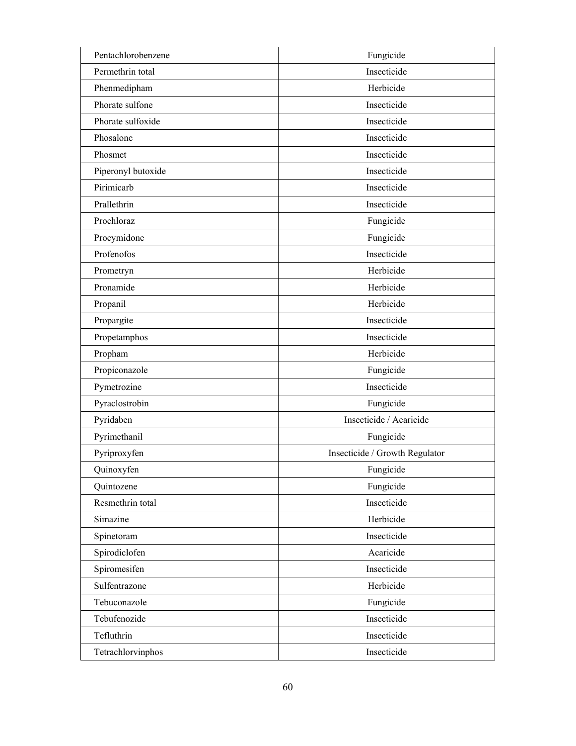| Pentachlorobenzene | Fungicide |
|---|---|
| Permethrin total | Insecticide |
| Phenmedipham | Herbicide |
| Phorate sulfone | Insecticide |
| Phorate sulfoxide | Insecticide |
| Phosalone | Insecticide |
| Phosmet | Insecticide |
| Piperonyl butoxide | Insecticide |
| Pirimicarb | Insecticide |
| Prallethrin | Insecticide |
| Prochloraz | Fungicide |
| Procymidone | Fungicide |
| Profenofos | Insecticide |
| Prometryn | Herbicide |
| Pronamide | Herbicide |
| Propanil | Herbicide |
| Propargite | Insecticide |
| Propetamphos | Insecticide |
| Propham | Herbicide |
| Propiconazole | Fungicide |
| Pymetrozine | Insecticide |
| Pyraclostrobin | Fungicide |
| Pyridaben | Insecticide / Acaricide |
| Pyrimethanil | Fungicide |
| Pyriproxyfen | Insecticide / Growth Regulator |
| Quinoxyfen | Fungicide |
| Quintozene | Fungicide |
| Resmethrin total | Insecticide |
| Simazine | Herbicide |
| Spinetoram | Insecticide |
| Spirodiclofen | Acaricide |
| Spiromesifen | Insecticide |
| Sulfentrazone | Herbicide |
| Tebuconazole | Fungicide |
| Tebufenozide | Insecticide |
| Tefluthrin | Insecticide |
| Tetrachlorvinphos | Insecticide |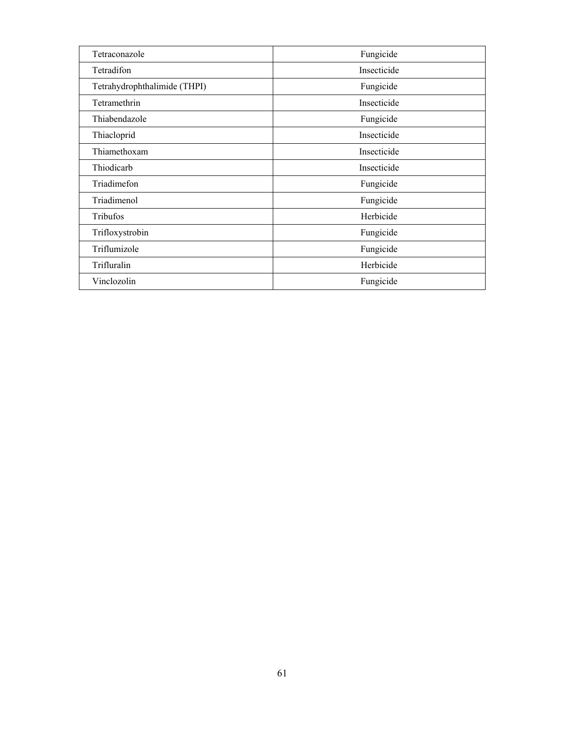| | |
|---|---|
| Tetraconazole | Fungicide |
| Tetradifon | Insecticide |
| Tetrahydrophthalimide (THPI) | Fungicide |
| Tetramethrin | Insecticide |
| Thiabendazole | Fungicide |
| Thiacloprid | Insecticide |
| Thiamethoxam | Insecticide |
| Thiodicarb | Insecticide |
| Triadimefon | Fungicide |
| Triadimenol | Fungicide |
| Tribufos | Herbicide |
| Trifloxystrobin | Fungicide |
| Triflumizole | Fungicide |
| Trifluralin | Herbicide |
| Vinclozolin | Fungicide |